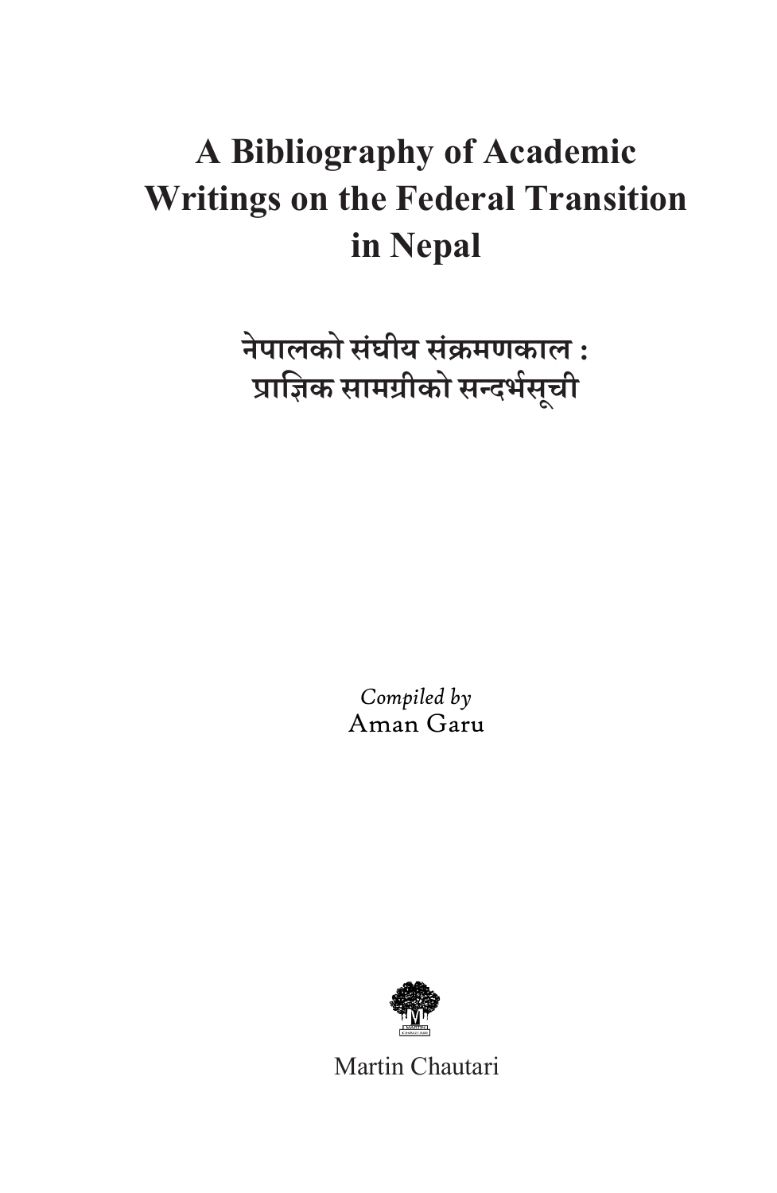# A Bibliography of Academic Writings on the Federal Transition in Nepal

## नेपालको संघीय संक्रमणकाल : प्राज्ञिक सामग्रीको सन्दर्भसूची

*Compiled by*
Aman Garu

Martin Chautari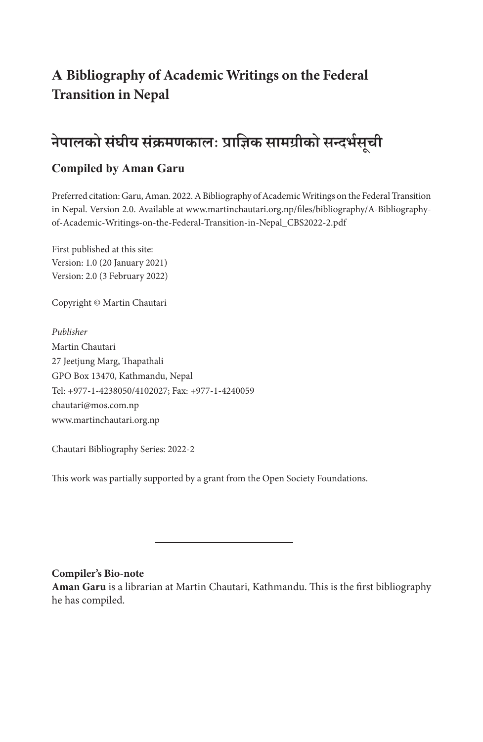# A Bibliography of Academic Writings on the Federal Transition in Nepal

# नेपालको संघीय संक्रमणकाल: प्राज्ञिक सामग्रीको सन्दर्भसूची

### Compiled by Aman Garu

Preferred citation: Garu, Aman. 2022. A Bibliography of Academic Writings on the Federal Transition in Nepal. Version 2.0. Available at www.martinchautari.org.np/files/bibliography/A-Bibliography-of-Academic-Writings-on-the-Federal-Transition-in-Nepal_CBS2022-2.pdf

First published at this site:
Version: 1.0 (20 January 2021)
Version: 2.0 (3 February 2022)

Copyright © Martin Chautari

*Publisher*
Martin Chautari
27 Jeetjung Marg, Thapathali
GPO Box 13470, Kathmandu, Nepal
Tel: +977-1-4238050/4102027; Fax: +977-1-4240059
chautari@mos.com.np
www.martinchautari.org.np

Chautari Bibliography Series: 2022-2

This work was partially supported by a grant from the Open Society Foundations.

---

**Compiler's Bio-note**
**Aman Garu** is a librarian at Martin Chautari, Kathmandu. This is the first bibliography he has compiled.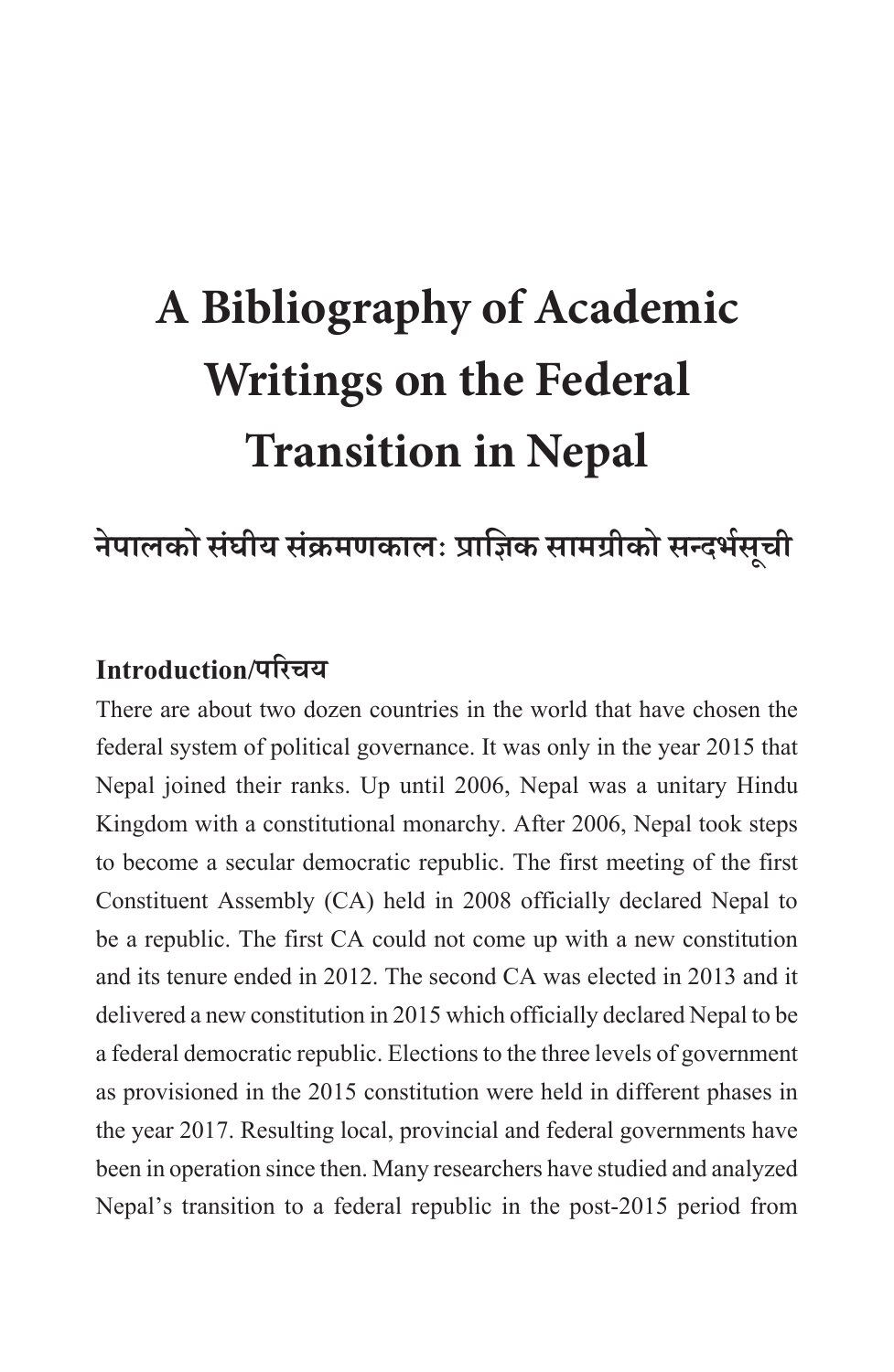# A Bibliography of Academic Writings on the Federal Transition in Nepal

## नेपालको संघीय संक्रमणकालः प्राज्ञिक सामग्रीको सन्दर्भसूची

### Introduction/परिचय

There are about two dozen countries in the world that have chosen the federal system of political governance. It was only in the year 2015 that Nepal joined their ranks. Up until 2006, Nepal was a unitary Hindu Kingdom with a constitutional monarchy. After 2006, Nepal took steps to become a secular democratic republic. The first meeting of the first Constituent Assembly (CA) held in 2008 officially declared Nepal to be a republic. The first CA could not come up with a new constitution and its tenure ended in 2012. The second CA was elected in 2013 and it delivered a new constitution in 2015 which officially declared Nepal to be a federal democratic republic. Elections to the three levels of government as provisioned in the 2015 constitution were held in different phases in the year 2017. Resulting local, provincial and federal governments have been in operation since then. Many researchers have studied and analyzed Nepal's transition to a federal republic in the post-2015 period from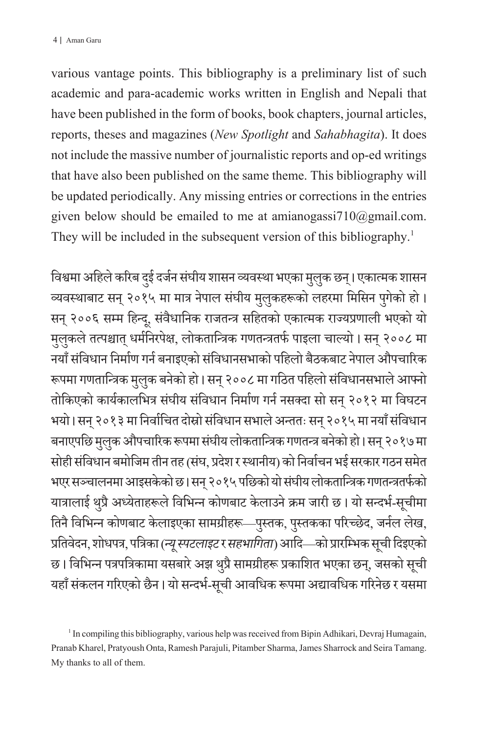various vantage points. This bibliography is a preliminary list of such academic and para-academic works written in English and Nepali that have been published in the form of books, book chapters, journal articles, reports, theses and magazines (*New Spotlight* and *Sahabhagita*). It does not include the massive number of journalistic reports and op-ed writings that have also been published on the same theme. This bibliography will be updated periodically. Any missing entries or corrections in the entries given below should be emailed to me at amianogassi710@gmail.com. They will be included in the subsequent version of this bibliography.[1]

विश्वमा अहिले करिब दुई दर्जन संघीय शासन व्यवस्था भएका मुलुक छन् । एकात्मक शासन व्यवस्थाबाट सन् २०१५ मा मात्र नेपाल संघीय मुलुकहरूको लहरमा मिसिन पुगेको हो । सन् २००६ सम्म हिन्दू, संवैधानिक राजतन्त्र सहितको एकात्मक राज्यप्रणाली भएको यो मुलुकले तत्पश्चात् धर्मनिरपेक्ष, लोकतान्त्रिक गणतन्त्रतर्फ पाइला चाल्यो । सन् २००८ मा नयाँ संविधान निर्माण गर्न बनाइएको संविधानसभाको पहिलो बैठकबाट नेपाल औपचारिक रूपमा गणतान्त्रिक मुलुक बनेको हो । सन् २००८ मा गठित पहिलो संविधानसभाले आफ्नो तोकिएको कार्यकालभित्र संघीय संविधान निर्माण गर्न नसक्दा सो सन् २०१२ मा विघटन भयो । सन् २०१३ मा निर्वाचित दोस्रो संविधान सभाले अन्ततः सन् २०१५ मा नयाँ संविधान बनाएपछि मुलुक औपचारिक रूपमा संघीय लोकतान्त्रिक गणतन्त्र बनेको हो । सन् २०१७ मा सोही संविधान बमोजिम तीन तह (संघ, प्रदेश र स्थानीय) को निर्वाचन भई सरकार गठन समेत भएर सञ्चालनमा आइसकेको छ । सन् २०१५ पछिको यो संघीय लोकतान्त्रिक गणतन्त्रतर्फको यात्रालाई थुप्रै अध्येताहरूले विभिन्न कोणबाट केलाउने क्रम जारी छ । यो सन्दर्भ-सूचीमा तिनै विभिन्न कोणबाट केलाइएका सामग्रीहरू—पुस्तक, पुस्तकका परिच्छेद, जर्नल लेख, प्रतिवेदन, शोधपत्र, पत्रिका (*न्यू स्पटलाइट* र *सहभागिता*) आदि—को प्रारम्भिक सूची दिइएको छ । विभिन्न पत्रपत्रिकामा यसबारे अझ थुप्रै सामग्रीहरू प्रकाशित भएका छन्, जसको सूची यहाँ संकलन गरिएको छैन । यो सन्दर्भ-सूची आवधिक रूपमा अद्यावधिक गरिनेछ र यसमा

[1] In compiling this bibliography, various help was received from Bipin Adhikari, Devraj Humagain, Pranab Kharel, Pratyoush Onta, Ramesh Parajuli, Pitamber Sharma, James Sharrock and Seira Tamang. My thanks to all of them.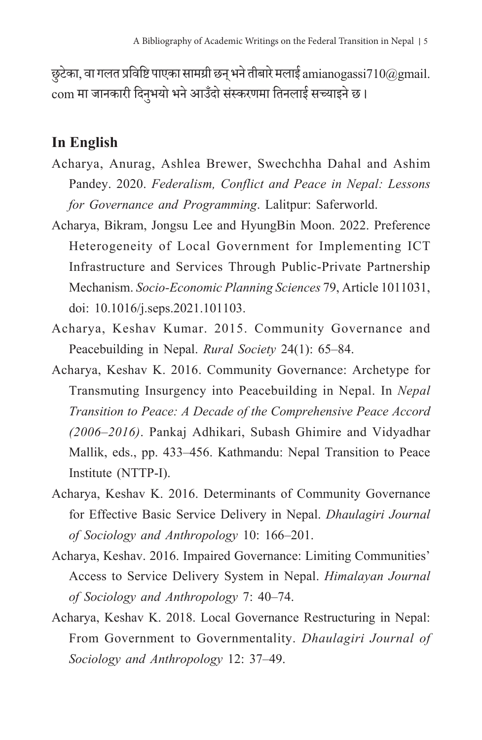छुटेका, वा गलत प्रविष्टि पाएका सामग्री छन् भने तीबारे मलाई amianogassi710@gmail.com मा जानकारी दिनुभयो भने आउँदो संस्करणमा तिनलाई सच्याइने छ।

## In English

Acharya, Anurag, Ashlea Brewer, Swechchha Dahal and Ashim Pandey. 2020. *Federalism, Conflict and Peace in Nepal: Lessons for Governance and Programming*. Lalitpur: Saferworld.

Acharya, Bikram, Jongsu Lee and HyungBin Moon. 2022. Preference Heterogeneity of Local Government for Implementing ICT Infrastructure and Services Through Public-Private Partnership Mechanism. *Socio-Economic Planning Sciences* 79, Article 1011031, doi: 10.1016/j.seps.2021.101103.

Acharya, Keshav Kumar. 2015. Community Governance and Peacebuilding in Nepal. *Rural Society* 24(1): 65–84.

Acharya, Keshav K. 2016. Community Governance: Archetype for Transmuting Insurgency into Peacebuilding in Nepal. In *Nepal Transition to Peace: A Decade of the Comprehensive Peace Accord (2006–2016)*. Pankaj Adhikari, Subash Ghimire and Vidyadhar Mallik, eds., pp. 433–456. Kathmandu: Nepal Transition to Peace Institute (NTTP-I).

Acharya, Keshav K. 2016. Determinants of Community Governance for Effective Basic Service Delivery in Nepal. *Dhaulagiri Journal of Sociology and Anthropology* 10: 166–201.

Acharya, Keshav. 2016. Impaired Governance: Limiting Communities' Access to Service Delivery System in Nepal. *Himalayan Journal of Sociology and Anthropology* 7: 40–74.

Acharya, Keshav K. 2018. Local Governance Restructuring in Nepal: From Government to Governmentality. *Dhaulagiri Journal of Sociology and Anthropology* 12: 37–49.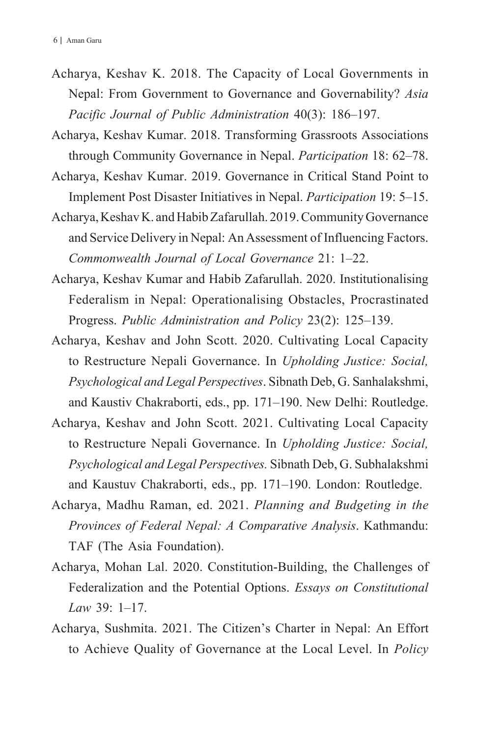Acharya, Keshav K. 2018. The Capacity of Local Governments in Nepal: From Government to Governance and Governability? *Asia Pacific Journal of Public Administration* 40(3): 186–197.

Acharya, Keshav Kumar. 2018. Transforming Grassroots Associations through Community Governance in Nepal. *Participation* 18: 62–78.

Acharya, Keshav Kumar. 2019. Governance in Critical Stand Point to Implement Post Disaster Initiatives in Nepal. *Participation* 19: 5–15.

Acharya, Keshav K. and Habib Zafarullah. 2019. Community Governance and Service Delivery in Nepal: An Assessment of Influencing Factors. *Commonwealth Journal of Local Governance* 21: 1–22.

Acharya, Keshav Kumar and Habib Zafarullah. 2020. Institutionalising Federalism in Nepal: Operationalising Obstacles, Procrastinated Progress. *Public Administration and Policy* 23(2): 125–139.

Acharya, Keshav and John Scott. 2020. Cultivating Local Capacity to Restructure Nepali Governance. In *Upholding Justice: Social, Psychological and Legal Perspectives*. Sibnath Deb, G. Sanhalakshmi, and Kaustiv Chakraborti, eds., pp. 171–190. New Delhi: Routledge.

Acharya, Keshav and John Scott. 2021. Cultivating Local Capacity to Restructure Nepali Governance. In *Upholding Justice: Social, Psychological and Legal Perspectives.* Sibnath Deb, G. Subhalakshmi and Kaustuv Chakraborti, eds., pp. 171–190. London: Routledge.

Acharya, Madhu Raman, ed. 2021. *Planning and Budgeting in the Provinces of Federal Nepal: A Comparative Analysis*. Kathmandu: TAF (The Asia Foundation).

Acharya, Mohan Lal. 2020. Constitution-Building, the Challenges of Federalization and the Potential Options. *Essays on Constitutional Law* 39: 1–17.

Acharya, Sushmita. 2021. The Citizen's Charter in Nepal: An Effort to Achieve Quality of Governance at the Local Level. In *Policy*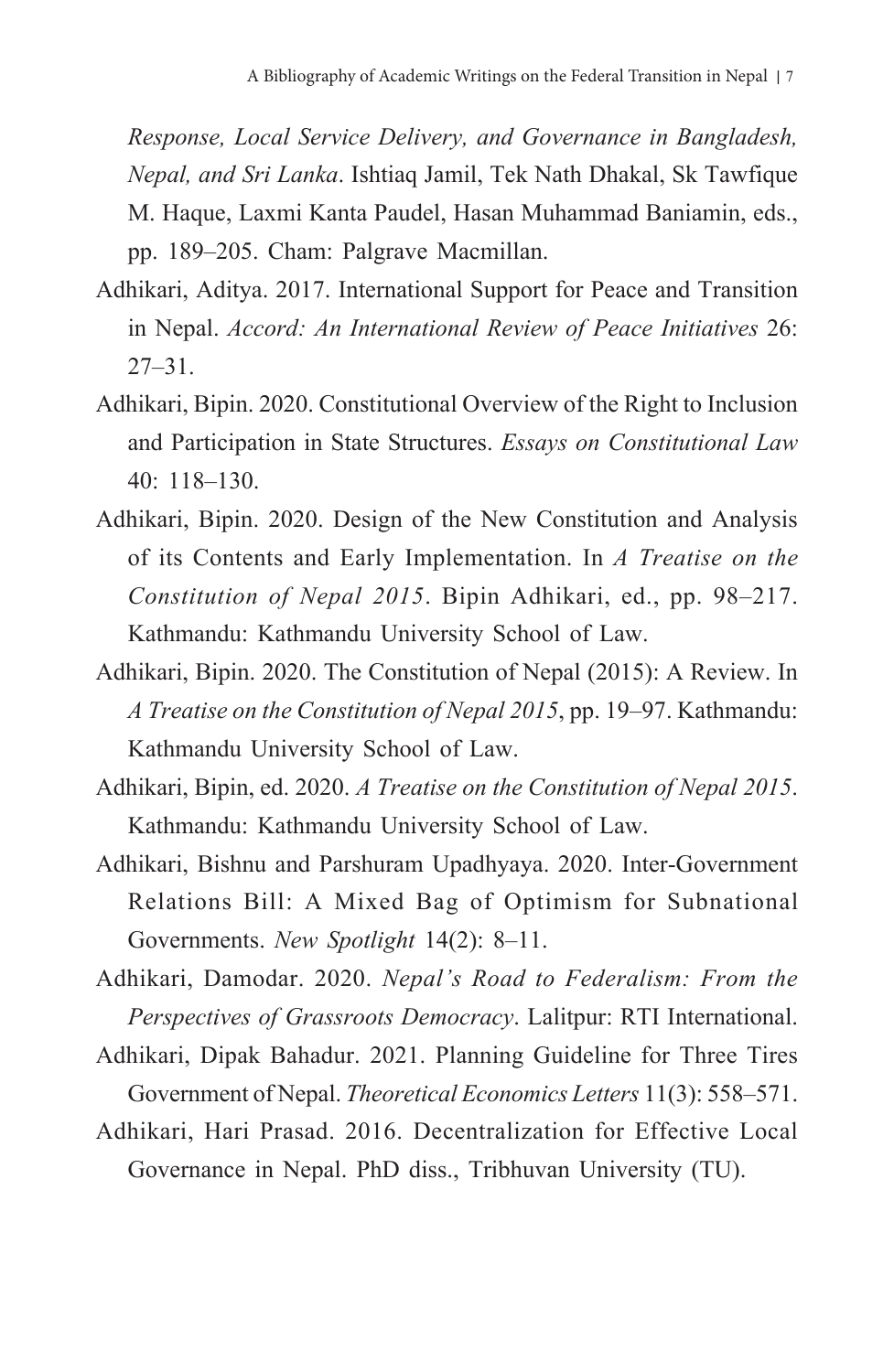*Response, Local Service Delivery, and Governance in Bangladesh, Nepal, and Sri Lanka*. Ishtiaq Jamil, Tek Nath Dhakal, Sk Tawfique M. Haque, Laxmi Kanta Paudel, Hasan Muhammad Baniamin, eds., pp. 189–205. Cham: Palgrave Macmillan.

Adhikari, Aditya. 2017. International Support for Peace and Transition in Nepal. *Accord: An International Review of Peace Initiatives* 26: 27–31.

Adhikari, Bipin. 2020. Constitutional Overview of the Right to Inclusion and Participation in State Structures. *Essays on Constitutional Law* 40: 118–130.

Adhikari, Bipin. 2020. Design of the New Constitution and Analysis of its Contents and Early Implementation. In *A Treatise on the Constitution of Nepal 2015*. Bipin Adhikari, ed., pp. 98–217. Kathmandu: Kathmandu University School of Law.

Adhikari, Bipin. 2020. The Constitution of Nepal (2015): A Review. In *A Treatise on the Constitution of Nepal 2015*, pp. 19–97. Kathmandu: Kathmandu University School of Law.

Adhikari, Bipin, ed. 2020. *A Treatise on the Constitution of Nepal 2015*. Kathmandu: Kathmandu University School of Law.

Adhikari, Bishnu and Parshuram Upadhyaya. 2020. Inter-Government Relations Bill: A Mixed Bag of Optimism for Subnational Governments. *New Spotlight* 14(2): 8–11.

Adhikari, Damodar. 2020. *Nepal's Road to Federalism: From the Perspectives of Grassroots Democracy*. Lalitpur: RTI International.

Adhikari, Dipak Bahadur. 2021. Planning Guideline for Three Tires Government of Nepal. *Theoretical Economics Letters* 11(3): 558–571.

Adhikari, Hari Prasad. 2016. Decentralization for Effective Local Governance in Nepal. PhD diss., Tribhuvan University (TU).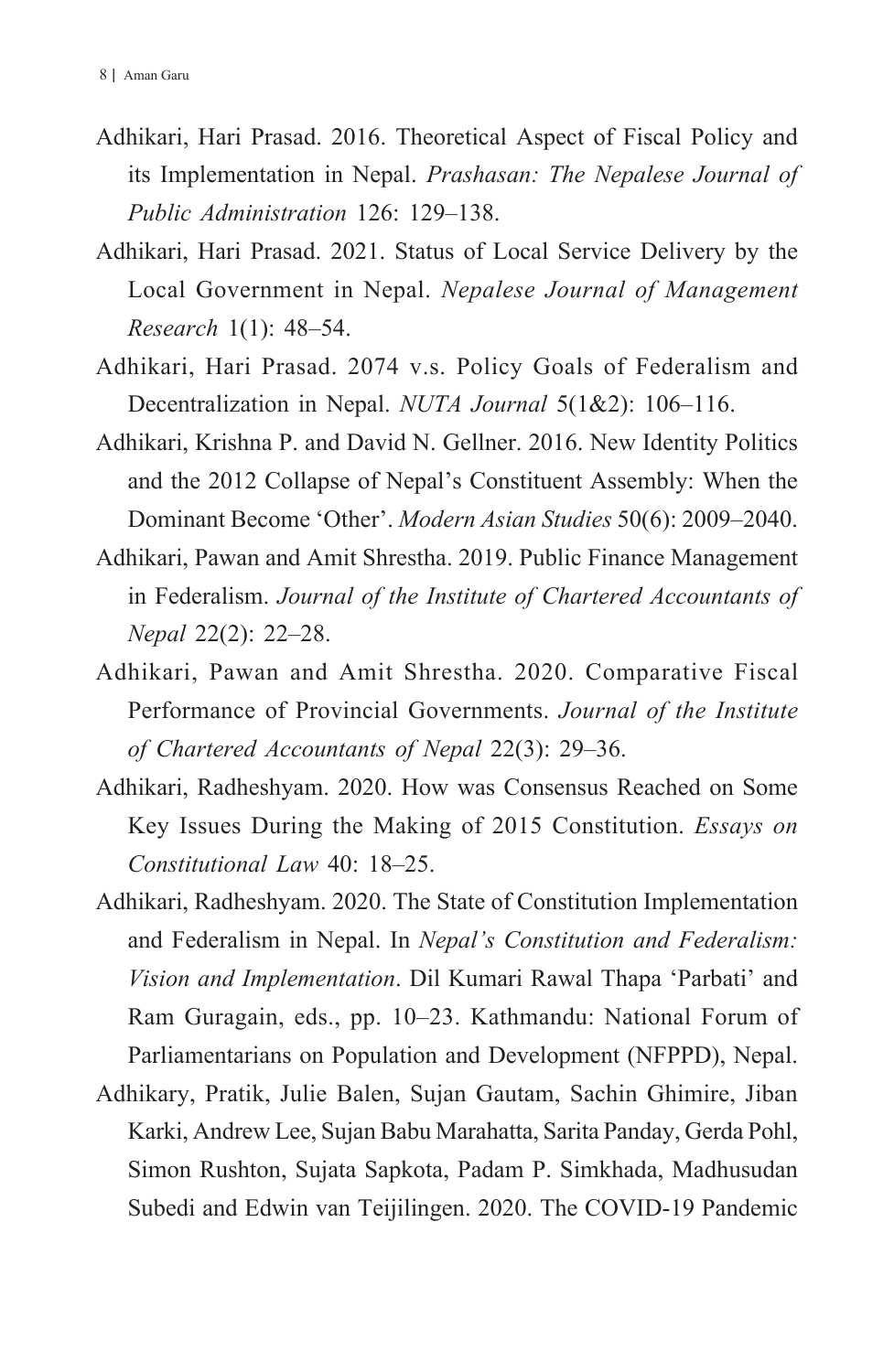Adhikari, Hari Prasad. 2016. Theoretical Aspect of Fiscal Policy and its Implementation in Nepal. *Prashasan: The Nepalese Journal of Public Administration* 126: 129–138.

Adhikari, Hari Prasad. 2021. Status of Local Service Delivery by the Local Government in Nepal. *Nepalese Journal of Management Research* 1(1): 48–54.

Adhikari, Hari Prasad. 2074 v.s. Policy Goals of Federalism and Decentralization in Nepal. *NUTA Journal* 5(1&2): 106–116.

Adhikari, Krishna P. and David N. Gellner. 2016. New Identity Politics and the 2012 Collapse of Nepal's Constituent Assembly: When the Dominant Become 'Other'. *Modern Asian Studies* 50(6): 2009–2040.

Adhikari, Pawan and Amit Shrestha. 2019. Public Finance Management in Federalism. *Journal of the Institute of Chartered Accountants of Nepal* 22(2): 22–28.

Adhikari, Pawan and Amit Shrestha. 2020. Comparative Fiscal Performance of Provincial Governments. *Journal of the Institute of Chartered Accountants of Nepal* 22(3): 29–36.

Adhikari, Radheshyam. 2020. How was Consensus Reached on Some Key Issues During the Making of 2015 Constitution. *Essays on Constitutional Law* 40: 18–25.

Adhikari, Radheshyam. 2020. The State of Constitution Implementation and Federalism in Nepal. In *Nepal's Constitution and Federalism: Vision and Implementation*. Dil Kumari Rawal Thapa 'Parbati' and Ram Guragain, eds., pp. 10–23. Kathmandu: National Forum of Parliamentarians on Population and Development (NFPPD), Nepal.

Adhikary, Pratik, Julie Balen, Sujan Gautam, Sachin Ghimire, Jiban Karki, Andrew Lee, Sujan Babu Marahatta, Sarita Panday, Gerda Pohl, Simon Rushton, Sujata Sapkota, Padam P. Simkhada, Madhusudan Subedi and Edwin van Teijilingen. 2020. The COVID-19 Pandemic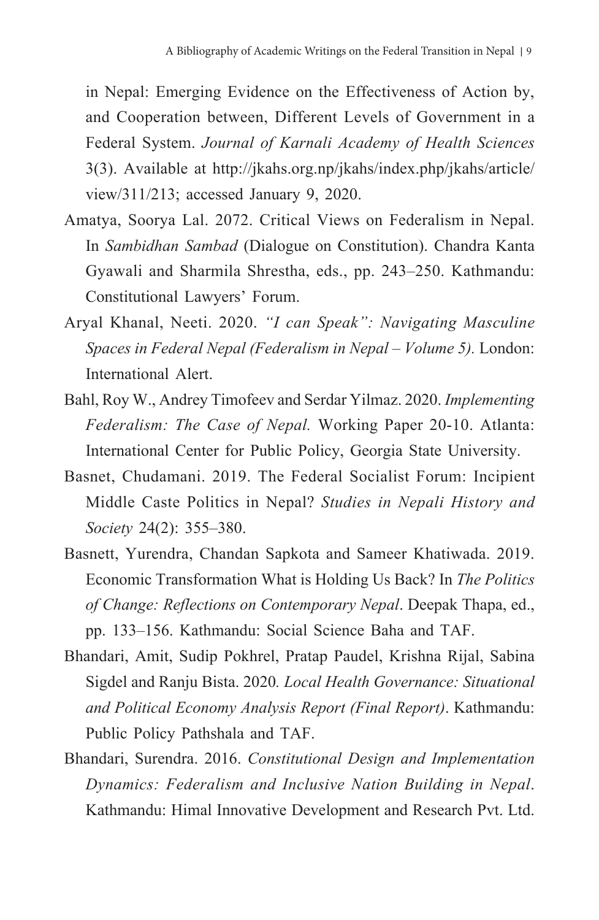in Nepal: Emerging Evidence on the Effectiveness of Action by, and Cooperation between, Different Levels of Government in a Federal System. *Journal of Karnali Academy of Health Sciences* 3(3). Available at http://jkahs.org.np/jkahs/index.php/jkahs/article/view/311/213; accessed January 9, 2020.

Amatya, Soorya Lal. 2072. Critical Views on Federalism in Nepal. In *Sambidhan Sambad* (Dialogue on Constitution). Chandra Kanta Gyawali and Sharmila Shrestha, eds., pp. 243–250. Kathmandu: Constitutional Lawyers' Forum.

Aryal Khanal, Neeti. 2020. *"I can Speak": Navigating Masculine Spaces in Federal Nepal (Federalism in Nepal – Volume 5)*. London: International Alert.

Bahl, Roy W., Andrey Timofeev and Serdar Yilmaz. 2020. *Implementing Federalism: The Case of Nepal.* Working Paper 20-10. Atlanta: International Center for Public Policy, Georgia State University.

Basnet, Chudamani. 2019. The Federal Socialist Forum: Incipient Middle Caste Politics in Nepal? *Studies in Nepali History and Society* 24(2): 355–380.

Basnett, Yurendra, Chandan Sapkota and Sameer Khatiwada. 2019. Economic Transformation What is Holding Us Back? In *The Politics of Change: Reflections on Contemporary Nepal*. Deepak Thapa, ed., pp. 133–156. Kathmandu: Social Science Baha and TAF.

Bhandari, Amit, Sudip Pokhrel, Pratap Paudel, Krishna Rijal, Sabina Sigdel and Ranju Bista. 2020. *Local Health Governance: Situational and Political Economy Analysis Report (Final Report)*. Kathmandu: Public Policy Pathshala and TAF.

Bhandari, Surendra. 2016. *Constitutional Design and Implementation Dynamics: Federalism and Inclusive Nation Building in Nepal*. Kathmandu: Himal Innovative Development and Research Pvt. Ltd.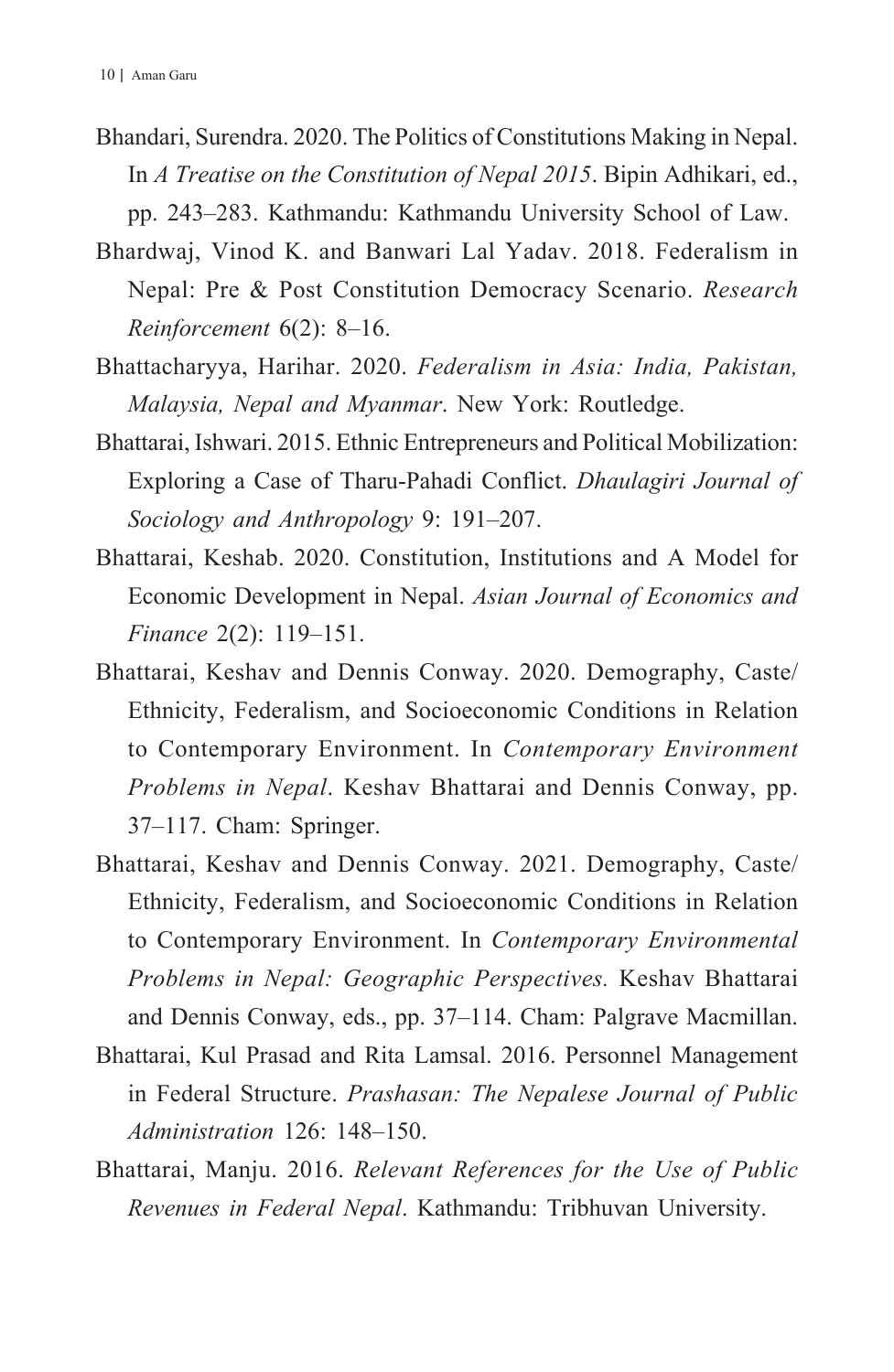Bhandari, Surendra. 2020. The Politics of Constitutions Making in Nepal. In *A Treatise on the Constitution of Nepal 2015*. Bipin Adhikari, ed., pp. 243–283. Kathmandu: Kathmandu University School of Law.

Bhardwaj, Vinod K. and Banwari Lal Yadav. 2018. Federalism in Nepal: Pre & Post Constitution Democracy Scenario. *Research Reinforcement* 6(2): 8–16.

Bhattacharyya, Harihar. 2020. *Federalism in Asia: India, Pakistan, Malaysia, Nepal and Myanmar*. New York: Routledge.

Bhattarai, Ishwari. 2015. Ethnic Entrepreneurs and Political Mobilization: Exploring a Case of Tharu-Pahadi Conflict. *Dhaulagiri Journal of Sociology and Anthropology* 9: 191–207.

Bhattarai, Keshab. 2020. Constitution, Institutions and A Model for Economic Development in Nepal. *Asian Journal of Economics and Finance* 2(2): 119–151.

Bhattarai, Keshav and Dennis Conway. 2020. Demography, Caste/ Ethnicity, Federalism, and Socioeconomic Conditions in Relation to Contemporary Environment. In *Contemporary Environment Problems in Nepal*. Keshav Bhattarai and Dennis Conway, pp. 37–117. Cham: Springer.

Bhattarai, Keshav and Dennis Conway. 2021. Demography, Caste/ Ethnicity, Federalism, and Socioeconomic Conditions in Relation to Contemporary Environment. In *Contemporary Environmental Problems in Nepal: Geographic Perspectives.* Keshav Bhattarai and Dennis Conway, eds., pp. 37–114. Cham: Palgrave Macmillan.

Bhattarai, Kul Prasad and Rita Lamsal. 2016. Personnel Management in Federal Structure. *Prashasan: The Nepalese Journal of Public Administration* 126: 148–150.

Bhattarai, Manju. 2016. *Relevant References for the Use of Public Revenues in Federal Nepal*. Kathmandu: Tribhuvan University.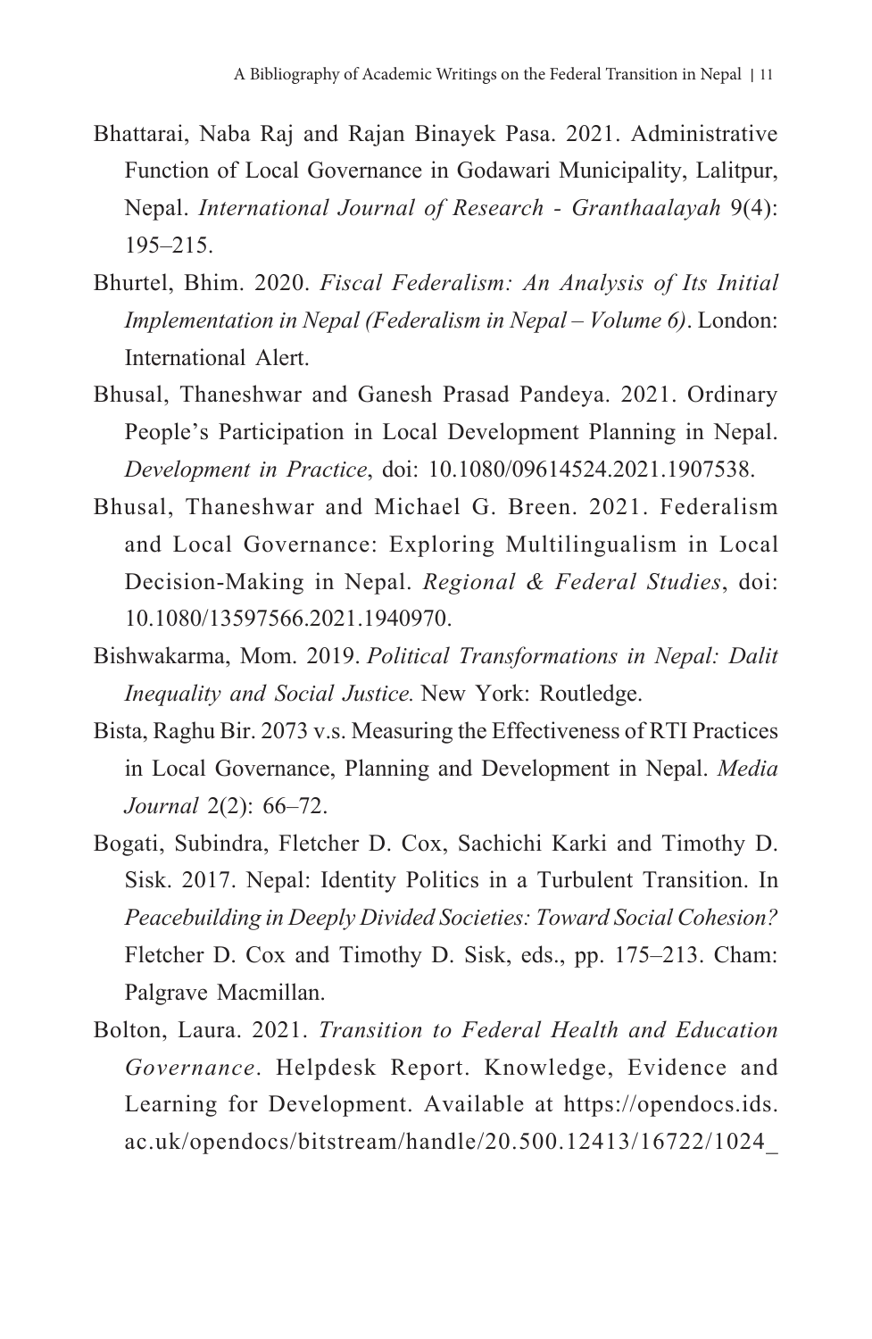Bhattarai, Naba Raj and Rajan Binayek Pasa. 2021. Administrative Function of Local Governance in Godawari Municipality, Lalitpur, Nepal. *International Journal of Research - Granthaalayah* 9(4): 195–215.

Bhurtel, Bhim. 2020. *Fiscal Federalism: An Analysis of Its Initial Implementation in Nepal (Federalism in Nepal – Volume 6)*. London: International Alert.

Bhusal, Thaneshwar and Ganesh Prasad Pandeya. 2021. Ordinary People's Participation in Local Development Planning in Nepal. *Development in Practice*, doi: 10.1080/09614524.2021.1907538.

Bhusal, Thaneshwar and Michael G. Breen. 2021. Federalism and Local Governance: Exploring Multilingualism in Local Decision-Making in Nepal. *Regional & Federal Studies*, doi: 10.1080/13597566.2021.1940970.

Bishwakarma, Mom. 2019. *Political Transformations in Nepal: Dalit Inequality and Social Justice.* New York: Routledge.

Bista, Raghu Bir. 2073 v.s. Measuring the Effectiveness of RTI Practices in Local Governance, Planning and Development in Nepal. *Media Journal* 2(2): 66–72.

Bogati, Subindra, Fletcher D. Cox, Sachichi Karki and Timothy D. Sisk. 2017. Nepal: Identity Politics in a Turbulent Transition. In *Peacebuilding in Deeply Divided Societies: Toward Social Cohesion?* Fletcher D. Cox and Timothy D. Sisk, eds., pp. 175–213. Cham: Palgrave Macmillan.

Bolton, Laura. 2021. *Transition to Federal Health and Education Governance*. Helpdesk Report. Knowledge, Evidence and Learning for Development. Available at https://opendocs.ids.ac.uk/opendocs/bitstream/handle/20.500.12413/16722/1024_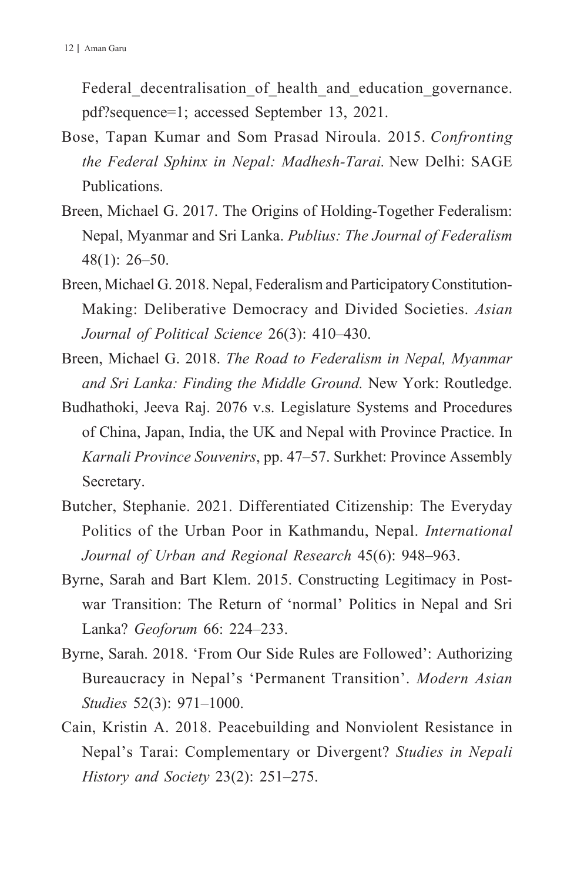Federal_decentralisation_of_health_and_education_governance.pdf?sequence=1; accessed September 13, 2021.

Bose, Tapan Kumar and Som Prasad Niroula. 2015. *Confronting the Federal Sphinx in Nepal: Madhesh-Tarai.* New Delhi: SAGE Publications.

Breen, Michael G. 2017. The Origins of Holding-Together Federalism: Nepal, Myanmar and Sri Lanka. *Publius: The Journal of Federalism* 48(1): 26–50.

Breen, Michael G. 2018. Nepal, Federalism and Participatory Constitution-Making: Deliberative Democracy and Divided Societies. *Asian Journal of Political Science* 26(3): 410–430.

Breen, Michael G. 2018. *The Road to Federalism in Nepal, Myanmar and Sri Lanka: Finding the Middle Ground.* New York: Routledge.

Budhathoki, Jeeva Raj. 2076 v.s. Legislature Systems and Procedures of China, Japan, India, the UK and Nepal with Province Practice. In *Karnali Province Souvenirs*, pp. 47–57. Surkhet: Province Assembly Secretary.

Butcher, Stephanie. 2021. Differentiated Citizenship: The Everyday Politics of the Urban Poor in Kathmandu, Nepal. *International Journal of Urban and Regional Research* 45(6): 948–963.

Byrne, Sarah and Bart Klem. 2015. Constructing Legitimacy in Post-war Transition: The Return of 'normal' Politics in Nepal and Sri Lanka? *Geoforum* 66: 224–233.

Byrne, Sarah. 2018. 'From Our Side Rules are Followed': Authorizing Bureaucracy in Nepal's 'Permanent Transition'. *Modern Asian Studies* 52(3): 971–1000.

Cain, Kristin A. 2018. Peacebuilding and Nonviolent Resistance in Nepal's Tarai: Complementary or Divergent? *Studies in Nepali History and Society* 23(2): 251–275.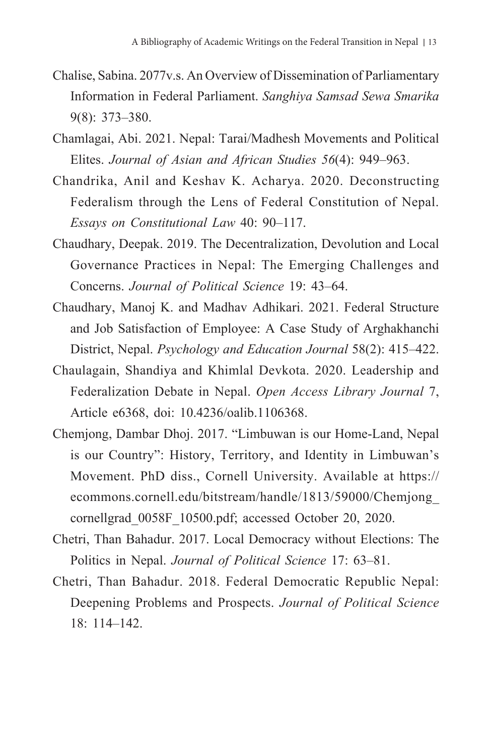Chalise, Sabina. 2077v.s. An Overview of Dissemination of Parliamentary Information in Federal Parliament. *Sanghiya Samsad Sewa Smarika* 9(8): 373–380.

Chamlagai, Abi. 2021. Nepal: Tarai/Madhesh Movements and Political Elites. *Journal of Asian and African Studies 56*(4): 949–963.

Chandrika, Anil and Keshav K. Acharya. 2020. Deconstructing Federalism through the Lens of Federal Constitution of Nepal. *Essays on Constitutional Law* 40: 90–117.

Chaudhary, Deepak. 2019. The Decentralization, Devolution and Local Governance Practices in Nepal: The Emerging Challenges and Concerns. *Journal of Political Science* 19: 43–64.

Chaudhary, Manoj K. and Madhav Adhikari. 2021. Federal Structure and Job Satisfaction of Employee: A Case Study of Arghakhanchi District, Nepal. *Psychology and Education Journal* 58(2): 415–422.

Chaulagain, Shandiya and Khimlal Devkota. 2020. Leadership and Federalization Debate in Nepal. *Open Access Library Journal* 7, Article e6368, doi: 10.4236/oalib.1106368.

Chemjong, Dambar Dhoj. 2017. "Limbuwan is our Home-Land, Nepal is our Country": History, Territory, and Identity in Limbuwan's Movement. PhD diss., Cornell University. Available at https://ecommons.cornell.edu/bitstream/handle/1813/59000/Chemjong_cornellgrad_0058F_10500.pdf; accessed October 20, 2020.

Chetri, Than Bahadur. 2017. Local Democracy without Elections: The Politics in Nepal. *Journal of Political Science* 17: 63–81.

Chetri, Than Bahadur. 2018. Federal Democratic Republic Nepal: Deepening Problems and Prospects. *Journal of Political Science* 18: 114–142.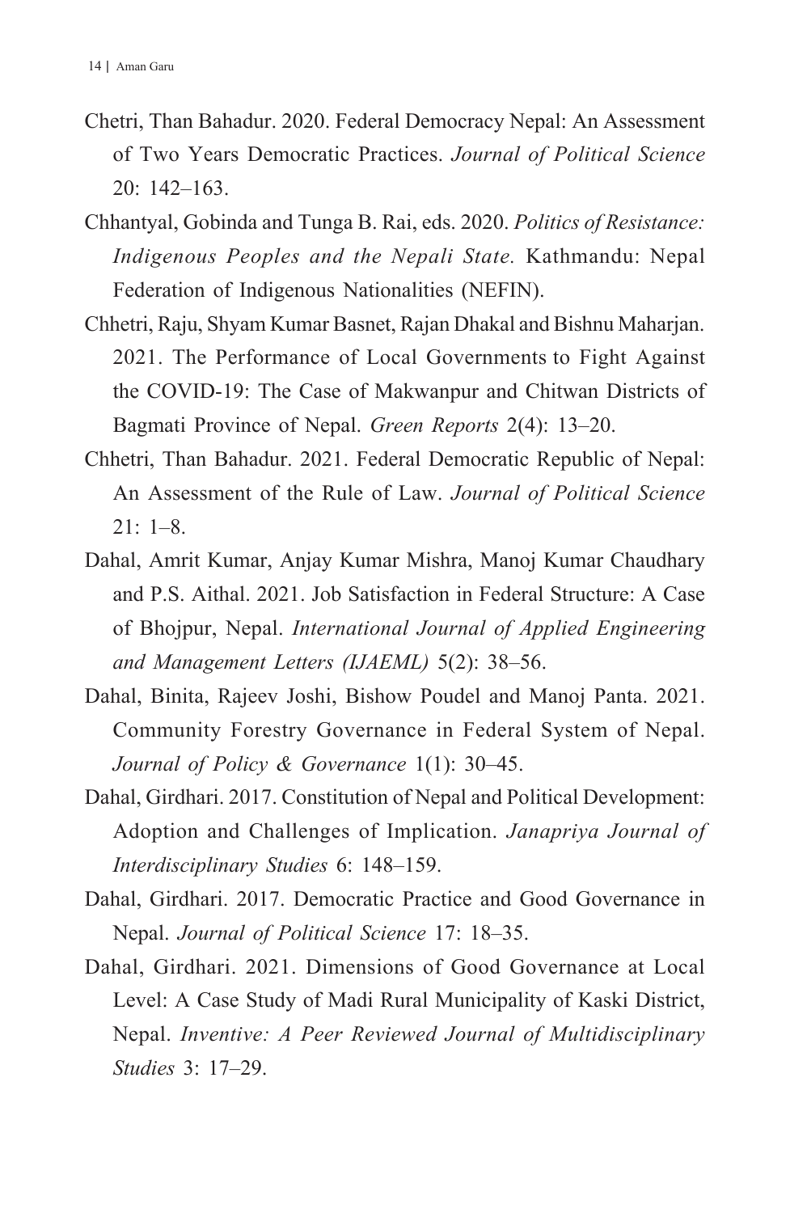Chetri, Than Bahadur. 2020. Federal Democracy Nepal: An Assessment of Two Years Democratic Practices. *Journal of Political Science* 20: 142–163.

Chhantyal, Gobinda and Tunga B. Rai, eds. 2020. *Politics of Resistance: Indigenous Peoples and the Nepali State.* Kathmandu: Nepal Federation of Indigenous Nationalities (NEFIN).

Chhetri, Raju, Shyam Kumar Basnet, Rajan Dhakal and Bishnu Maharjan. 2021. The Performance of Local Governments to Fight Against the COVID-19: The Case of Makwanpur and Chitwan Districts of Bagmati Province of Nepal. *Green Reports* 2(4): 13–20.

Chhetri, Than Bahadur. 2021. Federal Democratic Republic of Nepal: An Assessment of the Rule of Law. *Journal of Political Science* 21: 1–8.

Dahal, Amrit Kumar, Anjay Kumar Mishra, Manoj Kumar Chaudhary and P.S. Aithal. 2021. Job Satisfaction in Federal Structure: A Case of Bhojpur, Nepal. *International Journal of Applied Engineering and Management Letters (IJAEML)* 5(2): 38–56.

Dahal, Binita, Rajeev Joshi, Bishow Poudel and Manoj Panta. 2021. Community Forestry Governance in Federal System of Nepal. *Journal of Policy & Governance* 1(1): 30–45.

Dahal, Girdhari. 2017. Constitution of Nepal and Political Development: Adoption and Challenges of Implication. *Janapriya Journal of Interdisciplinary Studies* 6: 148–159.

Dahal, Girdhari. 2017. Democratic Practice and Good Governance in Nepal. *Journal of Political Science* 17: 18–35.

Dahal, Girdhari. 2021. Dimensions of Good Governance at Local Level: A Case Study of Madi Rural Municipality of Kaski District, Nepal. *Inventive: A Peer Reviewed Journal of Multidisciplinary Studies* 3: 17–29.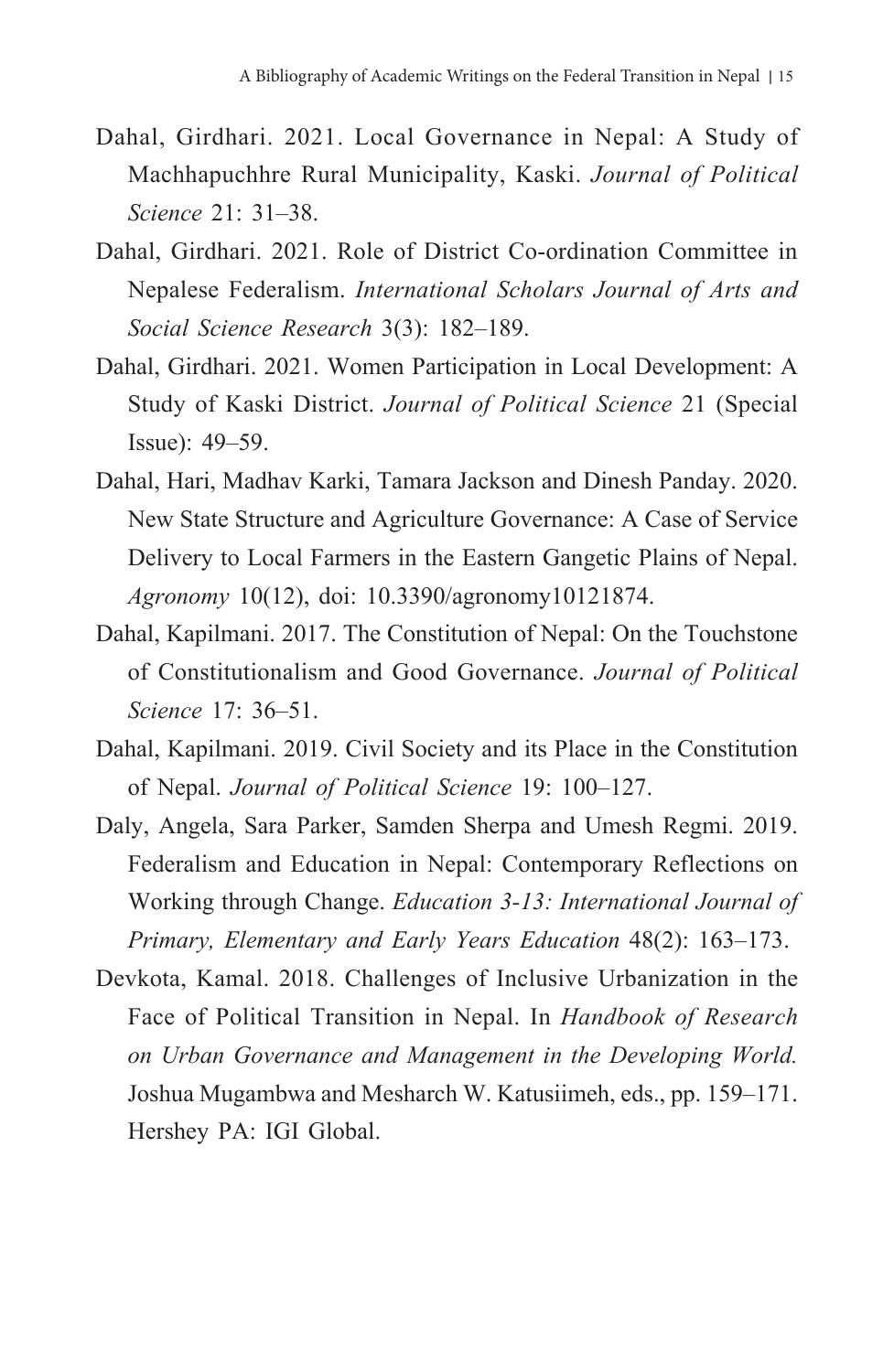Dahal, Girdhari. 2021. Local Governance in Nepal: A Study of Machhapuchhre Rural Municipality, Kaski. *Journal of Political Science* 21: 31–38.

Dahal, Girdhari. 2021. Role of District Co-ordination Committee in Nepalese Federalism. *International Scholars Journal of Arts and Social Science Research* 3(3): 182–189.

Dahal, Girdhari. 2021. Women Participation in Local Development: A Study of Kaski District. *Journal of Political Science* 21 (Special Issue): 49–59.

Dahal, Hari, Madhav Karki, Tamara Jackson and Dinesh Panday. 2020. New State Structure and Agriculture Governance: A Case of Service Delivery to Local Farmers in the Eastern Gangetic Plains of Nepal. *Agronomy* 10(12), doi: 10.3390/agronomy10121874.

Dahal, Kapilmani. 2017. The Constitution of Nepal: On the Touchstone of Constitutionalism and Good Governance. *Journal of Political Science* 17: 36–51.

Dahal, Kapilmani. 2019. Civil Society and its Place in the Constitution of Nepal. *Journal of Political Science* 19: 100–127.

Daly, Angela, Sara Parker, Samden Sherpa and Umesh Regmi. 2019. Federalism and Education in Nepal: Contemporary Reflections on Working through Change. *Education 3-13: International Journal of Primary, Elementary and Early Years Education* 48(2): 163–173.

Devkota, Kamal. 2018. Challenges of Inclusive Urbanization in the Face of Political Transition in Nepal. In *Handbook of Research on Urban Governance and Management in the Developing World.* Joshua Mugambwa and Mesharch W. Katusiimeh, eds., pp. 159–171. Hershey PA: IGI Global.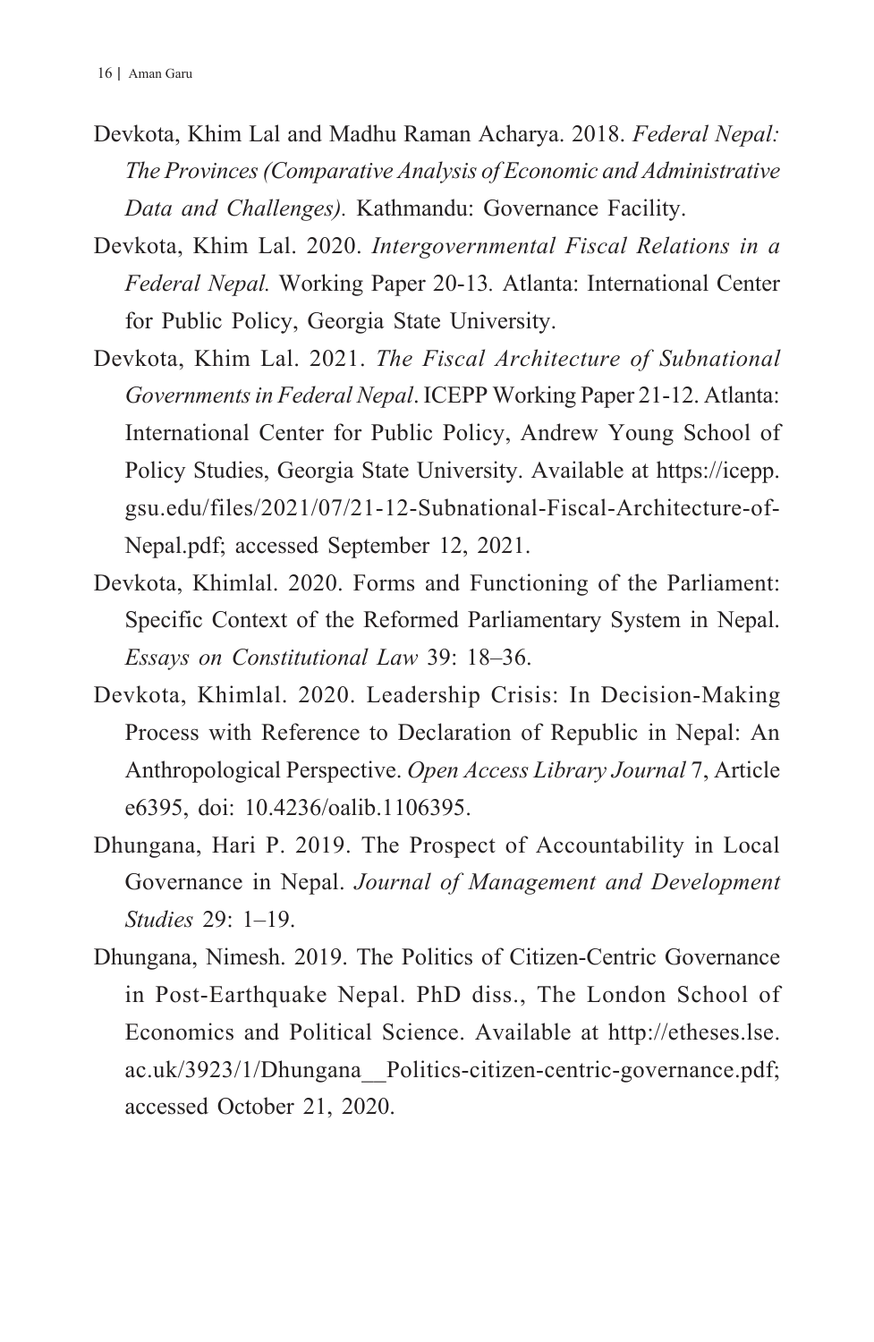Devkota, Khim Lal and Madhu Raman Acharya. 2018. *Federal Nepal: The Provinces (Comparative Analysis of Economic and Administrative Data and Challenges).* Kathmandu: Governance Facility.

Devkota, Khim Lal. 2020. *Intergovernmental Fiscal Relations in a Federal Nepal.* Working Paper 20-13. Atlanta: International Center for Public Policy, Georgia State University.

Devkota, Khim Lal. 2021. *The Fiscal Architecture of Subnational Governments in Federal Nepal*. ICEPP Working Paper 21-12. Atlanta: International Center for Public Policy, Andrew Young School of Policy Studies, Georgia State University. Available at https://icepp.gsu.edu/files/2021/07/21-12-Subnational-Fiscal-Architecture-of-Nepal.pdf; accessed September 12, 2021.

Devkota, Khimlal. 2020. Forms and Functioning of the Parliament: Specific Context of the Reformed Parliamentary System in Nepal. *Essays on Constitutional Law* 39: 18–36.

Devkota, Khimlal. 2020. Leadership Crisis: In Decision-Making Process with Reference to Declaration of Republic in Nepal: An Anthropological Perspective. *Open Access Library Journal* 7, Article e6395, doi: 10.4236/oalib.1106395.

Dhungana, Hari P. 2019. The Prospect of Accountability in Local Governance in Nepal. *Journal of Management and Development Studies* 29: 1–19.

Dhungana, Nimesh. 2019. The Politics of Citizen-Centric Governance in Post-Earthquake Nepal. PhD diss., The London School of Economics and Political Science. Available at http://etheses.lse.ac.uk/3923/1/Dhungana__Politics-citizen-centric-governance.pdf; accessed October 21, 2020.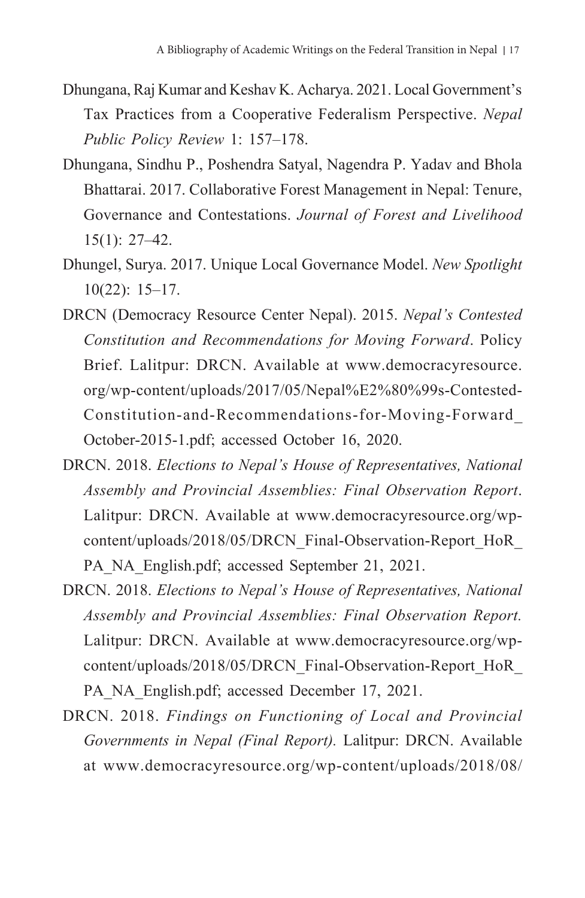Dhungana, Raj Kumar and Keshav K. Acharya. 2021. Local Government's Tax Practices from a Cooperative Federalism Perspective. *Nepal Public Policy Review* 1: 157–178.

Dhungana, Sindhu P., Poshendra Satyal, Nagendra P. Yadav and Bhola Bhattarai. 2017. Collaborative Forest Management in Nepal: Tenure, Governance and Contestations. *Journal of Forest and Livelihood* 15(1): 27–42.

Dhungel, Surya. 2017. Unique Local Governance Model. *New Spotlight* 10(22): 15–17.

DRCN (Democracy Resource Center Nepal). 2015. *Nepal's Contested Constitution and Recommendations for Moving Forward*. Policy Brief. Lalitpur: DRCN. Available at www.democracyresource.org/wp-content/uploads/2017/05/Nepal%E2%80%99s-Contested-Constitution-and-Recommendations-for-Moving-Forward_October-2015-1.pdf; accessed October 16, 2020.

DRCN. 2018. *Elections to Nepal's House of Representatives, National Assembly and Provincial Assemblies: Final Observation Report*. Lalitpur: DRCN. Available at www.democracyresource.org/wp-content/uploads/2018/05/DRCN_Final-Observation-Report_HoR_PA_NA_English.pdf; accessed September 21, 2021.

DRCN. 2018. *Elections to Nepal's House of Representatives, National Assembly and Provincial Assemblies: Final Observation Report.* Lalitpur: DRCN. Available at www.democracyresource.org/wp-content/uploads/2018/05/DRCN_Final-Observation-Report_HoR_PA_NA_English.pdf; accessed December 17, 2021.

DRCN. 2018. *Findings on Functioning of Local and Provincial Governments in Nepal (Final Report).* Lalitpur: DRCN. Available at www.democracyresource.org/wp-content/uploads/2018/08/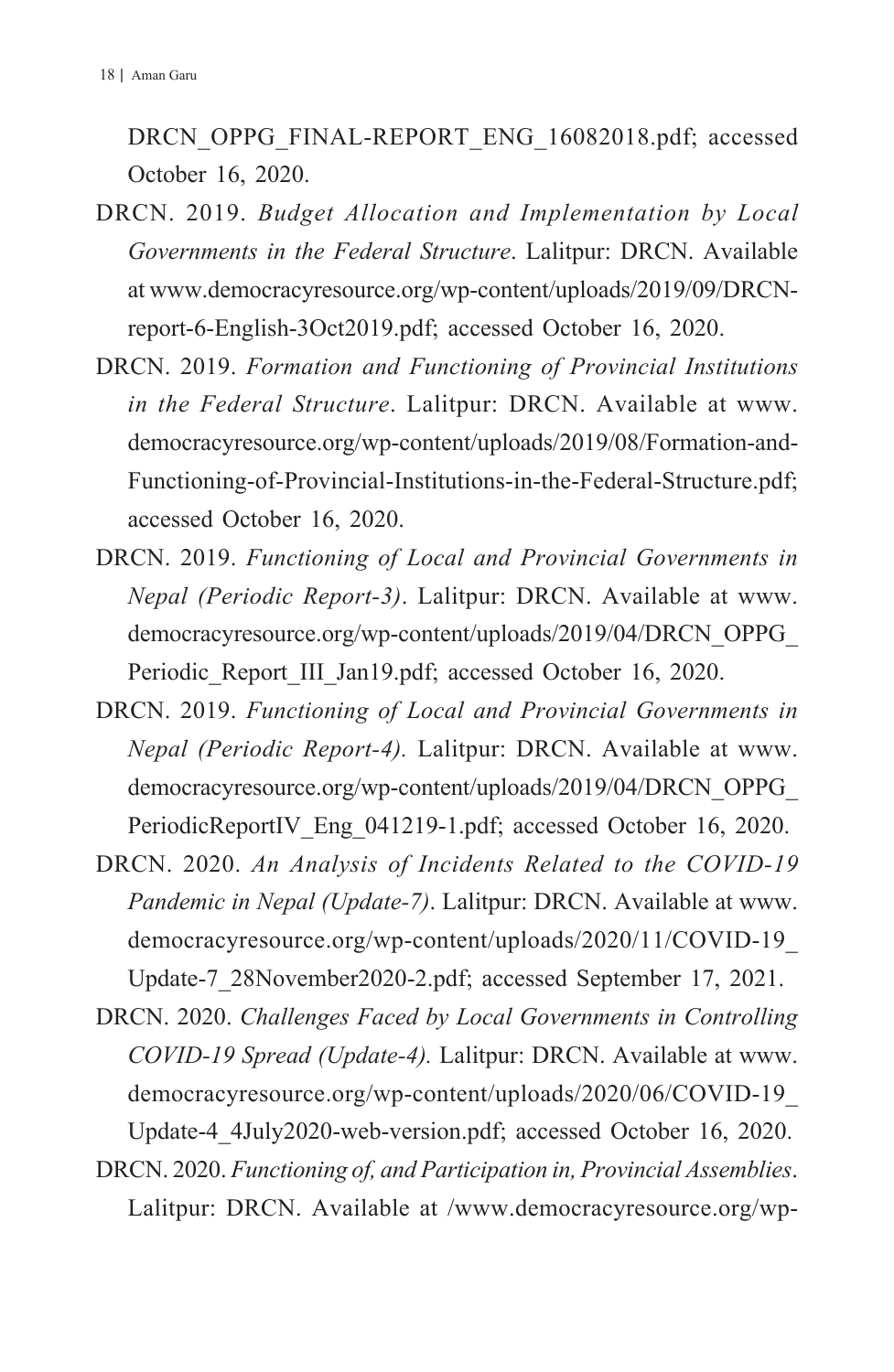DRCN_OPPG_FINAL-REPORT_ENG_16082018.pdf; accessed October 16, 2020.

DRCN. 2019. *Budget Allocation and Implementation by Local Governments in the Federal Structure*. Lalitpur: DRCN. Available at www.democracyresource.org/wp-content/uploads/2019/09/DRCN-report-6-English-3Oct2019.pdf; accessed October 16, 2020.

DRCN. 2019. *Formation and Functioning of Provincial Institutions in the Federal Structure*. Lalitpur: DRCN. Available at www.democracyresource.org/wp-content/uploads/2019/08/Formation-and-Functioning-of-Provincial-Institutions-in-the-Federal-Structure.pdf; accessed October 16, 2020.

DRCN. 2019. *Functioning of Local and Provincial Governments in Nepal (Periodic Report-3)*. Lalitpur: DRCN. Available at www.democracyresource.org/wp-content/uploads/2019/04/DRCN_OPPG_Periodic_Report_III_Jan19.pdf; accessed October 16, 2020.

DRCN. 2019. *Functioning of Local and Provincial Governments in Nepal (Periodic Report-4).* Lalitpur: DRCN. Available at www.democracyresource.org/wp-content/uploads/2019/04/DRCN_OPPG_PeriodicReportIV_Eng_041219-1.pdf; accessed October 16, 2020.

DRCN. 2020. *An Analysis of Incidents Related to the COVID-19 Pandemic in Nepal (Update-7)*. Lalitpur: DRCN. Available at www.democracyresource.org/wp-content/uploads/2020/11/COVID-19_Update-7_28November2020-2.pdf; accessed September 17, 2021.

DRCN. 2020. *Challenges Faced by Local Governments in Controlling COVID-19 Spread (Update-4).* Lalitpur: DRCN. Available at www.democracyresource.org/wp-content/uploads/2020/06/COVID-19_Update-4_4July2020-web-version.pdf; accessed October 16, 2020.

DRCN. 2020. *Functioning of, and Participation in, Provincial Assemblies*. Lalitpur: DRCN. Available at /www.democracyresource.org/wp-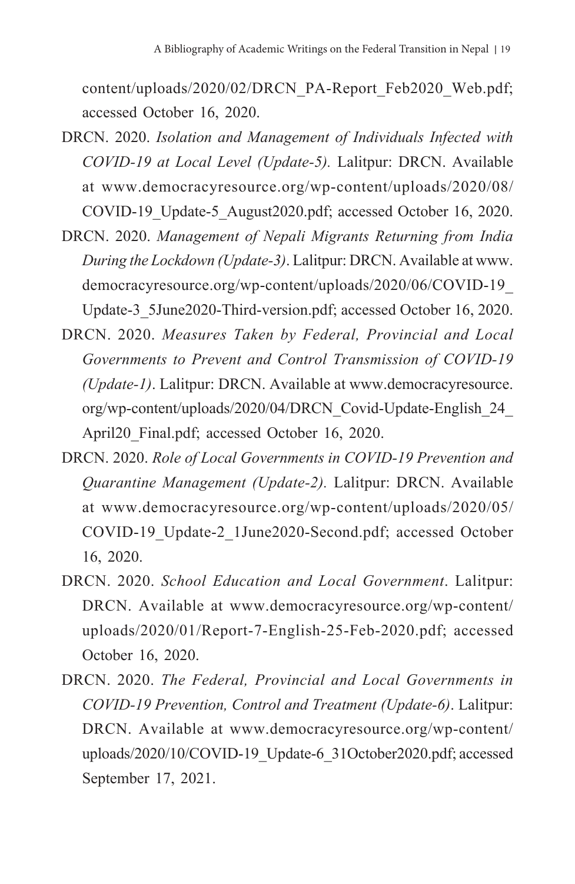content/uploads/2020/02/DRCN_PA-Report_Feb2020_Web.pdf; accessed October 16, 2020.

DRCN. 2020. *Isolation and Management of Individuals Infected with COVID-19 at Local Level (Update-5).* Lalitpur: DRCN. Available at www.democracyresource.org/wp-content/uploads/2020/08/COVID-19_Update-5_August2020.pdf; accessed October 16, 2020.

DRCN. 2020. *Management of Nepali Migrants Returning from India During the Lockdown (Update-3)*. Lalitpur: DRCN. Available at www.democracyresource.org/wp-content/uploads/2020/06/COVID-19_Update-3_5June2020-Third-version.pdf; accessed October 16, 2020.

DRCN. 2020. *Measures Taken by Federal, Provincial and Local Governments to Prevent and Control Transmission of COVID-19 (Update-1)*. Lalitpur: DRCN. Available at www.democracyresource.org/wp-content/uploads/2020/04/DRCN_Covid-Update-English_24_April20_Final.pdf; accessed October 16, 2020.

DRCN. 2020. *Role of Local Governments in COVID-19 Prevention and Quarantine Management (Update-2).* Lalitpur: DRCN. Available at www.democracyresource.org/wp-content/uploads/2020/05/COVID-19_Update-2_1June2020-Second.pdf; accessed October 16, 2020.

DRCN. 2020. *School Education and Local Government*. Lalitpur: DRCN. Available at www.democracyresource.org/wp-content/uploads/2020/01/Report-7-English-25-Feb-2020.pdf; accessed October 16, 2020.

DRCN. 2020. *The Federal, Provincial and Local Governments in COVID-19 Prevention, Control and Treatment (Update-6)*. Lalitpur: DRCN. Available at www.democracyresource.org/wp-content/uploads/2020/10/COVID-19_Update-6_31October2020.pdf; accessed September 17, 2021.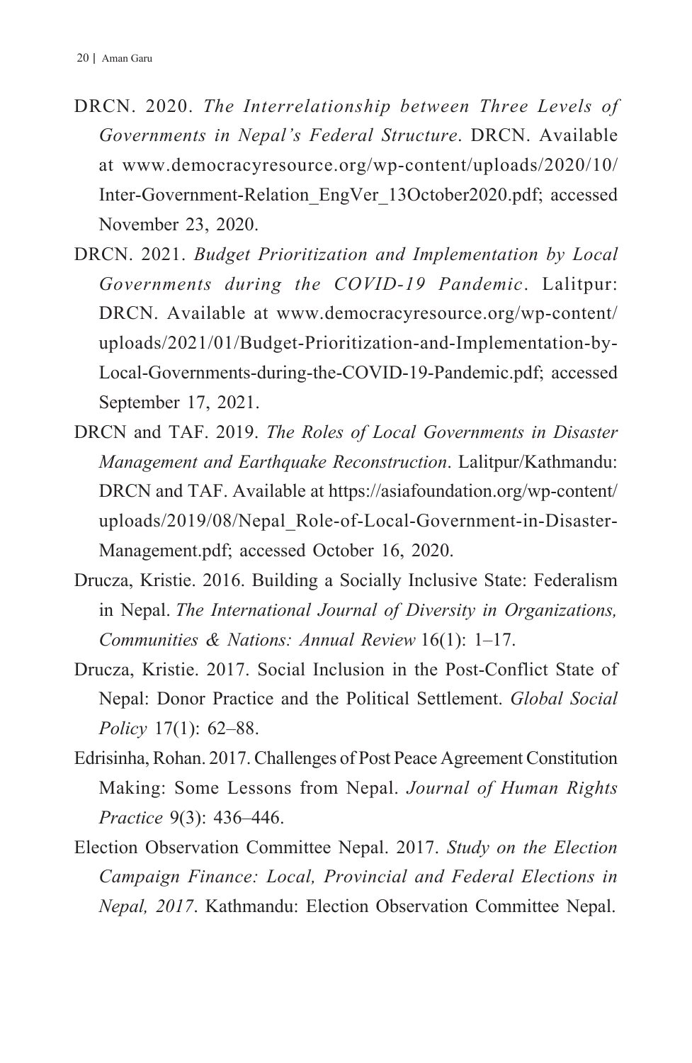DRCN. 2020. *The Interrelationship between Three Levels of Governments in Nepal's Federal Structure*. DRCN. Available at www.democracyresource.org/wp-content/uploads/2020/10/Inter-Government-Relation_EngVer_13October2020.pdf; accessed November 23, 2020.

DRCN. 2021. *Budget Prioritization and Implementation by Local Governments during the COVID-19 Pandemic*. Lalitpur: DRCN. Available at www.democracyresource.org/wp-content/uploads/2021/01/Budget-Prioritization-and-Implementation-by-Local-Governments-during-the-COVID-19-Pandemic.pdf; accessed September 17, 2021.

DRCN and TAF. 2019. *The Roles of Local Governments in Disaster Management and Earthquake Reconstruction*. Lalitpur/Kathmandu: DRCN and TAF. Available at https://asiafoundation.org/wp-content/uploads/2019/08/Nepal_Role-of-Local-Government-in-Disaster-Management.pdf; accessed October 16, 2020.

Drucza, Kristie. 2016. Building a Socially Inclusive State: Federalism in Nepal. *The International Journal of Diversity in Organizations, Communities & Nations: Annual Review* 16(1): 1–17.

Drucza, Kristie. 2017. Social Inclusion in the Post-Conflict State of Nepal: Donor Practice and the Political Settlement. *Global Social Policy* 17(1): 62–88.

Edrisinha, Rohan. 2017. Challenges of Post Peace Agreement Constitution Making: Some Lessons from Nepal. *Journal of Human Rights Practice* 9(3): 436–446.

Election Observation Committee Nepal. 2017. *Study on the Election Campaign Finance: Local, Provincial and Federal Elections in Nepal, 2017*. Kathmandu: Election Observation Committee Nepal.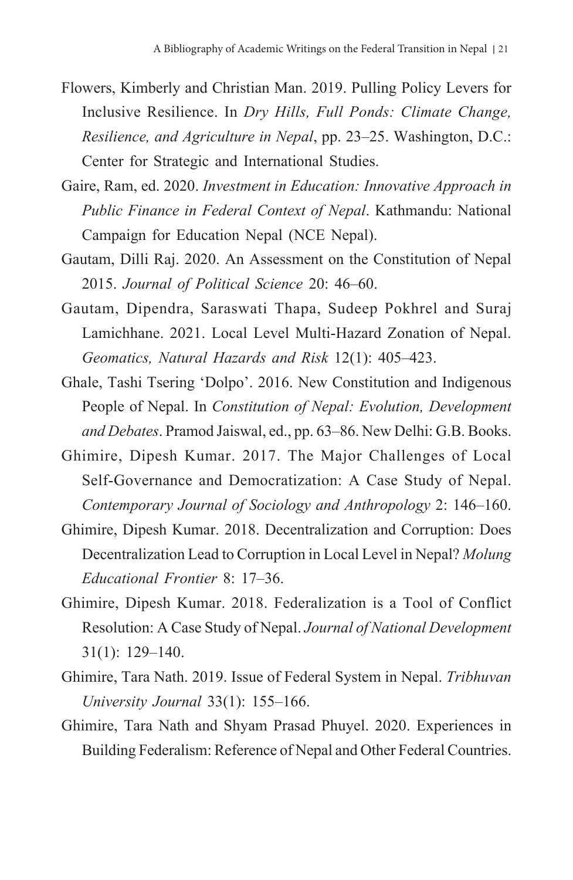Flowers, Kimberly and Christian Man. 2019. Pulling Policy Levers for Inclusive Resilience. In *Dry Hills, Full Ponds: Climate Change, Resilience, and Agriculture in Nepal*, pp. 23–25. Washington, D.C.: Center for Strategic and International Studies.

Gaire, Ram, ed. 2020. *Investment in Education: Innovative Approach in Public Finance in Federal Context of Nepal*. Kathmandu: National Campaign for Education Nepal (NCE Nepal).

Gautam, Dilli Raj. 2020. An Assessment on the Constitution of Nepal 2015. *Journal of Political Science* 20: 46–60.

Gautam, Dipendra, Saraswati Thapa, Sudeep Pokhrel and Suraj Lamichhane. 2021. Local Level Multi-Hazard Zonation of Nepal. *Geomatics, Natural Hazards and Risk* 12(1): 405–423.

Ghale, Tashi Tsering 'Dolpo'. 2016. New Constitution and Indigenous People of Nepal. In *Constitution of Nepal: Evolution, Development and Debates*. Pramod Jaiswal, ed., pp. 63–86. New Delhi: G.B. Books.

Ghimire, Dipesh Kumar. 2017. The Major Challenges of Local Self-Governance and Democratization: A Case Study of Nepal. *Contemporary Journal of Sociology and Anthropology* 2: 146–160.

Ghimire, Dipesh Kumar. 2018. Decentralization and Corruption: Does Decentralization Lead to Corruption in Local Level in Nepal? *Molung Educational Frontier* 8: 17–36.

Ghimire, Dipesh Kumar. 2018. Federalization is a Tool of Conflict Resolution: A Case Study of Nepal. *Journal of National Development* 31(1): 129–140.

Ghimire, Tara Nath. 2019. Issue of Federal System in Nepal. *Tribhuvan University Journal* 33(1): 155–166.

Ghimire, Tara Nath and Shyam Prasad Phuyel. 2020. Experiences in Building Federalism: Reference of Nepal and Other Federal Countries.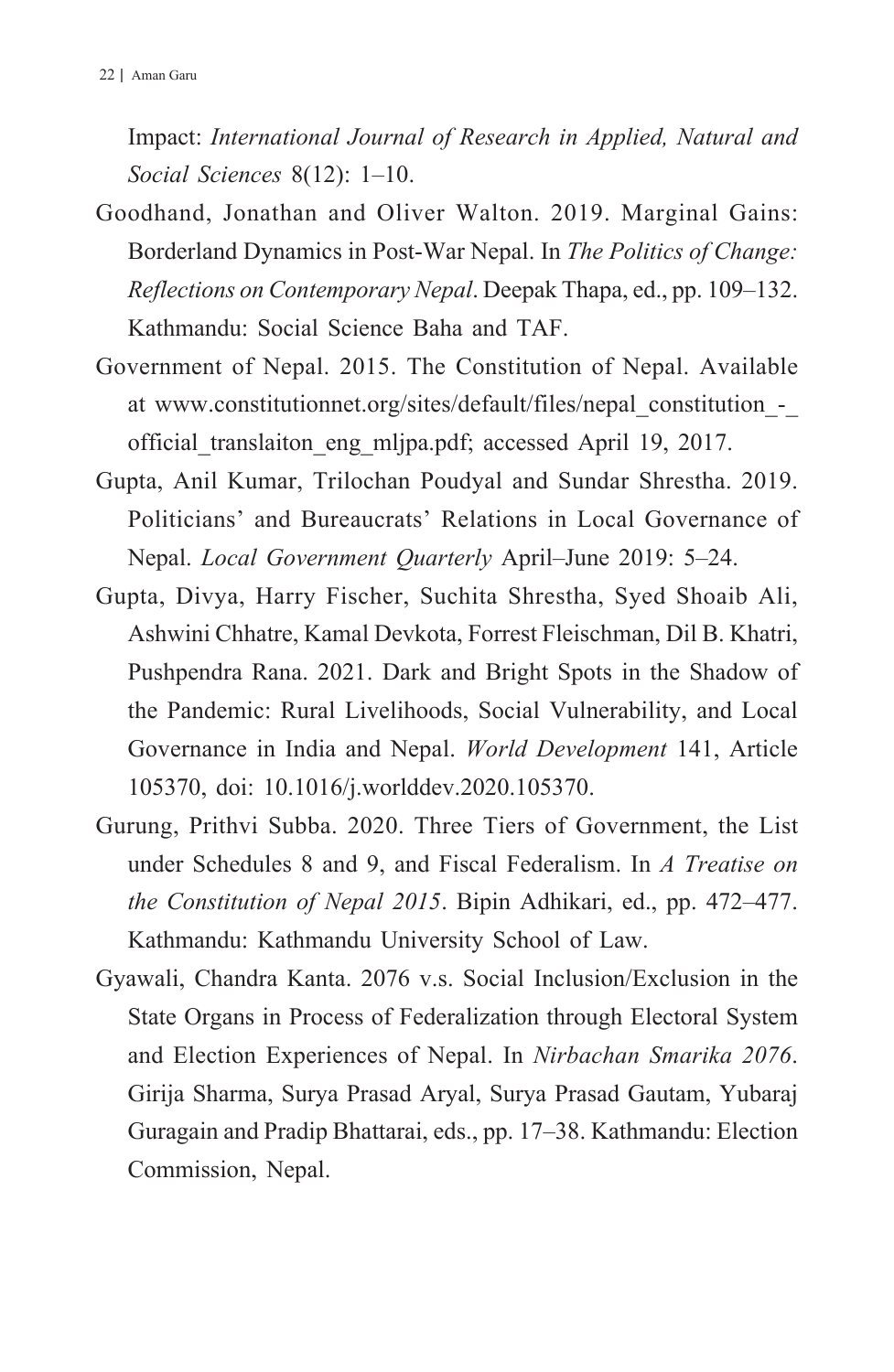Impact: *International Journal of Research in Applied, Natural and Social Sciences* 8(12): 1–10.

Goodhand, Jonathan and Oliver Walton. 2019. Marginal Gains: Borderland Dynamics in Post-War Nepal. In *The Politics of Change: Reflections on Contemporary Nepal*. Deepak Thapa, ed., pp. 109–132. Kathmandu: Social Science Baha and TAF.

Government of Nepal. 2015. The Constitution of Nepal. Available at www.constitutionnet.org/sites/default/files/nepal_constitution_-_official_translaiton_eng_mljpa.pdf; accessed April 19, 2017.

Gupta, Anil Kumar, Trilochan Poudyal and Sundar Shrestha. 2019. Politicians' and Bureaucrats' Relations in Local Governance of Nepal. *Local Government Quarterly* April–June 2019: 5–24.

Gupta, Divya, Harry Fischer, Suchita Shrestha, Syed Shoaib Ali, Ashwini Chhatre, Kamal Devkota, Forrest Fleischman, Dil B. Khatri, Pushpendra Rana. 2021. Dark and Bright Spots in the Shadow of the Pandemic: Rural Livelihoods, Social Vulnerability, and Local Governance in India and Nepal. *World Development* 141, Article 105370, doi: 10.1016/j.worlddev.2020.105370.

Gurung, Prithvi Subba. 2020. Three Tiers of Government, the List under Schedules 8 and 9, and Fiscal Federalism. In *A Treatise on the Constitution of Nepal 2015*. Bipin Adhikari, ed., pp. 472–477. Kathmandu: Kathmandu University School of Law.

Gyawali, Chandra Kanta. 2076 v.s. Social Inclusion/Exclusion in the State Organs in Process of Federalization through Electoral System and Election Experiences of Nepal. In *Nirbachan Smarika 2076*. Girija Sharma, Surya Prasad Aryal, Surya Prasad Gautam, Yubaraj Guragain and Pradip Bhattarai, eds., pp. 17–38. Kathmandu: Election Commission, Nepal.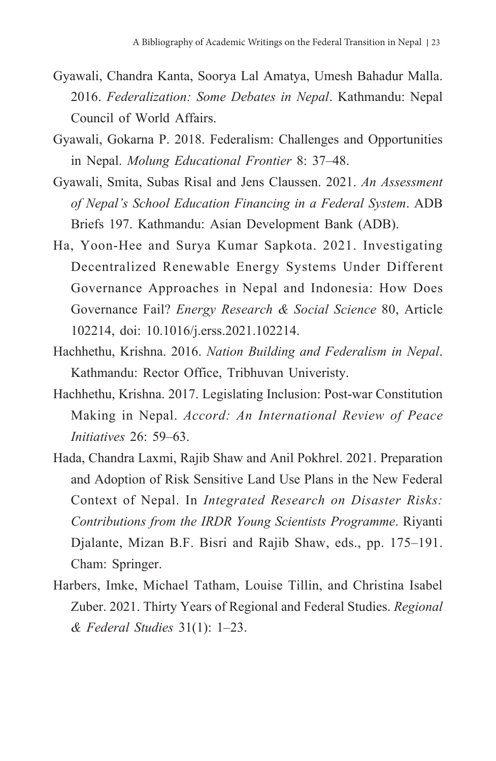Gyawali, Chandra Kanta, Soorya Lal Amatya, Umesh Bahadur Malla. 2016. *Federalization: Some Debates in Nepal*. Kathmandu: Nepal Council of World Affairs.

Gyawali, Gokarna P. 2018. Federalism: Challenges and Opportunities in Nepal. *Molung Educational Frontier* 8: 37–48.

Gyawali, Smita, Subas Risal and Jens Claussen. 2021. *An Assessment of Nepal's School Education Financing in a Federal System*. ADB Briefs 197. Kathmandu: Asian Development Bank (ADB).

Ha, Yoon-Hee and Surya Kumar Sapkota. 2021. Investigating Decentralized Renewable Energy Systems Under Different Governance Approaches in Nepal and Indonesia: How Does Governance Fail? *Energy Research & Social Science* 80, Article 102214, doi: 10.1016/j.erss.2021.102214.

Hachhethu, Krishna. 2016. *Nation Building and Federalism in Nepal*. Kathmandu: Rector Office, Tribhuvan Univeristy.

Hachhethu, Krishna. 2017. Legislating Inclusion: Post-war Constitution Making in Nepal. *Accord: An International Review of Peace Initiatives* 26: 59–63.

Hada, Chandra Laxmi, Rajib Shaw and Anil Pokhrel. 2021. Preparation and Adoption of Risk Sensitive Land Use Plans in the New Federal Context of Nepal. In *Integrated Research on Disaster Risks: Contributions from the IRDR Young Scientists Programme*. Riyanti Djalante, Mizan B.F. Bisri and Rajib Shaw, eds., pp. 175–191. Cham: Springer.

Harbers, Imke, Michael Tatham, Louise Tillin, and Christina Isabel Zuber. 2021. Thirty Years of Regional and Federal Studies. *Regional & Federal Studies* 31(1): 1–23.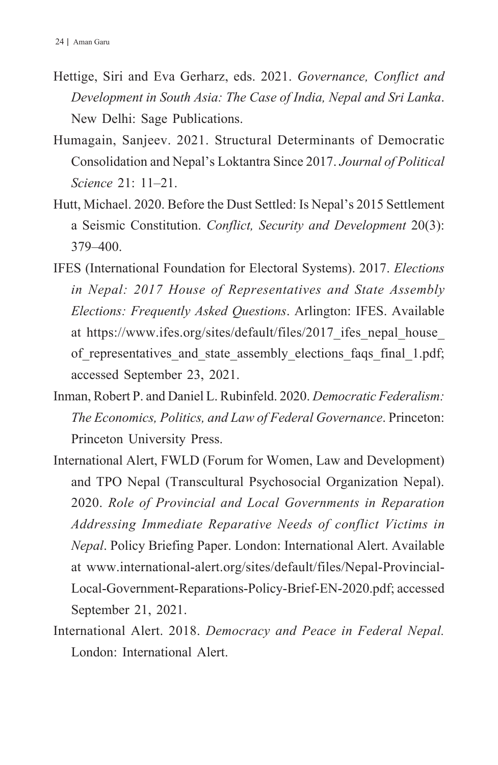Hettige, Siri and Eva Gerharz, eds. 2021. *Governance, Conflict and Development in South Asia: The Case of India, Nepal and Sri Lanka*. New Delhi: Sage Publications.

Humagain, Sanjeev. 2021. Structural Determinants of Democratic Consolidation and Nepal's Loktantra Since 2017. *Journal of Political Science* 21: 11–21.

Hutt, Michael. 2020. Before the Dust Settled: Is Nepal's 2015 Settlement a Seismic Constitution. *Conflict, Security and Development* 20(3): 379–400.

IFES (International Foundation for Electoral Systems). 2017. *Elections in Nepal: 2017 House of Representatives and State Assembly Elections: Frequently Asked Questions*. Arlington: IFES. Available at https://www.ifes.org/sites/default/files/2017_ifes_nepal_house_of_representatives_and_state_assembly_elections_faqs_final_1.pdf; accessed September 23, 2021.

Inman, Robert P. and Daniel L. Rubinfeld. 2020. *Democratic Federalism: The Economics, Politics, and Law of Federal Governance*. Princeton: Princeton University Press.

International Alert, FWLD (Forum for Women, Law and Development) and TPO Nepal (Transcultural Psychosocial Organization Nepal). 2020. *Role of Provincial and Local Governments in Reparation Addressing Immediate Reparative Needs of conflict Victims in Nepal*. Policy Briefing Paper. London: International Alert. Available at www.international-alert.org/sites/default/files/Nepal-Provincial-Local-Government-Reparations-Policy-Brief-EN-2020.pdf; accessed September 21, 2021.

International Alert. 2018. *Democracy and Peace in Federal Nepal.* London: International Alert.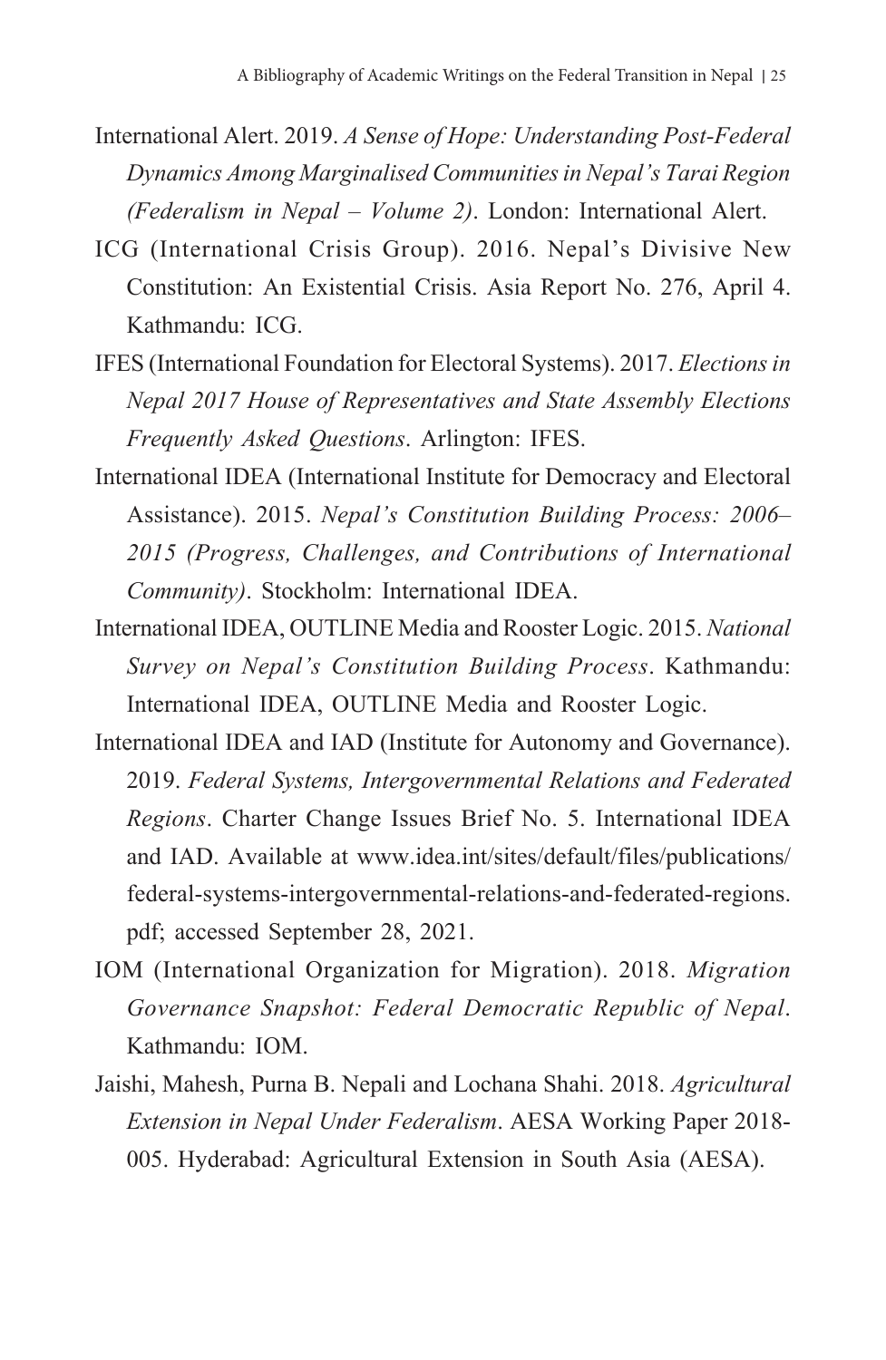International Alert. 2019. *A Sense of Hope: Understanding Post-Federal Dynamics Among Marginalised Communities in Nepal's Tarai Region (Federalism in Nepal – Volume 2)*. London: International Alert.

ICG (International Crisis Group). 2016. Nepal's Divisive New Constitution: An Existential Crisis. Asia Report No. 276, April 4. Kathmandu: ICG.

IFES (International Foundation for Electoral Systems). 2017. *Elections in Nepal 2017 House of Representatives and State Assembly Elections Frequently Asked Questions*. Arlington: IFES.

International IDEA (International Institute for Democracy and Electoral Assistance). 2015. *Nepal's Constitution Building Process: 2006–2015 (Progress, Challenges, and Contributions of International Community)*. Stockholm: International IDEA.

International IDEA, OUTLINE Media and Rooster Logic. 2015. *National Survey on Nepal's Constitution Building Process*. Kathmandu: International IDEA, OUTLINE Media and Rooster Logic.

International IDEA and IAD (Institute for Autonomy and Governance). 2019. *Federal Systems, Intergovernmental Relations and Federated Regions*. Charter Change Issues Brief No. 5. International IDEA and IAD. Available at www.idea.int/sites/default/files/publications/federal-systems-intergovernmental-relations-and-federated-regions.pdf; accessed September 28, 2021.

IOM (International Organization for Migration). 2018. *Migration Governance Snapshot: Federal Democratic Republic of Nepal*. Kathmandu: IOM.

Jaishi, Mahesh, Purna B. Nepali and Lochana Shahi. 2018. *Agricultural Extension in Nepal Under Federalism*. AESA Working Paper 2018-005. Hyderabad: Agricultural Extension in South Asia (AESA).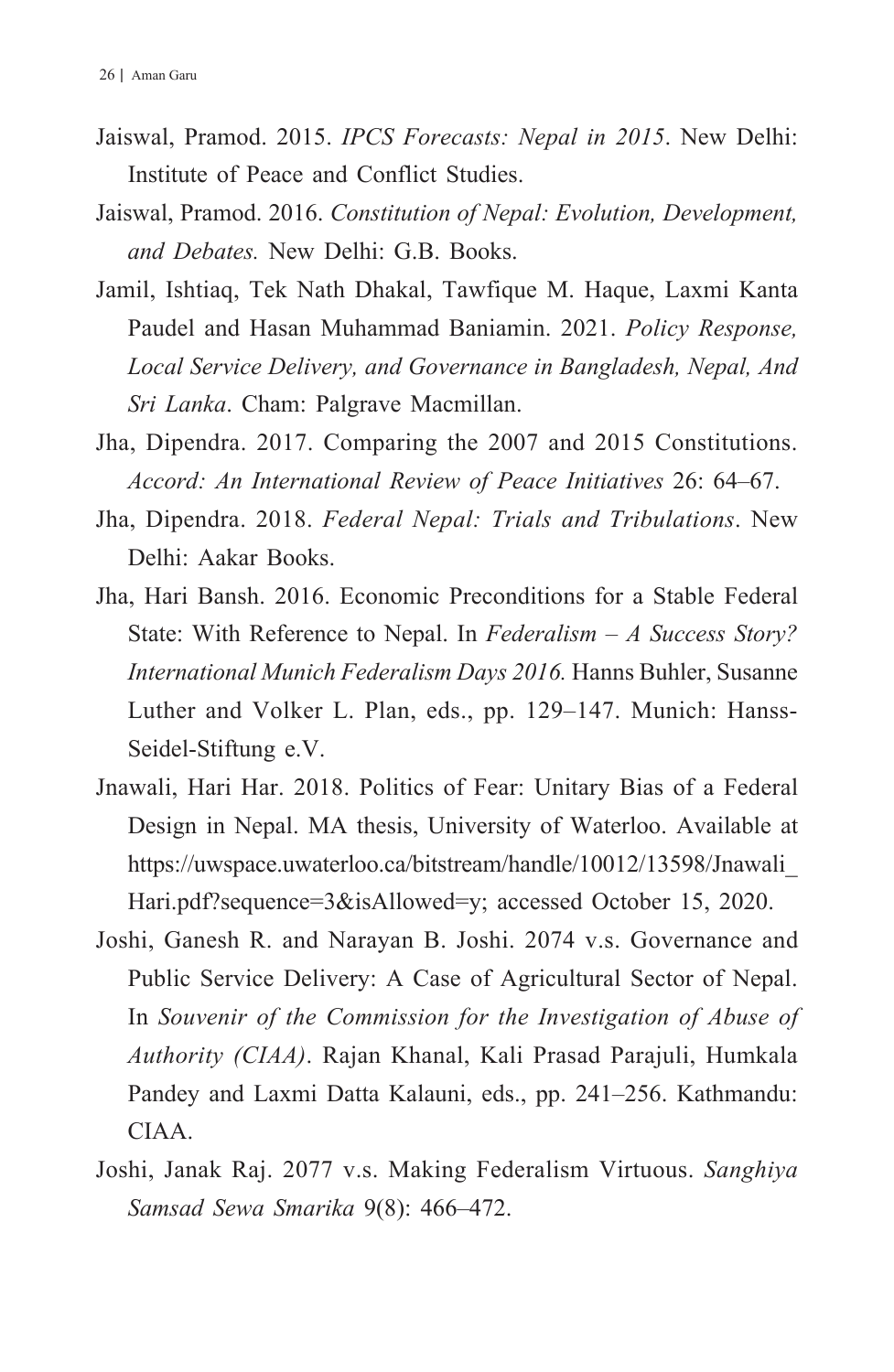Jaiswal, Pramod. 2015. *IPCS Forecasts: Nepal in 2015*. New Delhi: Institute of Peace and Conflict Studies.

Jaiswal, Pramod. 2016. *Constitution of Nepal: Evolution, Development, and Debates.* New Delhi: G.B. Books.

Jamil, Ishtiaq, Tek Nath Dhakal, Tawfique M. Haque, Laxmi Kanta Paudel and Hasan Muhammad Baniamin. 2021. *Policy Response, Local Service Delivery, and Governance in Bangladesh, Nepal, And Sri Lanka*. Cham: Palgrave Macmillan.

Jha, Dipendra. 2017. Comparing the 2007 and 2015 Constitutions. *Accord: An International Review of Peace Initiatives* 26: 64–67.

Jha, Dipendra. 2018. *Federal Nepal: Trials and Tribulations*. New Delhi: Aakar Books.

Jha, Hari Bansh. 2016. Economic Preconditions for a Stable Federal State: With Reference to Nepal. In *Federalism – A Success Story? International Munich Federalism Days 2016.* Hanns Buhler, Susanne Luther and Volker L. Plan, eds., pp. 129–147. Munich: Hanss-Seidel-Stiftung e.V.

Jnawali, Hari Har. 2018. Politics of Fear: Unitary Bias of a Federal Design in Nepal. MA thesis, University of Waterloo. Available at https://uwspace.uwaterloo.ca/bitstream/handle/10012/13598/Jnawali_Hari.pdf?sequence=3&isAllowed=y; accessed October 15, 2020.

Joshi, Ganesh R. and Narayan B. Joshi. 2074 v.s. Governance and Public Service Delivery: A Case of Agricultural Sector of Nepal. In *Souvenir of the Commission for the Investigation of Abuse of Authority (CIAA)*. Rajan Khanal, Kali Prasad Parajuli, Humkala Pandey and Laxmi Datta Kalauni, eds., pp. 241–256. Kathmandu: CIAA.

Joshi, Janak Raj. 2077 v.s. Making Federalism Virtuous. *Sanghiya Samsad Sewa Smarika* 9(8): 466–472.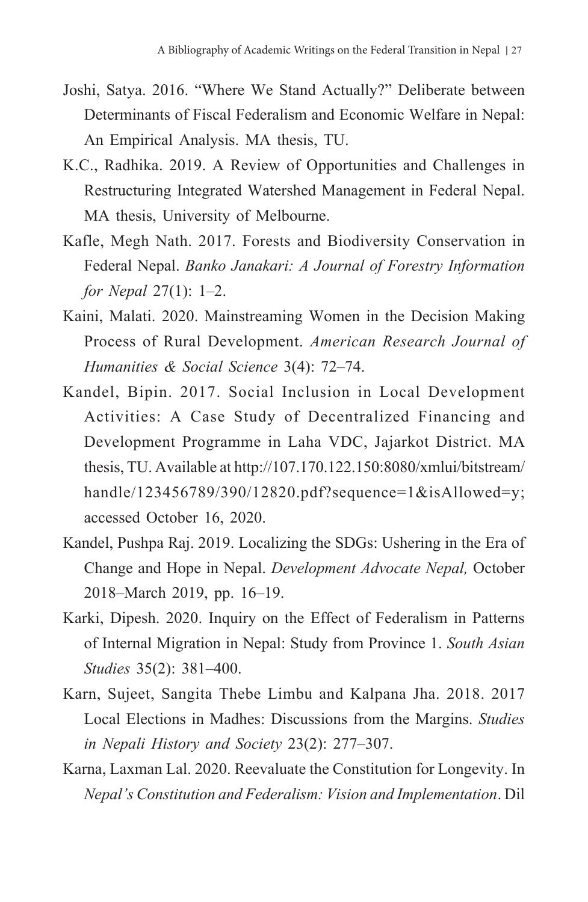Joshi, Satya. 2016. "Where We Stand Actually?" Deliberate between Determinants of Fiscal Federalism and Economic Welfare in Nepal: An Empirical Analysis. MA thesis, TU.

K.C., Radhika. 2019. A Review of Opportunities and Challenges in Restructuring Integrated Watershed Management in Federal Nepal. MA thesis, University of Melbourne.

Kafle, Megh Nath. 2017. Forests and Biodiversity Conservation in Federal Nepal. *Banko Janakari: A Journal of Forestry Information for Nepal* 27(1): 1–2.

Kaini, Malati. 2020. Mainstreaming Women in the Decision Making Process of Rural Development. *American Research Journal of Humanities & Social Science* 3(4): 72–74.

Kandel, Bipin. 2017. Social Inclusion in Local Development Activities: A Case Study of Decentralized Financing and Development Programme in Laha VDC, Jajarkot District. MA thesis, TU. Available at http://107.170.122.150:8080/xmlui/bitstream/handle/123456789/390/12820.pdf?sequence=1&isAllowed=y; accessed October 16, 2020.

Kandel, Pushpa Raj. 2019. Localizing the SDGs: Ushering in the Era of Change and Hope in Nepal. *Development Advocate Nepal,* October 2018–March 2019, pp. 16–19.

Karki, Dipesh. 2020. Inquiry on the Effect of Federalism in Patterns of Internal Migration in Nepal: Study from Province 1. *South Asian Studies* 35(2): 381–400.

Karn, Sujeet, Sangita Thebe Limbu and Kalpana Jha. 2018. 2017 Local Elections in Madhes: Discussions from the Margins. *Studies in Nepali History and Society* 23(2): 277–307.

Karna, Laxman Lal. 2020. Reevaluate the Constitution for Longevity. In *Nepal's Constitution and Federalism: Vision and Implementation*. Dil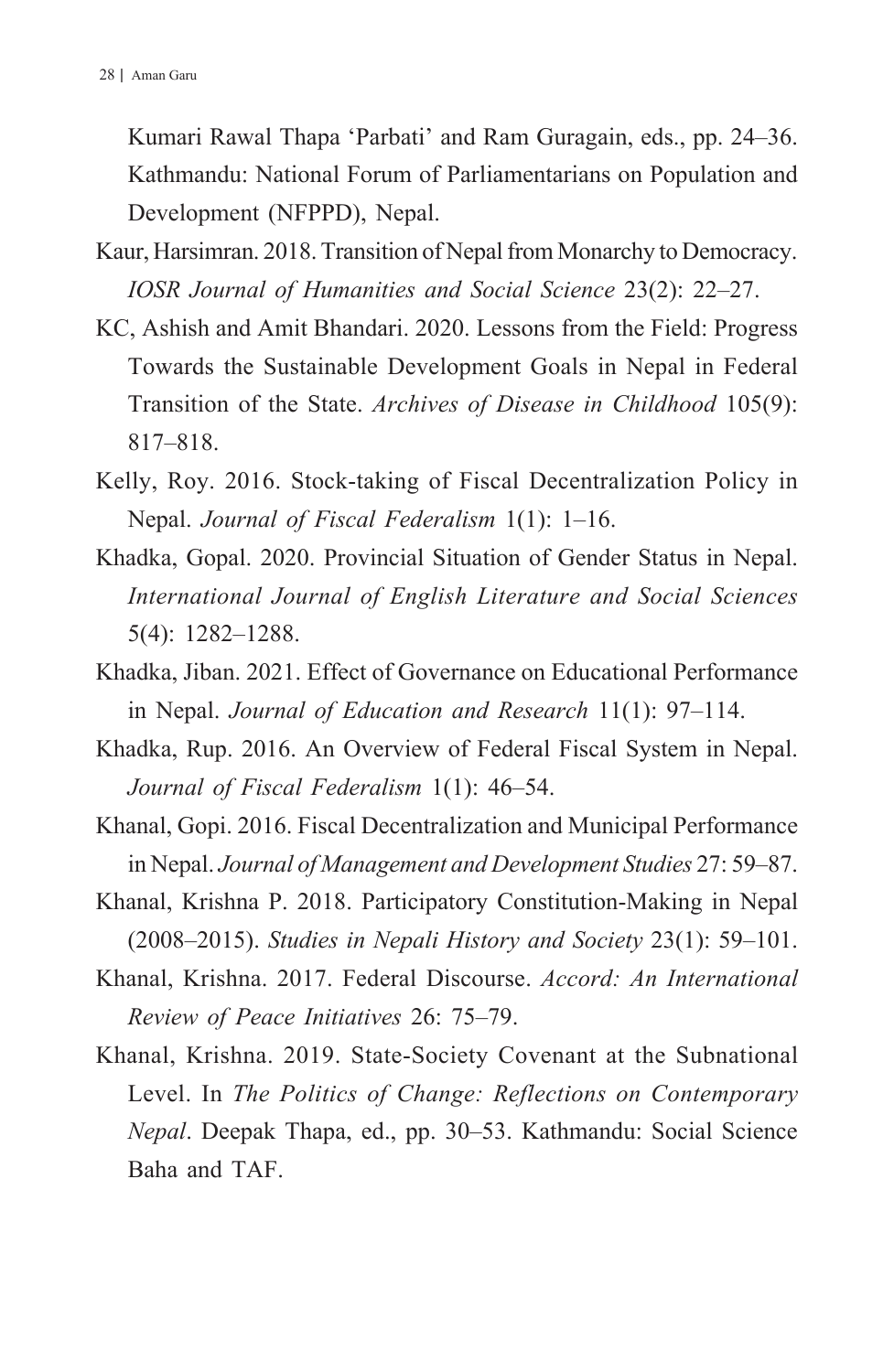Kumari Rawal Thapa 'Parbati' and Ram Guragain, eds., pp. 24–36. Kathmandu: National Forum of Parliamentarians on Population and Development (NFPPD), Nepal.

Kaur, Harsimran. 2018. Transition of Nepal from Monarchy to Democracy. *IOSR Journal of Humanities and Social Science* 23(2): 22–27.

KC, Ashish and Amit Bhandari. 2020. Lessons from the Field: Progress Towards the Sustainable Development Goals in Nepal in Federal Transition of the State. *Archives of Disease in Childhood* 105(9): 817–818.

Kelly, Roy. 2016. Stock-taking of Fiscal Decentralization Policy in Nepal. *Journal of Fiscal Federalism* 1(1): 1–16.

Khadka, Gopal. 2020. Provincial Situation of Gender Status in Nepal. *International Journal of English Literature and Social Sciences* 5(4): 1282–1288.

Khadka, Jiban. 2021. Effect of Governance on Educational Performance in Nepal. *Journal of Education and Research* 11(1): 97–114.

Khadka, Rup. 2016. An Overview of Federal Fiscal System in Nepal. *Journal of Fiscal Federalism* 1(1): 46–54.

Khanal, Gopi. 2016. Fiscal Decentralization and Municipal Performance in Nepal. *Journal of Management and Development Studies* 27: 59–87.

Khanal, Krishna P. 2018. Participatory Constitution-Making in Nepal (2008–2015). *Studies in Nepali History and Society* 23(1): 59–101.

Khanal, Krishna. 2017. Federal Discourse. *Accord: An International Review of Peace Initiatives* 26: 75–79.

Khanal, Krishna. 2019. State-Society Covenant at the Subnational Level. In *The Politics of Change: Reflections on Contemporary Nepal*. Deepak Thapa, ed., pp. 30–53. Kathmandu: Social Science Baha and TAF.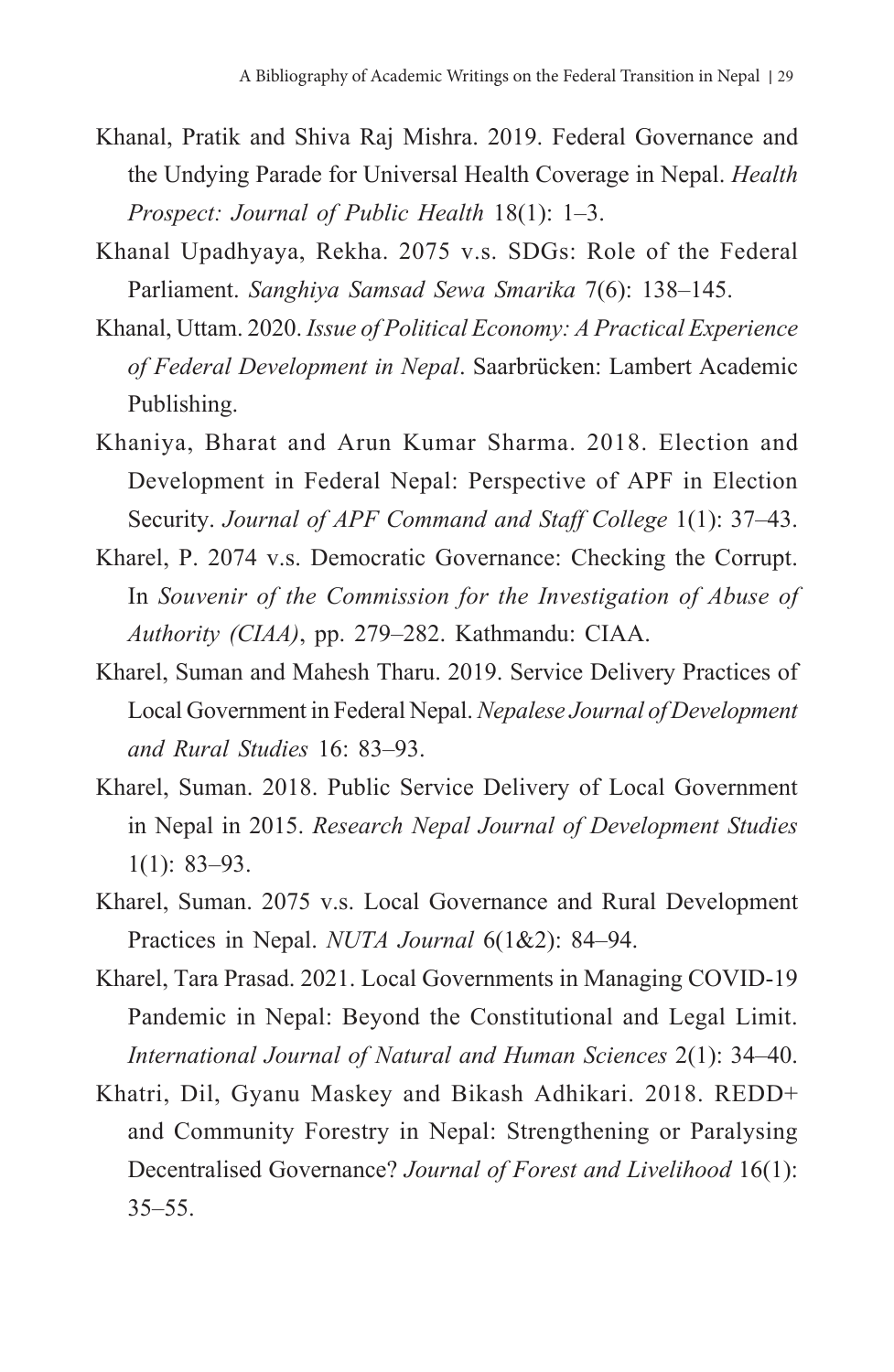Khanal, Pratik and Shiva Raj Mishra. 2019. Federal Governance and the Undying Parade for Universal Health Coverage in Nepal. *Health Prospect: Journal of Public Health* 18(1): 1–3.

Khanal Upadhyaya, Rekha. 2075 v.s. SDGs: Role of the Federal Parliament. *Sanghiya Samsad Sewa Smarika* 7(6): 138–145.

Khanal, Uttam. 2020. *Issue of Political Economy: A Practical Experience of Federal Development in Nepal*. Saarbrücken: Lambert Academic Publishing.

Khaniya, Bharat and Arun Kumar Sharma. 2018. Election and Development in Federal Nepal: Perspective of APF in Election Security. *Journal of APF Command and Staff College* 1(1): 37–43.

Kharel, P. 2074 v.s. Democratic Governance: Checking the Corrupt. In *Souvenir of the Commission for the Investigation of Abuse of Authority (CIAA)*, pp. 279–282. Kathmandu: CIAA.

Kharel, Suman and Mahesh Tharu. 2019. Service Delivery Practices of Local Government in Federal Nepal. *Nepalese Journal of Development and Rural Studies* 16: 83–93.

Kharel, Suman. 2018. Public Service Delivery of Local Government in Nepal in 2015. *Research Nepal Journal of Development Studies* 1(1): 83–93.

Kharel, Suman. 2075 v.s. Local Governance and Rural Development Practices in Nepal. *NUTA Journal* 6(1&2): 84–94.

Kharel, Tara Prasad. 2021. Local Governments in Managing COVID-19 Pandemic in Nepal: Beyond the Constitutional and Legal Limit. *International Journal of Natural and Human Sciences* 2(1): 34–40.

Khatri, Dil, Gyanu Maskey and Bikash Adhikari. 2018. REDD+ and Community Forestry in Nepal: Strengthening or Paralysing Decentralised Governance? *Journal of Forest and Livelihood* 16(1): 35–55.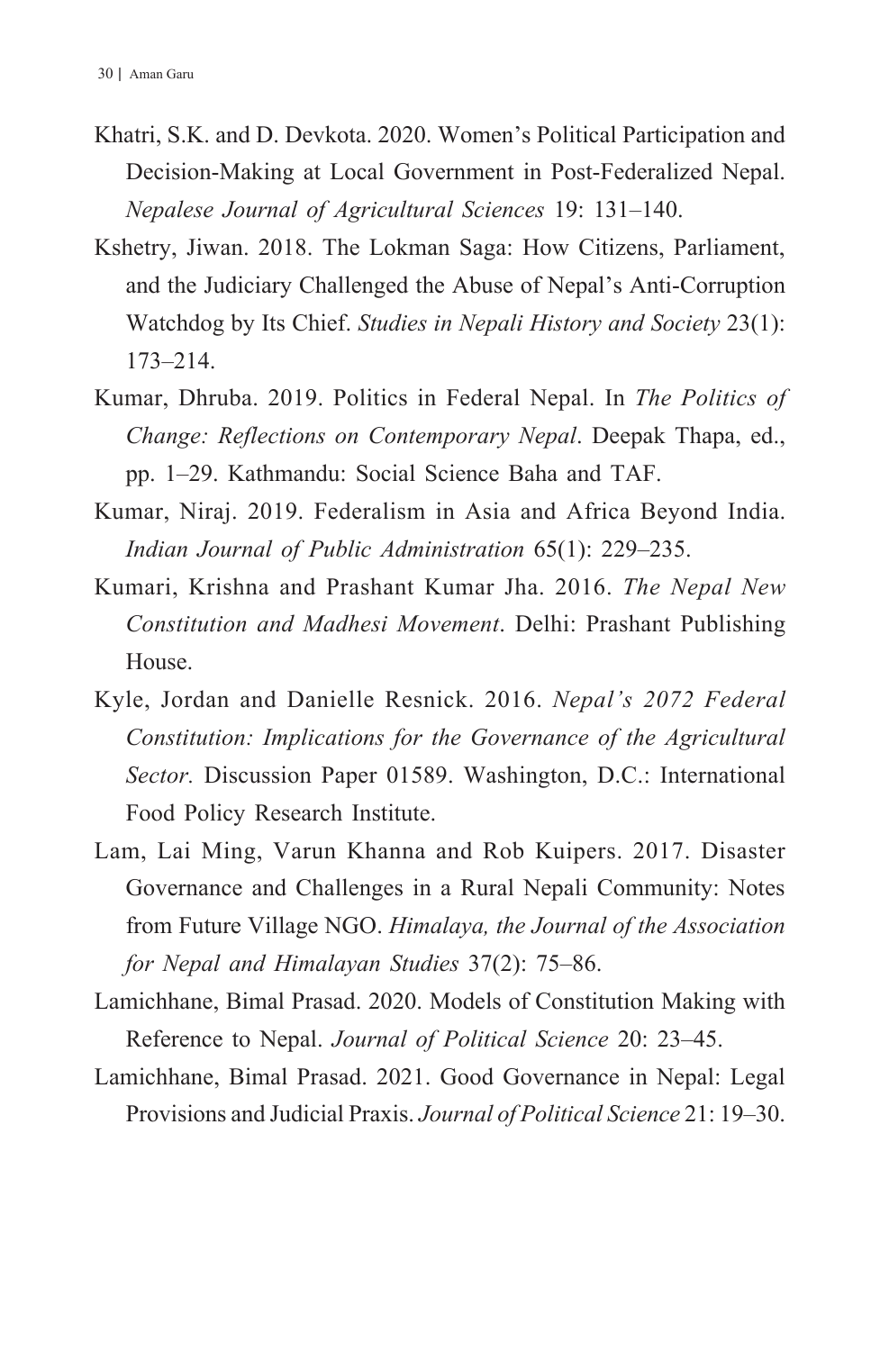Khatri, S.K. and D. Devkota. 2020. Women's Political Participation and Decision-Making at Local Government in Post-Federalized Nepal. *Nepalese Journal of Agricultural Sciences* 19: 131–140.

Kshetry, Jiwan. 2018. The Lokman Saga: How Citizens, Parliament, and the Judiciary Challenged the Abuse of Nepal's Anti-Corruption Watchdog by Its Chief. *Studies in Nepali History and Society* 23(1): 173–214.

Kumar, Dhruba. 2019. Politics in Federal Nepal. In *The Politics of Change: Reflections on Contemporary Nepal*. Deepak Thapa, ed., pp. 1–29. Kathmandu: Social Science Baha and TAF.

Kumar, Niraj. 2019. Federalism in Asia and Africa Beyond India. *Indian Journal of Public Administration* 65(1): 229–235.

Kumari, Krishna and Prashant Kumar Jha. 2016. *The Nepal New Constitution and Madhesi Movement*. Delhi: Prashant Publishing House.

Kyle, Jordan and Danielle Resnick. 2016. *Nepal's 2072 Federal Constitution: Implications for the Governance of the Agricultural Sector.* Discussion Paper 01589. Washington, D.C.: International Food Policy Research Institute.

Lam, Lai Ming, Varun Khanna and Rob Kuipers. 2017. Disaster Governance and Challenges in a Rural Nepali Community: Notes from Future Village NGO. *Himalaya, the Journal of the Association for Nepal and Himalayan Studies* 37(2): 75–86.

Lamichhane, Bimal Prasad. 2020. Models of Constitution Making with Reference to Nepal. *Journal of Political Science* 20: 23–45.

Lamichhane, Bimal Prasad. 2021. Good Governance in Nepal: Legal Provisions and Judicial Praxis. *Journal of Political Science* 21: 19–30.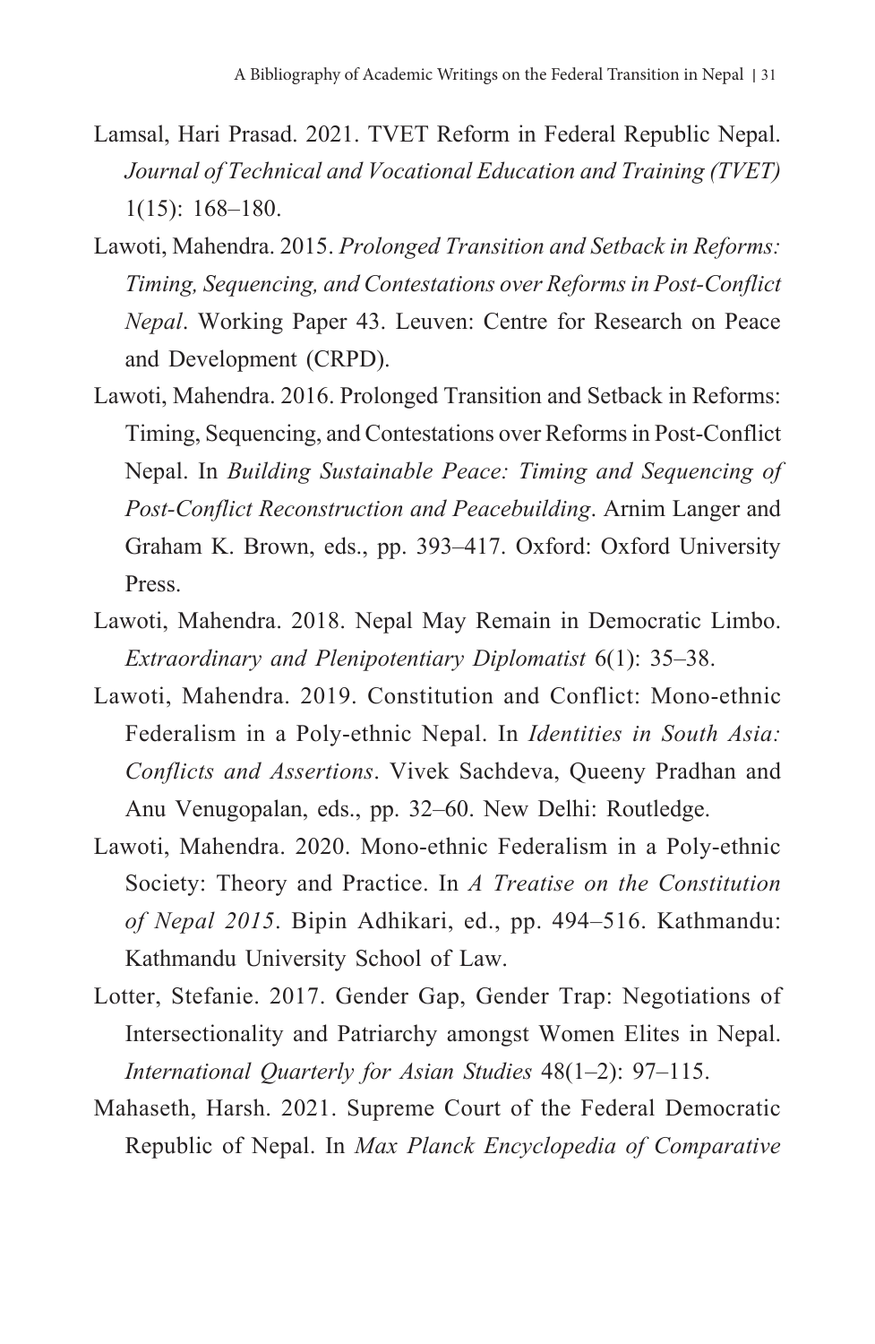Lamsal, Hari Prasad. 2021. TVET Reform in Federal Republic Nepal. *Journal of Technical and Vocational Education and Training (TVET)* 1(15): 168–180.

Lawoti, Mahendra. 2015. *Prolonged Transition and Setback in Reforms: Timing, Sequencing, and Contestations over Reforms in Post-Conflict Nepal*. Working Paper 43. Leuven: Centre for Research on Peace and Development (CRPD).

Lawoti, Mahendra. 2016. Prolonged Transition and Setback in Reforms: Timing, Sequencing, and Contestations over Reforms in Post-Conflict Nepal. In *Building Sustainable Peace: Timing and Sequencing of Post-Conflict Reconstruction and Peacebuilding*. Arnim Langer and Graham K. Brown, eds., pp. 393–417. Oxford: Oxford University Press.

Lawoti, Mahendra. 2018. Nepal May Remain in Democratic Limbo. *Extraordinary and Plenipotentiary Diplomatist* 6(1): 35–38.

Lawoti, Mahendra. 2019. Constitution and Conflict: Mono-ethnic Federalism in a Poly-ethnic Nepal. In *Identities in South Asia: Conflicts and Assertions*. Vivek Sachdeva, Queeny Pradhan and Anu Venugopalan, eds., pp. 32–60. New Delhi: Routledge.

Lawoti, Mahendra. 2020. Mono-ethnic Federalism in a Poly-ethnic Society: Theory and Practice. In *A Treatise on the Constitution of Nepal 2015*. Bipin Adhikari, ed., pp. 494–516. Kathmandu: Kathmandu University School of Law.

Lotter, Stefanie. 2017. Gender Gap, Gender Trap: Negotiations of Intersectionality and Patriarchy amongst Women Elites in Nepal. *International Quarterly for Asian Studies* 48(1–2): 97–115.

Mahaseth, Harsh. 2021. Supreme Court of the Federal Democratic Republic of Nepal. In *Max Planck Encyclopedia of Comparative*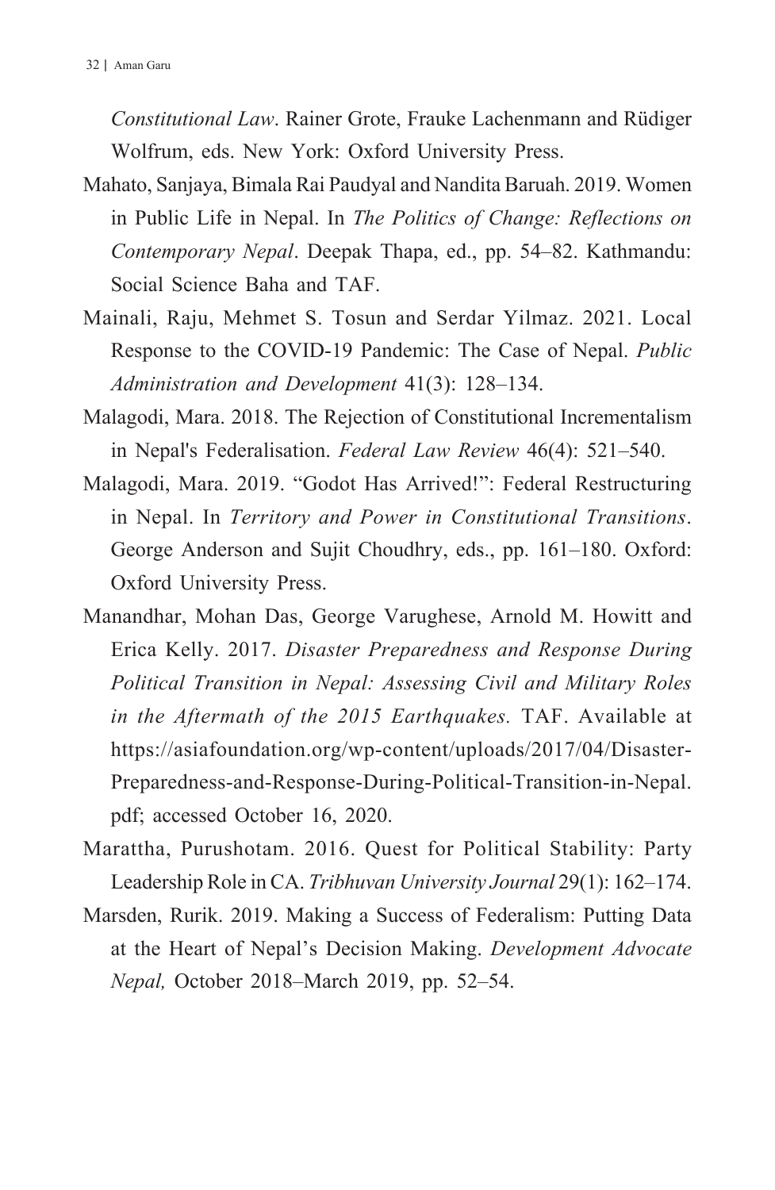*Constitutional Law*. Rainer Grote, Frauke Lachenmann and Rüdiger Wolfrum, eds. New York: Oxford University Press.

Mahato, Sanjaya, Bimala Rai Paudyal and Nandita Baruah. 2019. Women in Public Life in Nepal. In *The Politics of Change: Reflections on Contemporary Nepal*. Deepak Thapa, ed., pp. 54–82. Kathmandu: Social Science Baha and TAF.

Mainali, Raju, Mehmet S. Tosun and Serdar Yilmaz. 2021. Local Response to the COVID-19 Pandemic: The Case of Nepal. *Public Administration and Development* 41(3): 128–134.

Malagodi, Mara. 2018. The Rejection of Constitutional Incrementalism in Nepal's Federalisation. *Federal Law Review* 46(4): 521–540.

Malagodi, Mara. 2019. "Godot Has Arrived!": Federal Restructuring in Nepal. In *Territory and Power in Constitutional Transitions*. George Anderson and Sujit Choudhry, eds., pp. 161–180. Oxford: Oxford University Press.

Manandhar, Mohan Das, George Varughese, Arnold M. Howitt and Erica Kelly. 2017. *Disaster Preparedness and Response During Political Transition in Nepal: Assessing Civil and Military Roles in the Aftermath of the 2015 Earthquakes.* TAF. Available at https://asiafoundation.org/wp-content/uploads/2017/04/Disaster-Preparedness-and-Response-During-Political-Transition-in-Nepal.pdf; accessed October 16, 2020.

Marattha, Purushotam. 2016. Quest for Political Stability: Party Leadership Role in CA. *Tribhuvan University Journal* 29(1): 162–174.

Marsden, Rurik. 2019. Making a Success of Federalism: Putting Data at the Heart of Nepal's Decision Making. *Development Advocate Nepal,* October 2018–March 2019, pp. 52–54.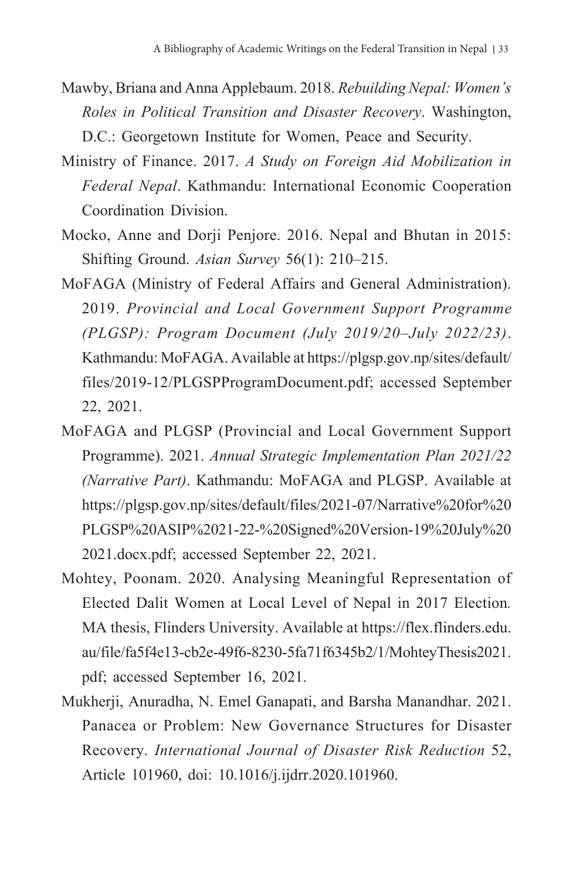Mawby, Briana and Anna Applebaum. 2018. *Rebuilding Nepal: Women's Roles in Political Transition and Disaster Recovery*. Washington, D.C.: Georgetown Institute for Women, Peace and Security.

Ministry of Finance. 2017. *A Study on Foreign Aid Mobilization in Federal Nepal*. Kathmandu: International Economic Cooperation Coordination Division.

Mocko, Anne and Dorji Penjore. 2016. Nepal and Bhutan in 2015: Shifting Ground. *Asian Survey* 56(1): 210–215.

MoFAGA (Ministry of Federal Affairs and General Administration). 2019. *Provincial and Local Government Support Programme (PLGSP): Program Document (July 2019/20–July 2022/23)*. Kathmandu: MoFAGA. Available at https://plgsp.gov.np/sites/default/files/2019-12/PLGSPProgramDocument.pdf; accessed September 22, 2021.

MoFAGA and PLGSP (Provincial and Local Government Support Programme). 2021. *Annual Strategic Implementation Plan 2021/22 (Narrative Part)*. Kathmandu: MoFAGA and PLGSP. Available at https://plgsp.gov.np/sites/default/files/2021-07/Narrative%20for%20PLGSP%20ASIP%2021-22-%20Signed%20Version-19%20July%202021.docx.pdf; accessed September 22, 2021.

Mohtey, Poonam. 2020. Analysing Meaningful Representation of Elected Dalit Women at Local Level of Nepal in 2017 Election. MA thesis, Flinders University. Available at https://flex.flinders.edu.au/file/fa5f4e13-cb2e-49f6-8230-5fa71f6345b2/1/MohteyThesis2021.pdf; accessed September 16, 2021.

Mukherji, Anuradha, N. Emel Ganapati, and Barsha Manandhar. 2021. Panacea or Problem: New Governance Structures for Disaster Recovery. *International Journal of Disaster Risk Reduction* 52, Article 101960, doi: 10.1016/j.ijdrr.2020.101960.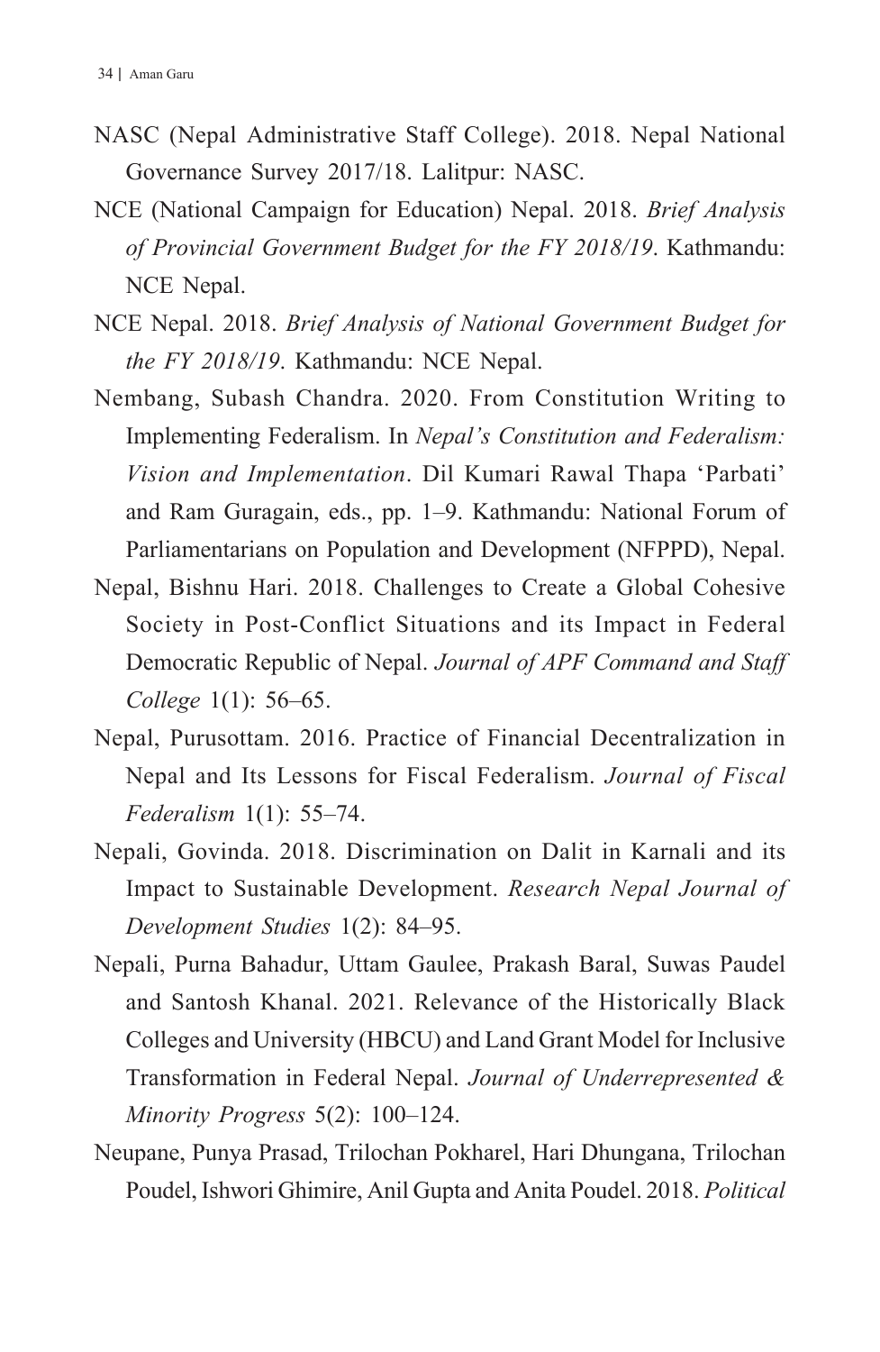NASC (Nepal Administrative Staff College). 2018. Nepal National Governance Survey 2017/18. Lalitpur: NASC.

NCE (National Campaign for Education) Nepal. 2018. *Brief Analysis of Provincial Government Budget for the FY 2018/19*. Kathmandu: NCE Nepal.

NCE Nepal. 2018. *Brief Analysis of National Government Budget for the FY 2018/19*. Kathmandu: NCE Nepal.

Nembang, Subash Chandra. 2020. From Constitution Writing to Implementing Federalism. In *Nepal's Constitution and Federalism: Vision and Implementation*. Dil Kumari Rawal Thapa 'Parbati' and Ram Guragain, eds., pp. 1–9. Kathmandu: National Forum of Parliamentarians on Population and Development (NFPPD), Nepal.

Nepal, Bishnu Hari. 2018. Challenges to Create a Global Cohesive Society in Post-Conflict Situations and its Impact in Federal Democratic Republic of Nepal. *Journal of APF Command and Staff College* 1(1): 56–65.

Nepal, Purusottam. 2016. Practice of Financial Decentralization in Nepal and Its Lessons for Fiscal Federalism. *Journal of Fiscal Federalism* 1(1): 55–74.

Nepali, Govinda. 2018. Discrimination on Dalit in Karnali and its Impact to Sustainable Development. *Research Nepal Journal of Development Studies* 1(2): 84–95.

Nepali, Purna Bahadur, Uttam Gaulee, Prakash Baral, Suwas Paudel and Santosh Khanal. 2021. Relevance of the Historically Black Colleges and University (HBCU) and Land Grant Model for Inclusive Transformation in Federal Nepal. *Journal of Underrepresented & Minority Progress* 5(2): 100–124.

Neupane, Punya Prasad, Trilochan Pokharel, Hari Dhungana, Trilochan Poudel, Ishwori Ghimire, Anil Gupta and Anita Poudel. 2018. *Political*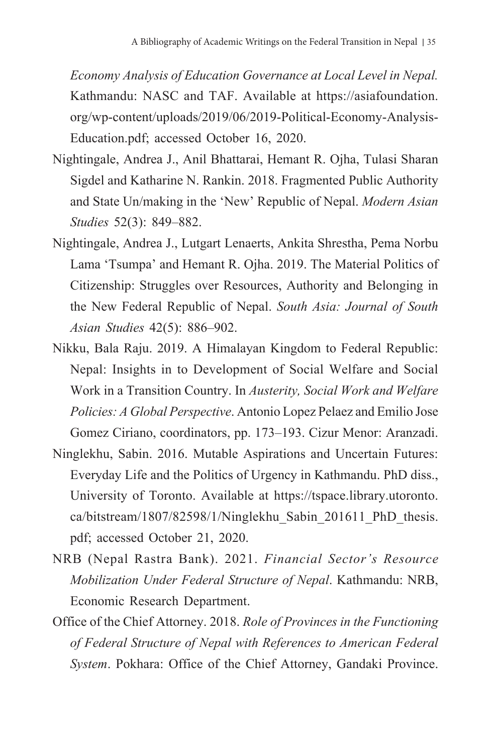*Economy Analysis of Education Governance at Local Level in Nepal.* Kathmandu: NASC and TAF. Available at https://asiafoundation.org/wp-content/uploads/2019/06/2019-Political-Economy-Analysis-Education.pdf; accessed October 16, 2020.

Nightingale, Andrea J., Anil Bhattarai, Hemant R. Ojha, Tulasi Sharan Sigdel and Katharine N. Rankin. 2018. Fragmented Public Authority and State Un/making in the 'New' Republic of Nepal. *Modern Asian Studies* 52(3): 849–882.

Nightingale, Andrea J., Lutgart Lenaerts, Ankita Shrestha, Pema Norbu Lama 'Tsumpa' and Hemant R. Ojha. 2019. The Material Politics of Citizenship: Struggles over Resources, Authority and Belonging in the New Federal Republic of Nepal. *South Asia: Journal of South Asian Studies* 42(5): 886–902.

Nikku, Bala Raju. 2019. A Himalayan Kingdom to Federal Republic: Nepal: Insights in to Development of Social Welfare and Social Work in a Transition Country. In *Austerity, Social Work and Welfare Policies: A Global Perspective*. Antonio Lopez Pelaez and Emilio Jose Gomez Ciriano, coordinators, pp. 173–193. Cizur Menor: Aranzadi.

Ninglekhu, Sabin. 2016. Mutable Aspirations and Uncertain Futures: Everyday Life and the Politics of Urgency in Kathmandu. PhD diss., University of Toronto. Available at https://tspace.library.utoronto.ca/bitstream/1807/82598/1/Ninglekhu_Sabin_201611_PhD_thesis.pdf; accessed October 21, 2020.

NRB (Nepal Rastra Bank). 2021. *Financial Sector's Resource Mobilization Under Federal Structure of Nepal*. Kathmandu: NRB, Economic Research Department.

Office of the Chief Attorney. 2018. *Role of Provinces in the Functioning of Federal Structure of Nepal with References to American Federal System*. Pokhara: Office of the Chief Attorney, Gandaki Province.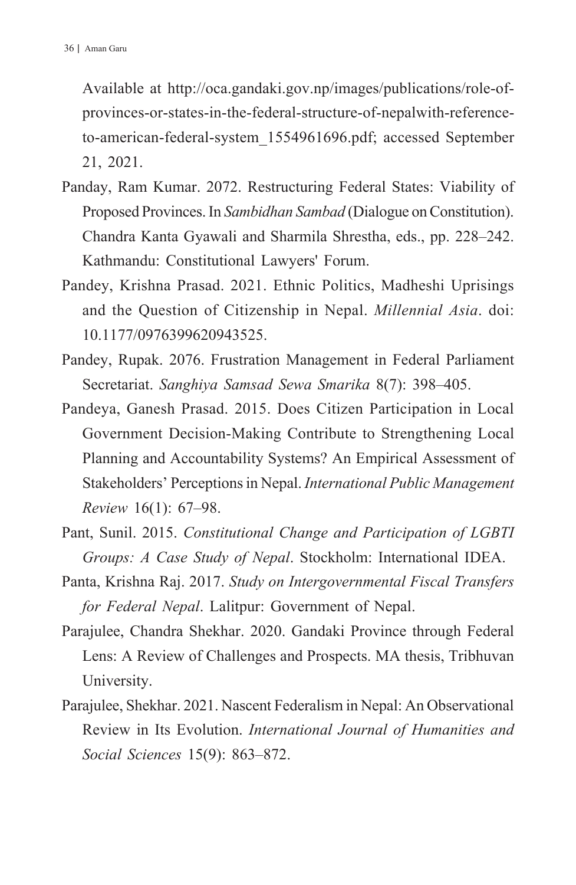Available at http://oca.gandaki.gov.np/images/publications/role-of-provinces-or-states-in-the-federal-structure-of-nepalwith-reference-to-american-federal-system_1554961696.pdf; accessed September 21, 2021.

Panday, Ram Kumar. 2072. Restructuring Federal States: Viability of Proposed Provinces. In *Sambidhan Sambad* (Dialogue on Constitution). Chandra Kanta Gyawali and Sharmila Shrestha, eds., pp. 228–242. Kathmandu: Constitutional Lawyers' Forum.

Pandey, Krishna Prasad. 2021. Ethnic Politics, Madheshi Uprisings and the Question of Citizenship in Nepal. *Millennial Asia*. doi: 10.1177/0976399620943525.

Pandey, Rupak. 2076. Frustration Management in Federal Parliament Secretariat. *Sanghiya Samsad Sewa Smarika* 8(7): 398–405.

Pandeya, Ganesh Prasad. 2015. Does Citizen Participation in Local Government Decision-Making Contribute to Strengthening Local Planning and Accountability Systems? An Empirical Assessment of Stakeholders' Perceptions in Nepal. *International Public Management Review* 16(1): 67–98.

Pant, Sunil. 2015. *Constitutional Change and Participation of LGBTI Groups: A Case Study of Nepal*. Stockholm: International IDEA.

Panta, Krishna Raj. 2017. *Study on Intergovernmental Fiscal Transfers for Federal Nepal*. Lalitpur: Government of Nepal.

Parajulee, Chandra Shekhar. 2020. Gandaki Province through Federal Lens: A Review of Challenges and Prospects. MA thesis, Tribhuvan University.

Parajulee, Shekhar. 2021. Nascent Federalism in Nepal: An Observational Review in Its Evolution. *International Journal of Humanities and Social Sciences* 15(9): 863–872.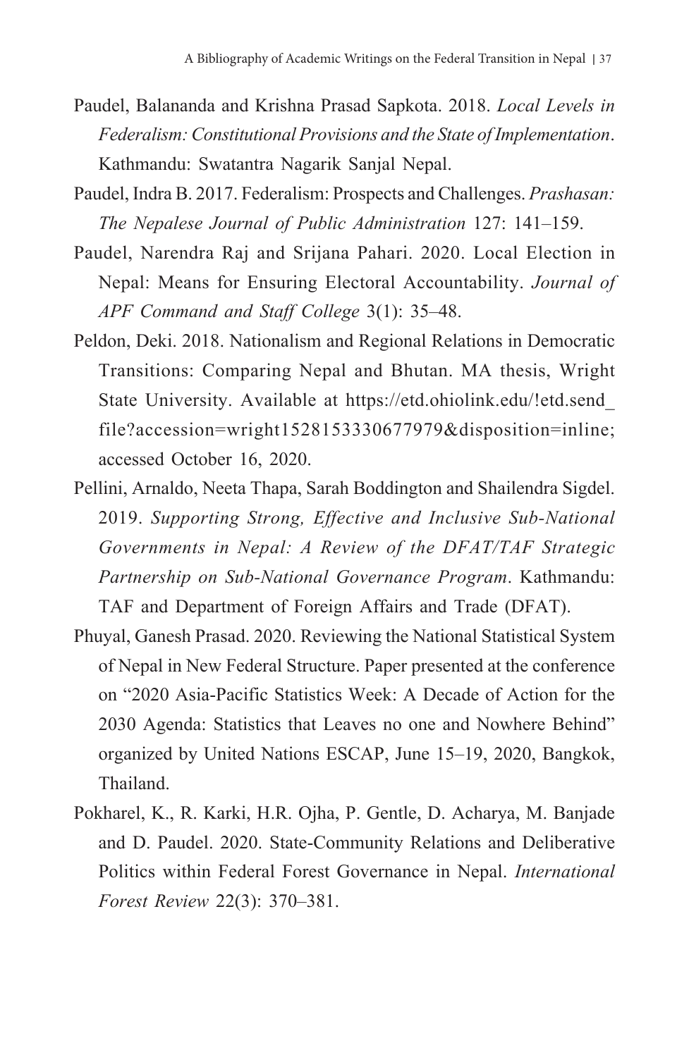Paudel, Balananda and Krishna Prasad Sapkota. 2018. *Local Levels in Federalism: Constitutional Provisions and the State of Implementation*. Kathmandu: Swatantra Nagarik Sanjal Nepal.

Paudel, Indra B. 2017. Federalism: Prospects and Challenges. *Prashasan: The Nepalese Journal of Public Administration* 127: 141–159.

Paudel, Narendra Raj and Srijana Pahari. 2020. Local Election in Nepal: Means for Ensuring Electoral Accountability. *Journal of APF Command and Staff College* 3(1): 35–48.

Peldon, Deki. 2018. Nationalism and Regional Relations in Democratic Transitions: Comparing Nepal and Bhutan. MA thesis, Wright State University. Available at https://etd.ohiolink.edu/!etd.send_file?accession=wright1528153330677979&disposition=inline; accessed October 16, 2020.

Pellini, Arnaldo, Neeta Thapa, Sarah Boddington and Shailendra Sigdel. 2019. *Supporting Strong, Effective and Inclusive Sub-National Governments in Nepal: A Review of the DFAT/TAF Strategic Partnership on Sub-National Governance Program*. Kathmandu: TAF and Department of Foreign Affairs and Trade (DFAT).

Phuyal, Ganesh Prasad. 2020. Reviewing the National Statistical System of Nepal in New Federal Structure. Paper presented at the conference on "2020 Asia-Pacific Statistics Week: A Decade of Action for the 2030 Agenda: Statistics that Leaves no one and Nowhere Behind" organized by United Nations ESCAP, June 15–19, 2020, Bangkok, Thailand.

Pokharel, K., R. Karki, H.R. Ojha, P. Gentle, D. Acharya, M. Banjade and D. Paudel. 2020. State-Community Relations and Deliberative Politics within Federal Forest Governance in Nepal. *International Forest Review* 22(3): 370–381.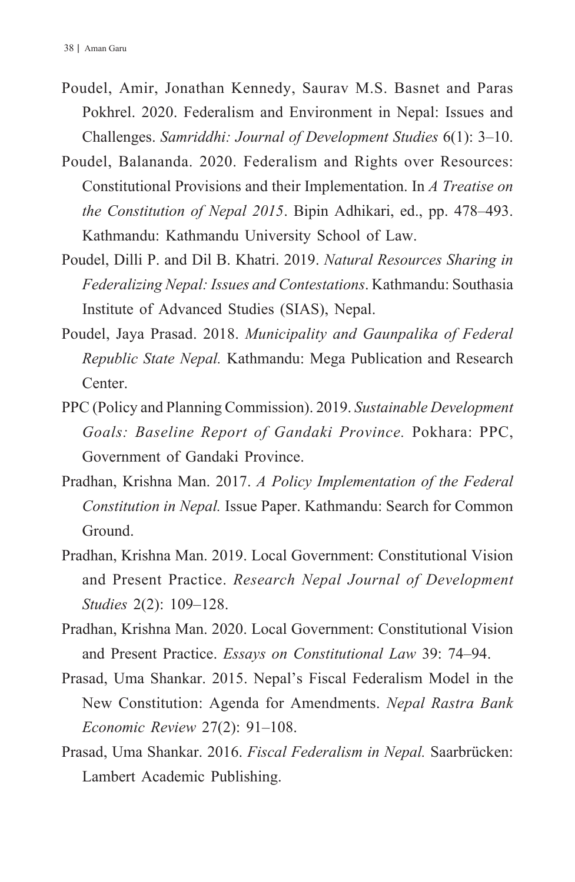Poudel, Amir, Jonathan Kennedy, Saurav M.S. Basnet and Paras Pokhrel. 2020. Federalism and Environment in Nepal: Issues and Challenges. *Samriddhi: Journal of Development Studies* 6(1): 3–10.

Poudel, Balananda. 2020. Federalism and Rights over Resources: Constitutional Provisions and their Implementation. In *A Treatise on the Constitution of Nepal 2015*. Bipin Adhikari, ed., pp. 478–493. Kathmandu: Kathmandu University School of Law.

Poudel, Dilli P. and Dil B. Khatri. 2019. *Natural Resources Sharing in Federalizing Nepal: Issues and Contestations*. Kathmandu: Southasia Institute of Advanced Studies (SIAS), Nepal.

Poudel, Jaya Prasad. 2018. *Municipality and Gaunpalika of Federal Republic State Nepal.* Kathmandu: Mega Publication and Research Center.

PPC (Policy and Planning Commission). 2019. *Sustainable Development Goals: Baseline Report of Gandaki Province.* Pokhara: PPC, Government of Gandaki Province.

Pradhan, Krishna Man. 2017. *A Policy Implementation of the Federal Constitution in Nepal.* Issue Paper. Kathmandu: Search for Common Ground.

Pradhan, Krishna Man. 2019. Local Government: Constitutional Vision and Present Practice. *Research Nepal Journal of Development Studies* 2(2): 109–128.

Pradhan, Krishna Man. 2020. Local Government: Constitutional Vision and Present Practice. *Essays on Constitutional Law* 39: 74–94.

Prasad, Uma Shankar. 2015. Nepal's Fiscal Federalism Model in the New Constitution: Agenda for Amendments. *Nepal Rastra Bank Economic Review* 27(2): 91–108.

Prasad, Uma Shankar. 2016. *Fiscal Federalism in Nepal.* Saarbrücken: Lambert Academic Publishing.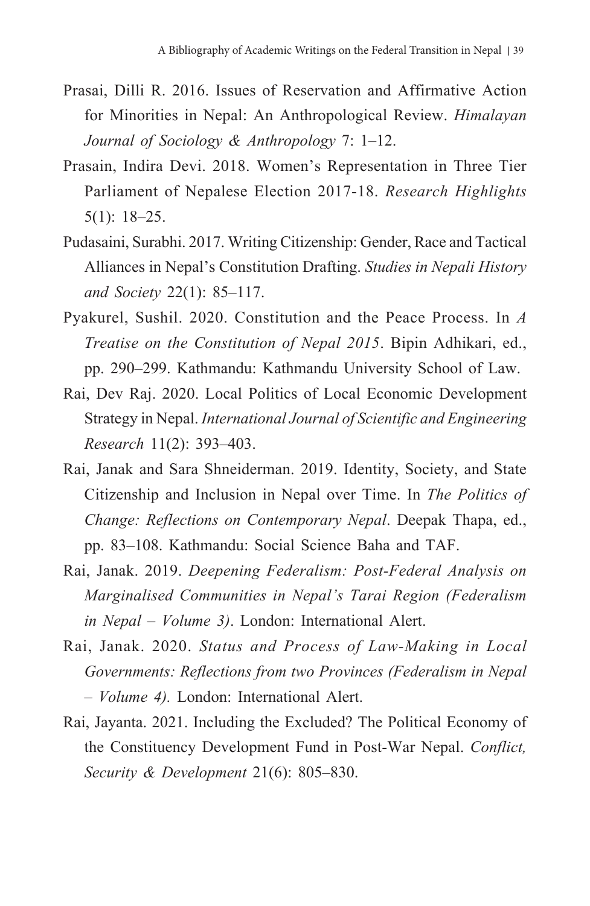Prasai, Dilli R. 2016. Issues of Reservation and Affirmative Action for Minorities in Nepal: An Anthropological Review. *Himalayan Journal of Sociology & Anthropology* 7: 1–12.

Prasain, Indira Devi. 2018. Women's Representation in Three Tier Parliament of Nepalese Election 2017-18. *Research Highlights* 5(1): 18–25.

Pudasaini, Surabhi. 2017. Writing Citizenship: Gender, Race and Tactical Alliances in Nepal's Constitution Drafting. *Studies in Nepali History and Society* 22(1): 85–117.

Pyakurel, Sushil. 2020. Constitution and the Peace Process. In *A Treatise on the Constitution of Nepal 2015*. Bipin Adhikari, ed., pp. 290–299. Kathmandu: Kathmandu University School of Law.

Rai, Dev Raj. 2020. Local Politics of Local Economic Development Strategy in Nepal. *International Journal of Scientific and Engineering Research* 11(2): 393–403.

Rai, Janak and Sara Shneiderman. 2019. Identity, Society, and State Citizenship and Inclusion in Nepal over Time. In *The Politics of Change: Reflections on Contemporary Nepal*. Deepak Thapa, ed., pp. 83–108. Kathmandu: Social Science Baha and TAF.

Rai, Janak. 2019. *Deepening Federalism: Post-Federal Analysis on Marginalised Communities in Nepal's Tarai Region (Federalism in Nepal – Volume 3)*. London: International Alert.

Rai, Janak. 2020. *Status and Process of Law-Making in Local Governments: Reflections from two Provinces (Federalism in Nepal – Volume 4).* London: International Alert.

Rai, Jayanta. 2021. Including the Excluded? The Political Economy of the Constituency Development Fund in Post-War Nepal. *Conflict, Security & Development* 21(6): 805–830.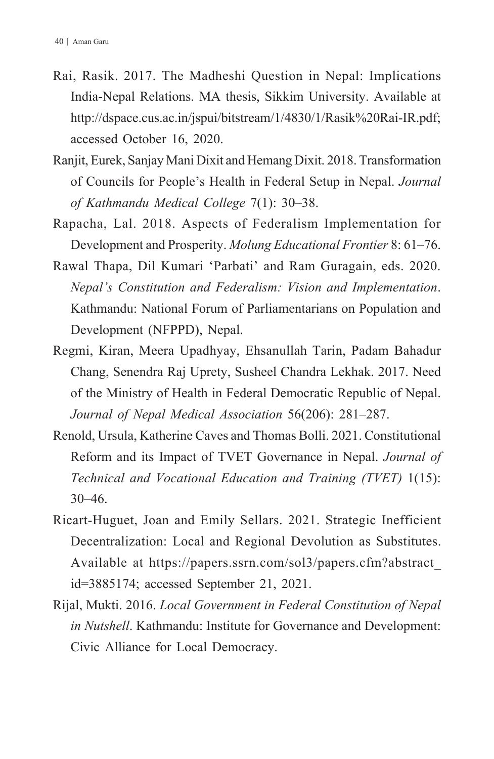Rai, Rasik. 2017. The Madheshi Question in Nepal: Implications India-Nepal Relations. MA thesis, Sikkim University. Available at http://dspace.cus.ac.in/jspui/bitstream/1/4830/1/Rasik%20Rai-IR.pdf; accessed October 16, 2020.

Ranjit, Eurek, Sanjay Mani Dixit and Hemang Dixit. 2018. Transformation of Councils for People's Health in Federal Setup in Nepal. *Journal of Kathmandu Medical College* 7(1): 30–38.

Rapacha, Lal. 2018. Aspects of Federalism Implementation for Development and Prosperity. *Molung Educational Frontier* 8: 61–76.

Rawal Thapa, Dil Kumari 'Parbati' and Ram Guragain, eds. 2020. *Nepal's Constitution and Federalism: Vision and Implementation*. Kathmandu: National Forum of Parliamentarians on Population and Development (NFPPD), Nepal.

Regmi, Kiran, Meera Upadhyay, Ehsanullah Tarin, Padam Bahadur Chang, Senendra Raj Uprety, Susheel Chandra Lekhak. 2017. Need of the Ministry of Health in Federal Democratic Republic of Nepal. *Journal of Nepal Medical Association* 56(206): 281–287.

Renold, Ursula, Katherine Caves and Thomas Bolli. 2021. Constitutional Reform and its Impact of TVET Governance in Nepal. *Journal of Technical and Vocational Education and Training (TVET)* 1(15): 30–46.

Ricart-Huguet, Joan and Emily Sellars. 2021. Strategic Inefficient Decentralization: Local and Regional Devolution as Substitutes. Available at https://papers.ssrn.com/sol3/papers.cfm?abstract_id=3885174; accessed September 21, 2021.

Rijal, Mukti. 2016. *Local Government in Federal Constitution of Nepal in Nutshell*. Kathmandu: Institute for Governance and Development: Civic Alliance for Local Democracy.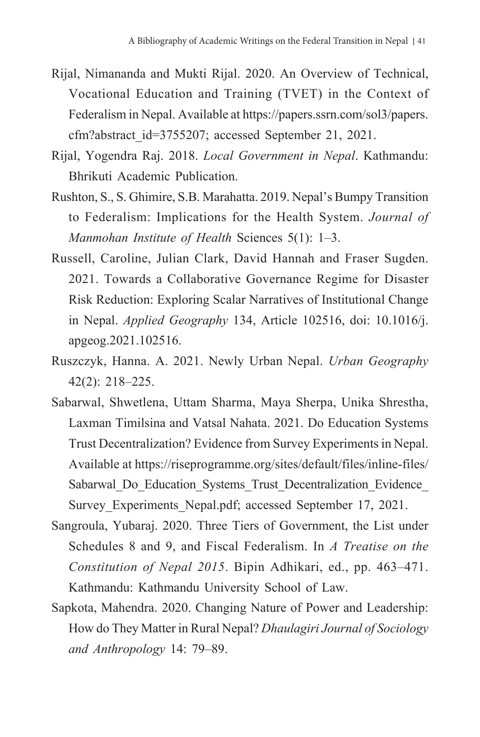Rijal, Nimananda and Mukti Rijal. 2020. An Overview of Technical, Vocational Education and Training (TVET) in the Context of Federalism in Nepal. Available at https://papers.ssrn.com/sol3/papers.cfm?abstract_id=3755207; accessed September 21, 2021.

Rijal, Yogendra Raj. 2018. *Local Government in Nepal*. Kathmandu: Bhrikuti Academic Publication.

Rushton, S., S. Ghimire, S.B. Marahatta. 2019. Nepal's Bumpy Transition to Federalism: Implications for the Health System. *Journal of Manmohan Institute of Health* Sciences 5(1): 1–3.

Russell, Caroline, Julian Clark, David Hannah and Fraser Sugden. 2021. Towards a Collaborative Governance Regime for Disaster Risk Reduction: Exploring Scalar Narratives of Institutional Change in Nepal. *Applied Geography* 134, Article 102516, doi: 10.1016/j.apgeog.2021.102516.

Ruszczyk, Hanna. A. 2021. Newly Urban Nepal. *Urban Geography* 42(2): 218–225.

Sabarwal, Shwetlena, Uttam Sharma, Maya Sherpa, Unika Shrestha, Laxman Timilsina and Vatsal Nahata. 2021. Do Education Systems Trust Decentralization? Evidence from Survey Experiments in Nepal. Available at https://riseprogramme.org/sites/default/files/inline-files/Sabarwal_Do_Education_Systems_Trust_Decentralization_Evidence_Survey_Experiments_Nepal.pdf; accessed September 17, 2021.

Sangroula, Yubaraj. 2020. Three Tiers of Government, the List under Schedules 8 and 9, and Fiscal Federalism. In *A Treatise on the Constitution of Nepal 2015*. Bipin Adhikari, ed., pp. 463–471. Kathmandu: Kathmandu University School of Law.

Sapkota, Mahendra. 2020. Changing Nature of Power and Leadership: How do They Matter in Rural Nepal? *Dhaulagiri Journal of Sociology and Anthropology* 14: 79–89.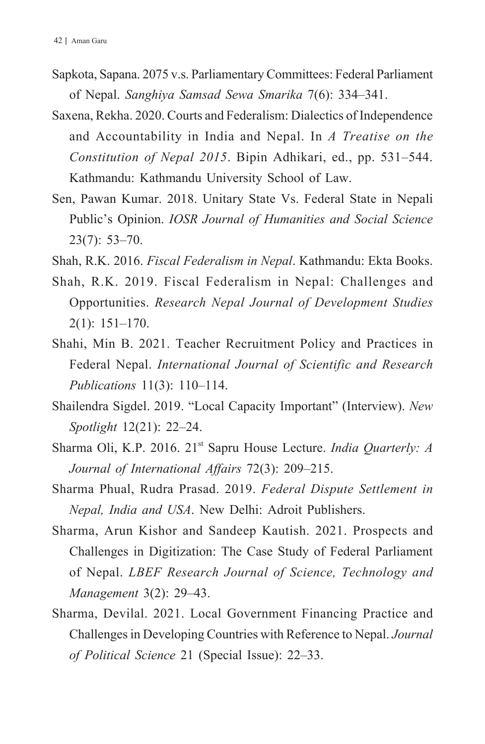Sapkota, Sapana. 2075 v.s. Parliamentary Committees: Federal Parliament of Nepal. *Sanghiya Samsad Sewa Smarika* 7(6): 334–341.

Saxena, Rekha. 2020. Courts and Federalism: Dialectics of Independence and Accountability in India and Nepal. In *A Treatise on the Constitution of Nepal 2015*. Bipin Adhikari, ed., pp. 531–544. Kathmandu: Kathmandu University School of Law.

Sen, Pawan Kumar. 2018. Unitary State Vs. Federal State in Nepali Public's Opinion. *IOSR Journal of Humanities and Social Science* 23(7): 53–70.

Shah, R.K. 2016. *Fiscal Federalism in Nepal*. Kathmandu: Ekta Books.

Shah, R.K. 2019. Fiscal Federalism in Nepal: Challenges and Opportunities. *Research Nepal Journal of Development Studies* 2(1): 151–170.

Shahi, Min B. 2021. Teacher Recruitment Policy and Practices in Federal Nepal. *International Journal of Scientific and Research Publications* 11(3): 110–114.

Shailendra Sigdel. 2019. "Local Capacity Important" (Interview). *New Spotlight* 12(21): 22–24.

Sharma Oli, K.P. 2016. 21st Sapru House Lecture. *India Quarterly: A Journal of International Affairs* 72(3): 209–215.

Sharma Phual, Rudra Prasad. 2019. *Federal Dispute Settlement in Nepal, India and USA*. New Delhi: Adroit Publishers.

Sharma, Arun Kishor and Sandeep Kautish. 2021. Prospects and Challenges in Digitization: The Case Study of Federal Parliament of Nepal. *LBEF Research Journal of Science, Technology and Management* 3(2): 29–43.

Sharma, Devilal. 2021. Local Government Financing Practice and Challenges in Developing Countries with Reference to Nepal. *Journal of Political Science* 21 (Special Issue): 22–33.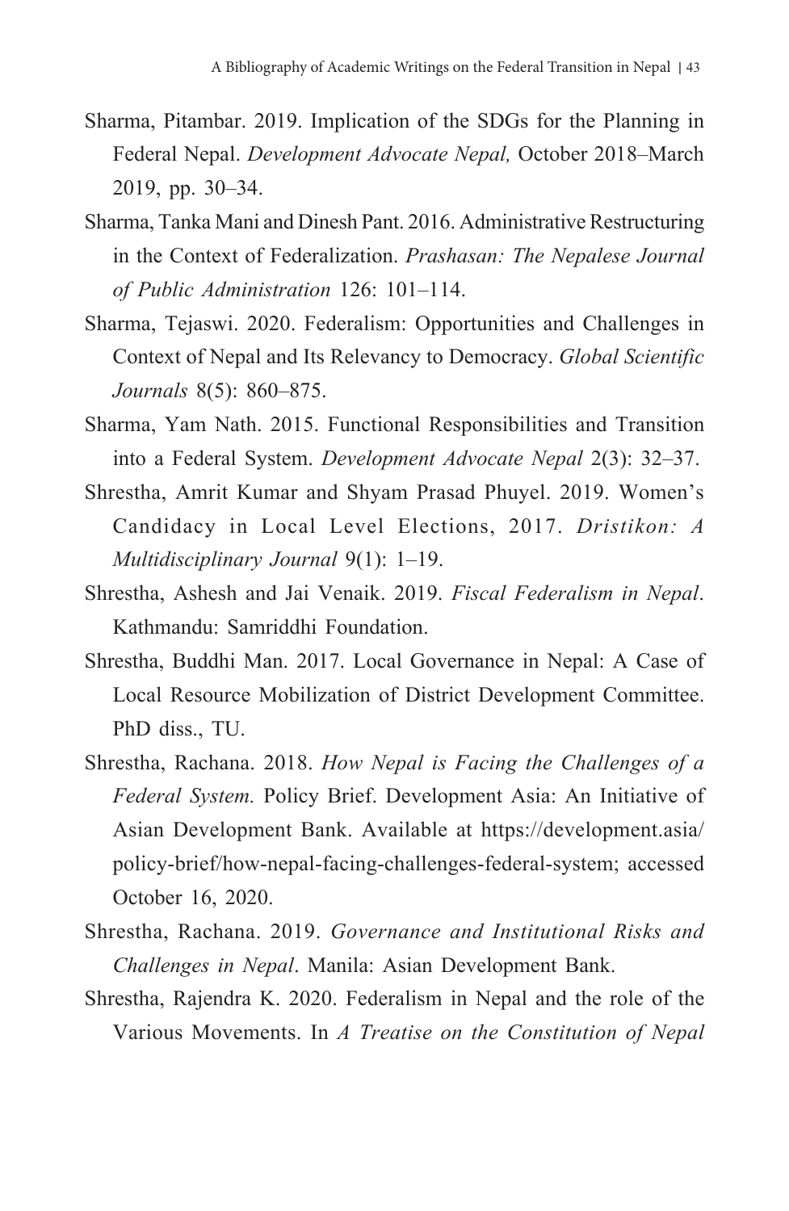Sharma, Pitambar. 2019. Implication of the SDGs for the Planning in Federal Nepal. *Development Advocate Nepal,* October 2018–March 2019, pp. 30–34.

Sharma, Tanka Mani and Dinesh Pant. 2016. Administrative Restructuring in the Context of Federalization. *Prashasan: The Nepalese Journal of Public Administration* 126: 101–114.

Sharma, Tejaswi. 2020. Federalism: Opportunities and Challenges in Context of Nepal and Its Relevancy to Democracy. *Global Scientific Journals* 8(5): 860–875.

Sharma, Yam Nath. 2015. Functional Responsibilities and Transition into a Federal System. *Development Advocate Nepal* 2(3): 32–37.

Shrestha, Amrit Kumar and Shyam Prasad Phuyel. 2019. Women's Candidacy in Local Level Elections, 2017. *Dristikon: A Multidisciplinary Journal* 9(1): 1–19.

Shrestha, Ashesh and Jai Venaik. 2019. *Fiscal Federalism in Nepal*. Kathmandu: Samriddhi Foundation.

Shrestha, Buddhi Man. 2017. Local Governance in Nepal: A Case of Local Resource Mobilization of District Development Committee. PhD diss., TU.

Shrestha, Rachana. 2018. *How Nepal is Facing the Challenges of a Federal System.* Policy Brief. Development Asia: An Initiative of Asian Development Bank. Available at https://development.asia/policy-brief/how-nepal-facing-challenges-federal-system; accessed October 16, 2020.

Shrestha, Rachana. 2019. *Governance and Institutional Risks and Challenges in Nepal*. Manila: Asian Development Bank.

Shrestha, Rajendra K. 2020. Federalism in Nepal and the role of the Various Movements. In *A Treatise on the Constitution of Nepal*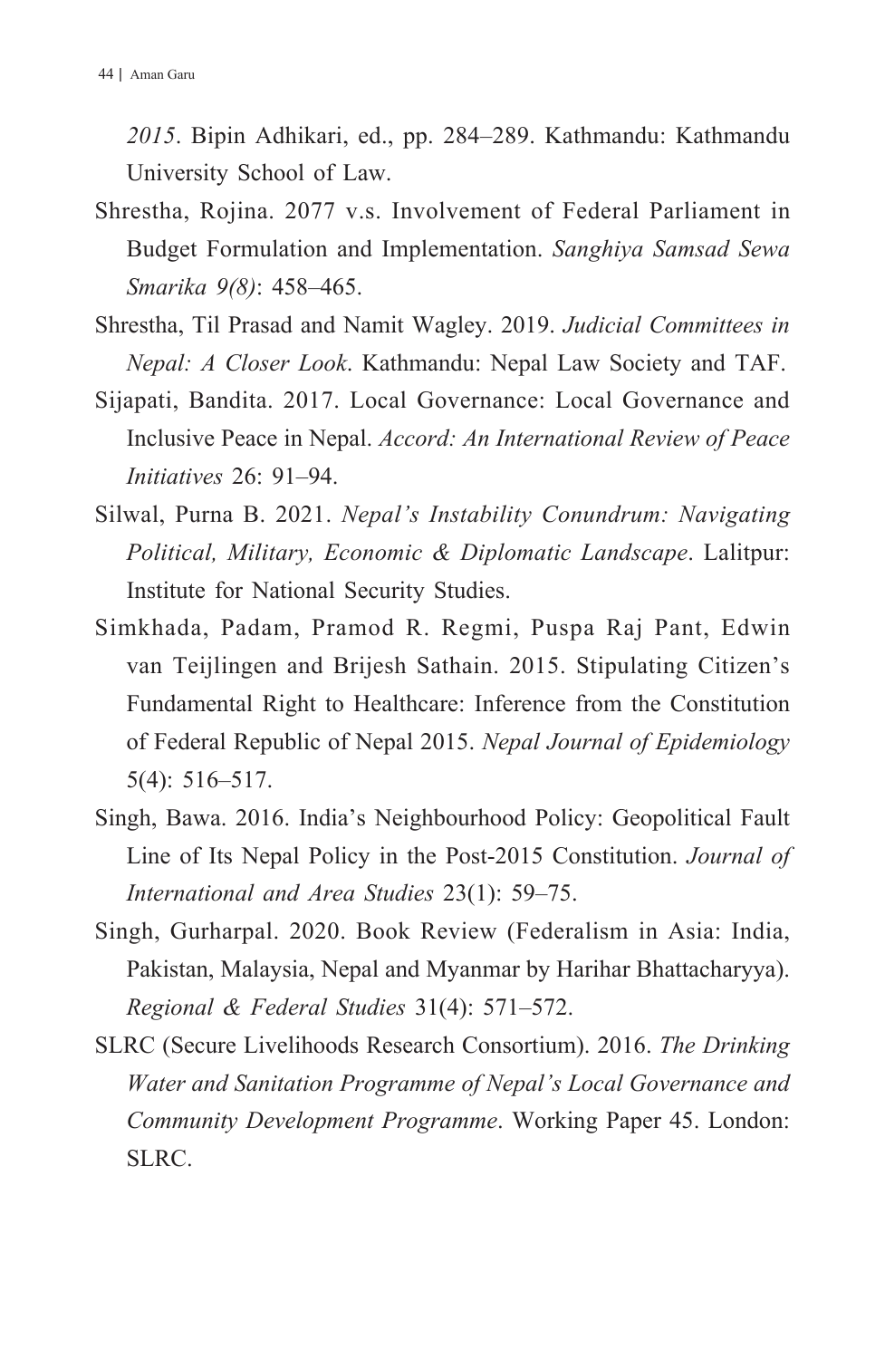*2015*. Bipin Adhikari, ed., pp. 284–289. Kathmandu: Kathmandu University School of Law.

Shrestha, Rojina. 2077 v.s. Involvement of Federal Parliament in Budget Formulation and Implementation. *Sanghiya Samsad Sewa Smarika 9(8)*: 458–465.

Shrestha, Til Prasad and Namit Wagley. 2019. *Judicial Committees in Nepal: A Closer Look*. Kathmandu: Nepal Law Society and TAF.

Sijapati, Bandita. 2017. Local Governance: Local Governance and Inclusive Peace in Nepal. *Accord: An International Review of Peace Initiatives* 26: 91–94.

Silwal, Purna B. 2021. *Nepal's Instability Conundrum: Navigating Political, Military, Economic & Diplomatic Landscape*. Lalitpur: Institute for National Security Studies.

Simkhada, Padam, Pramod R. Regmi, Puspa Raj Pant, Edwin van Teijlingen and Brijesh Sathain. 2015. Stipulating Citizen's Fundamental Right to Healthcare: Inference from the Constitution of Federal Republic of Nepal 2015. *Nepal Journal of Epidemiology* 5(4): 516–517.

Singh, Bawa. 2016. India's Neighbourhood Policy: Geopolitical Fault Line of Its Nepal Policy in the Post-2015 Constitution. *Journal of International and Area Studies* 23(1): 59–75.

Singh, Gurharpal. 2020. Book Review (Federalism in Asia: India, Pakistan, Malaysia, Nepal and Myanmar by Harihar Bhattacharyya). *Regional & Federal Studies* 31(4): 571–572.

SLRC (Secure Livelihoods Research Consortium). 2016. *The Drinking Water and Sanitation Programme of Nepal's Local Governance and Community Development Programme*. Working Paper 45. London: SLRC.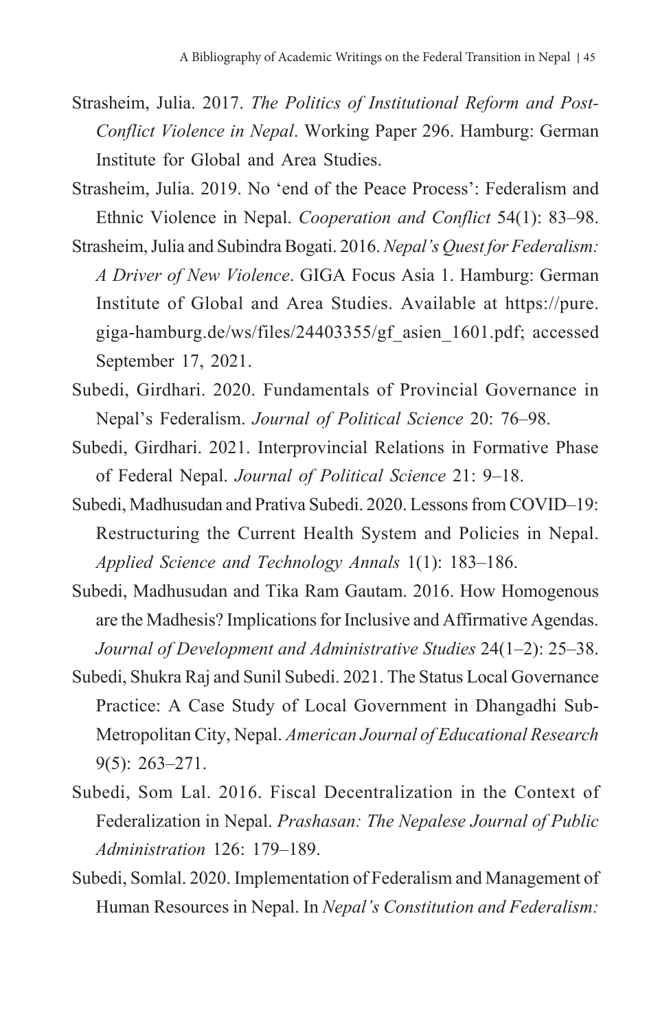Strasheim, Julia. 2017. *The Politics of Institutional Reform and Post-Conflict Violence in Nepal*. Working Paper 296. Hamburg: German Institute for Global and Area Studies.

Strasheim, Julia. 2019. No 'end of the Peace Process': Federalism and Ethnic Violence in Nepal. *Cooperation and Conflict* 54(1): 83–98.

Strasheim, Julia and Subindra Bogati. 2016. *Nepal's Quest for Federalism: A Driver of New Violence*. GIGA Focus Asia 1. Hamburg: German Institute of Global and Area Studies. Available at https://pure.giga-hamburg.de/ws/files/24403355/gf_asien_1601.pdf; accessed September 17, 2021.

Subedi, Girdhari. 2020. Fundamentals of Provincial Governance in Nepal's Federalism. *Journal of Political Science* 20: 76–98.

Subedi, Girdhari. 2021. Interprovincial Relations in Formative Phase of Federal Nepal. *Journal of Political Science* 21: 9–18.

Subedi, Madhusudan and Prativa Subedi. 2020. Lessons from COVID–19: Restructuring the Current Health System and Policies in Nepal. *Applied Science and Technology Annals* 1(1): 183–186.

Subedi, Madhusudan and Tika Ram Gautam. 2016. How Homogenous are the Madhesis? Implications for Inclusive and Affirmative Agendas. *Journal of Development and Administrative Studies* 24(1–2): 25–38.

Subedi, Shukra Raj and Sunil Subedi. 2021. The Status Local Governance Practice: A Case Study of Local Government in Dhangadhi Sub-Metropolitan City, Nepal. *American Journal of Educational Research* 9(5): 263–271.

Subedi, Som Lal. 2016. Fiscal Decentralization in the Context of Federalization in Nepal. *Prashasan: The Nepalese Journal of Public Administration* 126: 179–189.

Subedi, Somlal. 2020. Implementation of Federalism and Management of Human Resources in Nepal. In *Nepal's Constitution and Federalism:*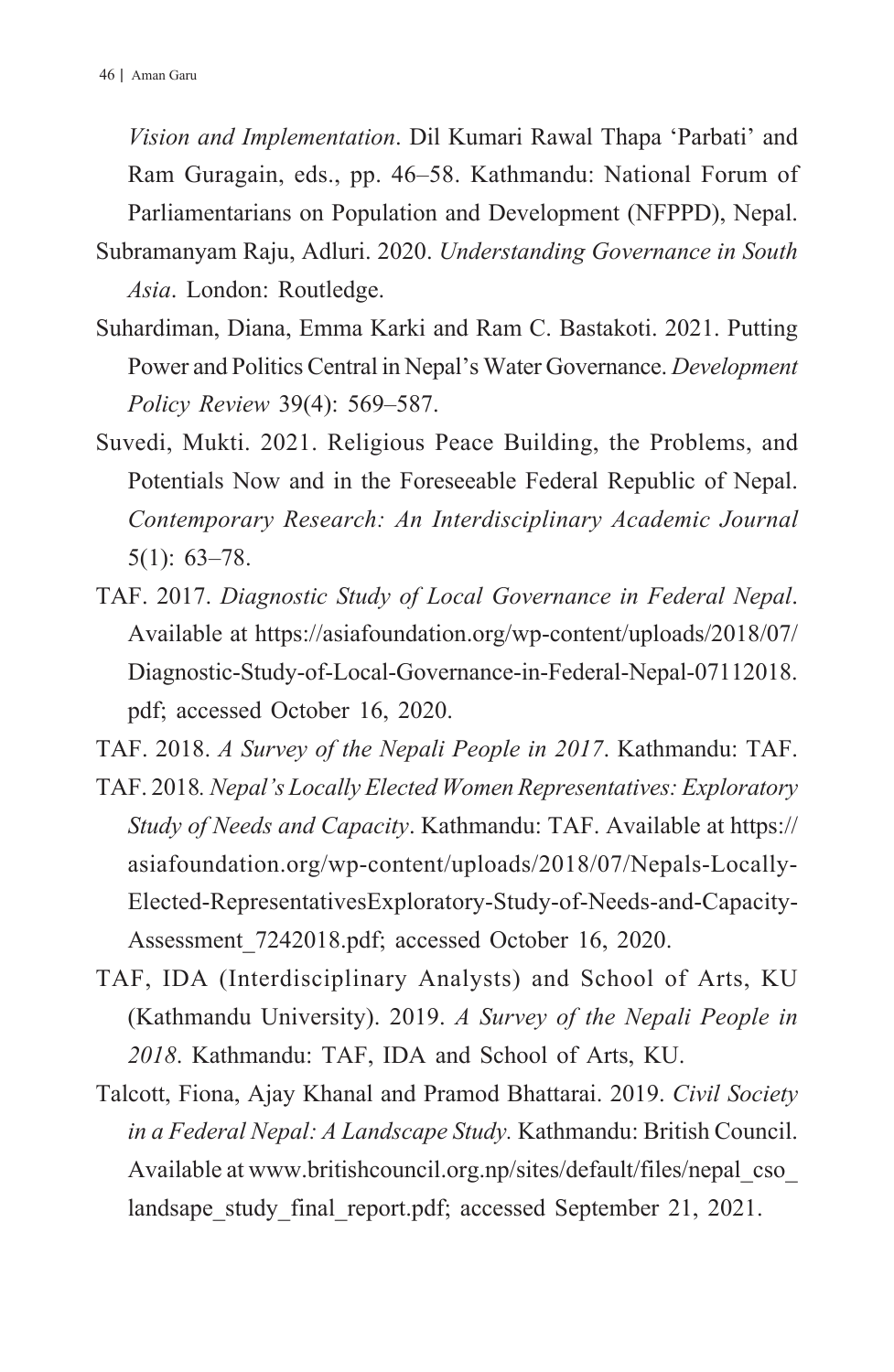*Vision and Implementation*. Dil Kumari Rawal Thapa 'Parbati' and Ram Guragain, eds., pp. 46–58. Kathmandu: National Forum of Parliamentarians on Population and Development (NFPPD), Nepal.

Subramanyam Raju, Adluri. 2020. *Understanding Governance in South Asia*. London: Routledge.

Suhardiman, Diana, Emma Karki and Ram C. Bastakoti. 2021. Putting Power and Politics Central in Nepal's Water Governance. *Development Policy Review* 39(4): 569–587.

Suvedi, Mukti. 2021. Religious Peace Building, the Problems, and Potentials Now and in the Foreseeable Federal Republic of Nepal. *Contemporary Research: An Interdisciplinary Academic Journal* 5(1): 63–78.

TAF. 2017. *Diagnostic Study of Local Governance in Federal Nepal*. Available at https://asiafoundation.org/wp-content/uploads/2018/07/Diagnostic-Study-of-Local-Governance-in-Federal-Nepal-07112018.pdf; accessed October 16, 2020.

TAF. 2018. *A Survey of the Nepali People in 2017*. Kathmandu: TAF.

TAF. 2018*. Nepal's Locally Elected Women Representatives: Exploratory Study of Needs and Capacity*. Kathmandu: TAF. Available at https://asiafoundation.org/wp-content/uploads/2018/07/Nepals-Locally-Elected-RepresentativesExploratory-Study-of-Needs-and-Capacity-Assessment_7242018.pdf; accessed October 16, 2020.

TAF, IDA (Interdisciplinary Analysts) and School of Arts, KU (Kathmandu University). 2019. *A Survey of the Nepali People in 2018*. Kathmandu: TAF, IDA and School of Arts, KU.

Talcott, Fiona, Ajay Khanal and Pramod Bhattarai. 2019. *Civil Society in a Federal Nepal: A Landscape Study.* Kathmandu: British Council. Available at www.britishcouncil.org.np/sites/default/files/nepal_cso_landsape_study_final_report.pdf; accessed September 21, 2021.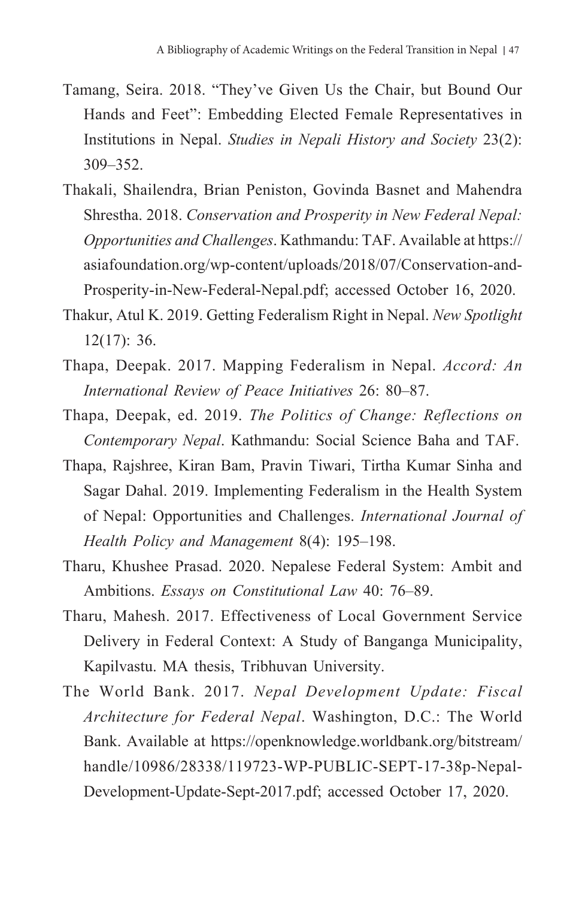Tamang, Seira. 2018. “They’ve Given Us the Chair, but Bound Our Hands and Feet”: Embedding Elected Female Representatives in Institutions in Nepal. *Studies in Nepali History and Society* 23(2): 309–352.

Thakali, Shailendra, Brian Peniston, Govinda Basnet and Mahendra Shrestha. 2018. *Conservation and Prosperity in New Federal Nepal: Opportunities and Challenges*. Kathmandu: TAF. Available at https://asiafoundation.org/wp-content/uploads/2018/07/Conservation-and-Prosperity-in-New-Federal-Nepal.pdf; accessed October 16, 2020.

Thakur, Atul K. 2019. Getting Federalism Right in Nepal. *New Spotlight* 12(17): 36.

Thapa, Deepak. 2017. Mapping Federalism in Nepal. *Accord: An International Review of Peace Initiatives* 26: 80–87.

Thapa, Deepak, ed. 2019. *The Politics of Change: Reflections on Contemporary Nepal*. Kathmandu: Social Science Baha and TAF.

Thapa, Rajshree, Kiran Bam, Pravin Tiwari, Tirtha Kumar Sinha and Sagar Dahal. 2019. Implementing Federalism in the Health System of Nepal: Opportunities and Challenges. *International Journal of Health Policy and Management* 8(4): 195–198.

Tharu, Khushee Prasad. 2020. Nepalese Federal System: Ambit and Ambitions. *Essays on Constitutional Law* 40: 76–89.

Tharu, Mahesh. 2017. Effectiveness of Local Government Service Delivery in Federal Context: A Study of Banganga Municipality, Kapilvastu. MA thesis, Tribhuvan University.

The World Bank. 2017. *Nepal Development Update: Fiscal Architecture for Federal Nepal*. Washington, D.C.: The World Bank. Available at https://openknowledge.worldbank.org/bitstream/handle/10986/28338/119723-WP-PUBLIC-SEPT-17-38p-Nepal-Development-Update-Sept-2017.pdf; accessed October 17, 2020.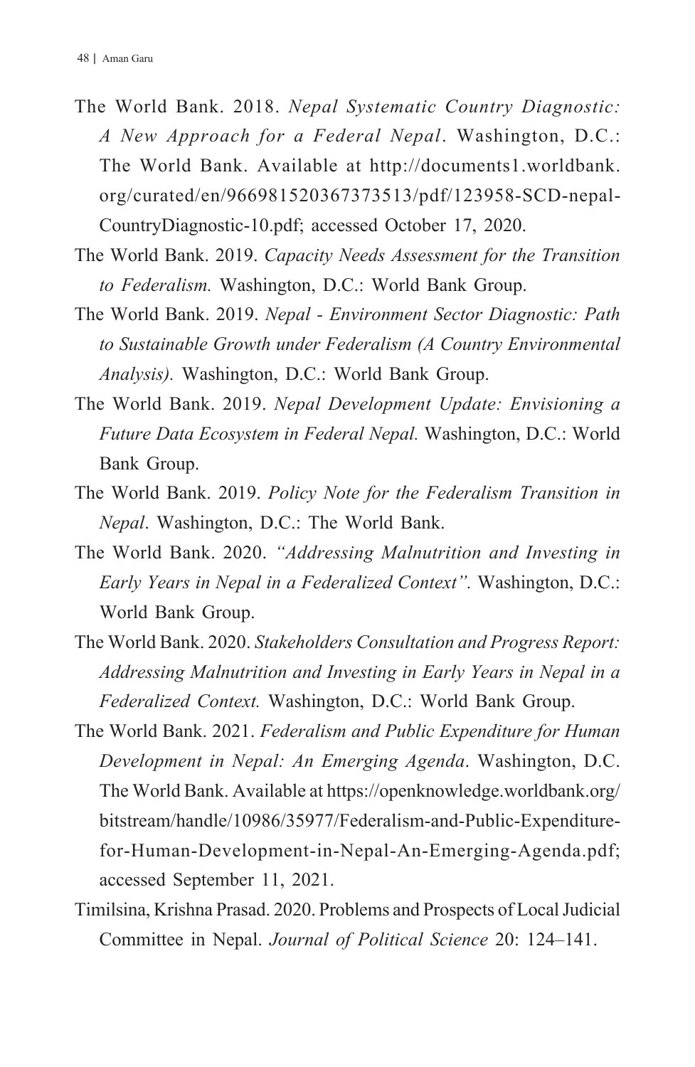The World Bank. 2018. *Nepal Systematic Country Diagnostic: A New Approach for a Federal Nepal*. Washington, D.C.: The World Bank. Available at http://documents1.worldbank.org/curated/en/966981520367373513/pdf/123958-SCD-nepal-CountryDiagnostic-10.pdf; accessed October 17, 2020.

The World Bank. 2019. *Capacity Needs Assessment for the Transition to Federalism.* Washington, D.C.: World Bank Group.

The World Bank. 2019. *Nepal - Environment Sector Diagnostic: Path to Sustainable Growth under Federalism (A Country Environmental Analysis).* Washington, D.C.: World Bank Group.

The World Bank. 2019. *Nepal Development Update: Envisioning a Future Data Ecosystem in Federal Nepal.* Washington, D.C.: World Bank Group.

The World Bank. 2019. *Policy Note for the Federalism Transition in Nepal*. Washington, D.C.: The World Bank.

The World Bank. 2020. *"Addressing Malnutrition and Investing in Early Years in Nepal in a Federalized Context"*. Washington, D.C.: World Bank Group.

The World Bank. 2020. *Stakeholders Consultation and Progress Report: Addressing Malnutrition and Investing in Early Years in Nepal in a Federalized Context.* Washington, D.C.: World Bank Group.

The World Bank. 2021. *Federalism and Public Expenditure for Human Development in Nepal: An Emerging Agenda*. Washington, D.C. The World Bank. Available at https://openknowledge.worldbank.org/bitstream/handle/10986/35977/Federalism-and-Public-Expenditure-for-Human-Development-in-Nepal-An-Emerging-Agenda.pdf; accessed September 11, 2021.

Timilsina, Krishna Prasad. 2020. Problems and Prospects of Local Judicial Committee in Nepal. *Journal of Political Science* 20: 124–141.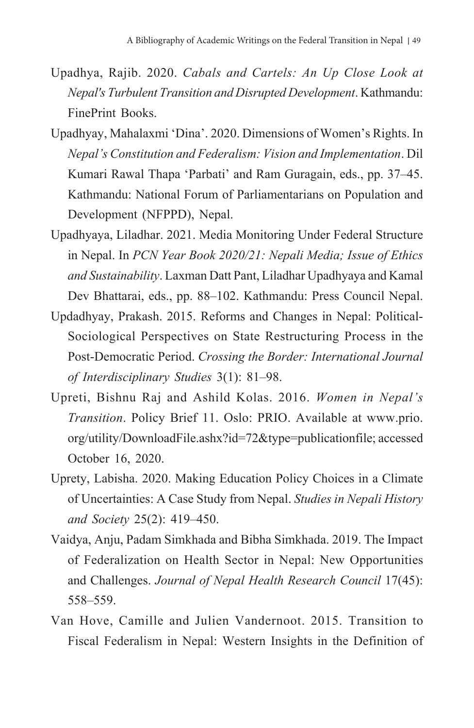Upadhya, Rajib. 2020. *Cabals and Cartels: An Up Close Look at Nepal's Turbulent Transition and Disrupted Development*. Kathmandu: FinePrint Books.

Upadhyay, Mahalaxmi 'Dina'. 2020. Dimensions of Women's Rights. In *Nepal's Constitution and Federalism: Vision and Implementation*. Dil Kumari Rawal Thapa 'Parbati' and Ram Guragain, eds., pp. 37–45. Kathmandu: National Forum of Parliamentarians on Population and Development (NFPPD), Nepal.

Upadhyaya, Liladhar. 2021. Media Monitoring Under Federal Structure in Nepal. In *PCN Year Book 2020/21: Nepali Media; Issue of Ethics and Sustainability*. Laxman Datt Pant, Liladhar Upadhyaya and Kamal Dev Bhattarai, eds., pp. 88–102. Kathmandu: Press Council Nepal.

Updadhyay, Prakash. 2015. Reforms and Changes in Nepal: Political-Sociological Perspectives on State Restructuring Process in the Post-Democratic Period. *Crossing the Border: International Journal of Interdisciplinary Studies* 3(1): 81–98.

Upreti, Bishnu Raj and Ashild Kolas. 2016. *Women in Nepal's Transition*. Policy Brief 11. Oslo: PRIO. Available at www.prio.org/utility/DownloadFile.ashx?id=72&type=publicationfile; accessed October 16, 2020.

Uprety, Labisha. 2020. Making Education Policy Choices in a Climate of Uncertainties: A Case Study from Nepal. *Studies in Nepali History and Society* 25(2): 419–450.

Vaidya, Anju, Padam Simkhada and Bibha Simkhada. 2019. The Impact of Federalization on Health Sector in Nepal: New Opportunities and Challenges. *Journal of Nepal Health Research Council* 17(45): 558–559.

Van Hove, Camille and Julien Vandernoot. 2015. Transition to Fiscal Federalism in Nepal: Western Insights in the Definition of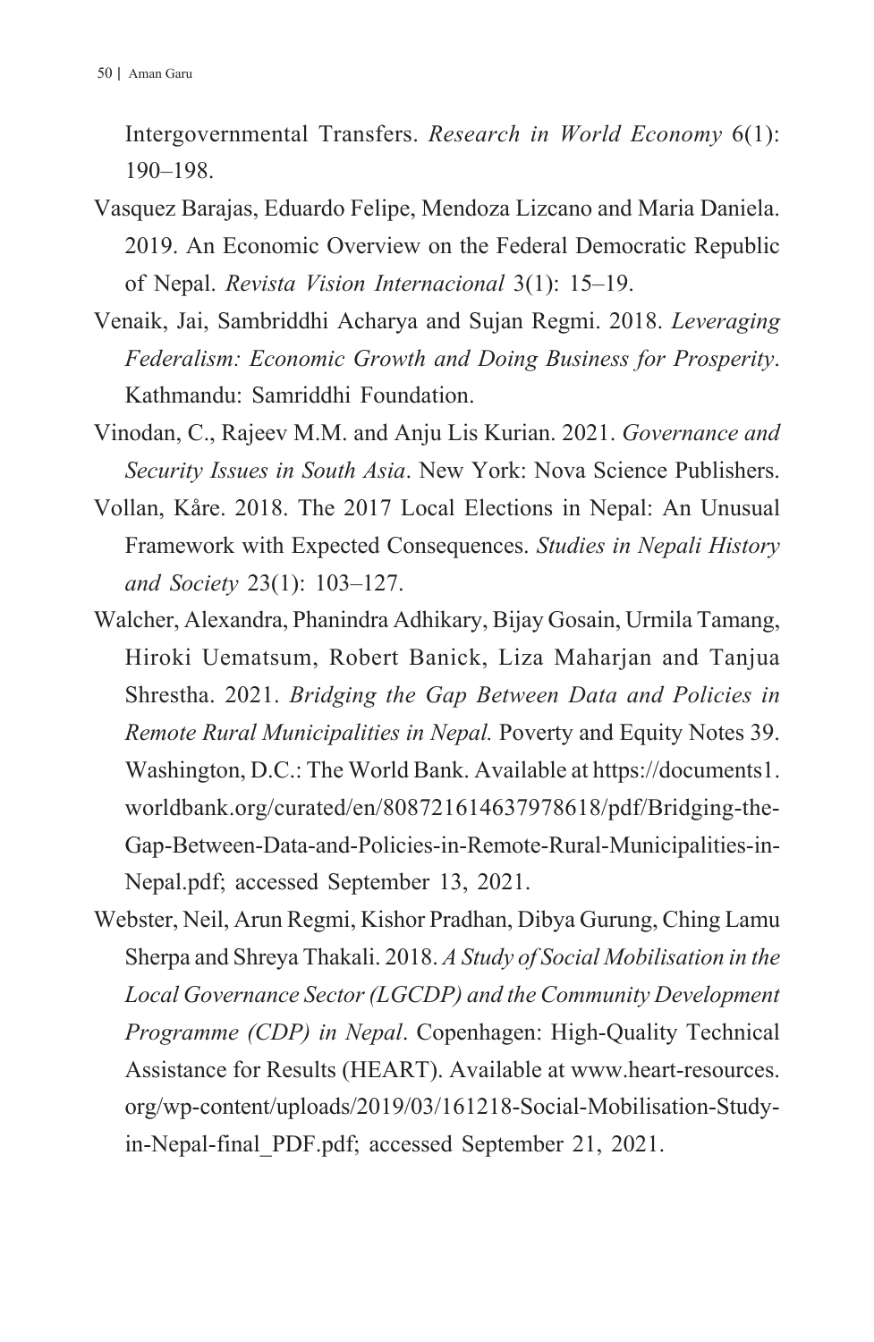Intergovernmental Transfers. *Research in World Economy* 6(1): 190–198.

Vasquez Barajas, Eduardo Felipe, Mendoza Lizcano and Maria Daniela. 2019. An Economic Overview on the Federal Democratic Republic of Nepal. *Revista Vision Internacional* 3(1): 15–19.

Venaik, Jai, Sambriddhi Acharya and Sujan Regmi. 2018. *Leveraging Federalism: Economic Growth and Doing Business for Prosperity*. Kathmandu: Samriddhi Foundation.

Vinodan, C., Rajeev M.M. and Anju Lis Kurian. 2021. *Governance and Security Issues in South Asia*. New York: Nova Science Publishers.

Vollan, Kåre. 2018. The 2017 Local Elections in Nepal: An Unusual Framework with Expected Consequences. *Studies in Nepali History and Society* 23(1): 103–127.

Walcher, Alexandra, Phanindra Adhikary, Bijay Gosain, Urmila Tamang, Hiroki Uematsum, Robert Banick, Liza Maharjan and Tanjua Shrestha. 2021. *Bridging the Gap Between Data and Policies in Remote Rural Municipalities in Nepal.* Poverty and Equity Notes 39. Washington, D.C.: The World Bank. Available at https://documents1.worldbank.org/curated/en/808721614637978618/pdf/Bridging-the-Gap-Between-Data-and-Policies-in-Remote-Rural-Municipalities-in-Nepal.pdf; accessed September 13, 2021.

Webster, Neil, Arun Regmi, Kishor Pradhan, Dibya Gurung, Ching Lamu Sherpa and Shreya Thakali. 2018. *A Study of Social Mobilisation in the Local Governance Sector (LGCDP) and the Community Development Programme (CDP) in Nepal*. Copenhagen: High-Quality Technical Assistance for Results (HEART). Available at www.heart-resources.org/wp-content/uploads/2019/03/161218-Social-Mobilisation-Study-in-Nepal-final_PDF.pdf; accessed September 21, 2021.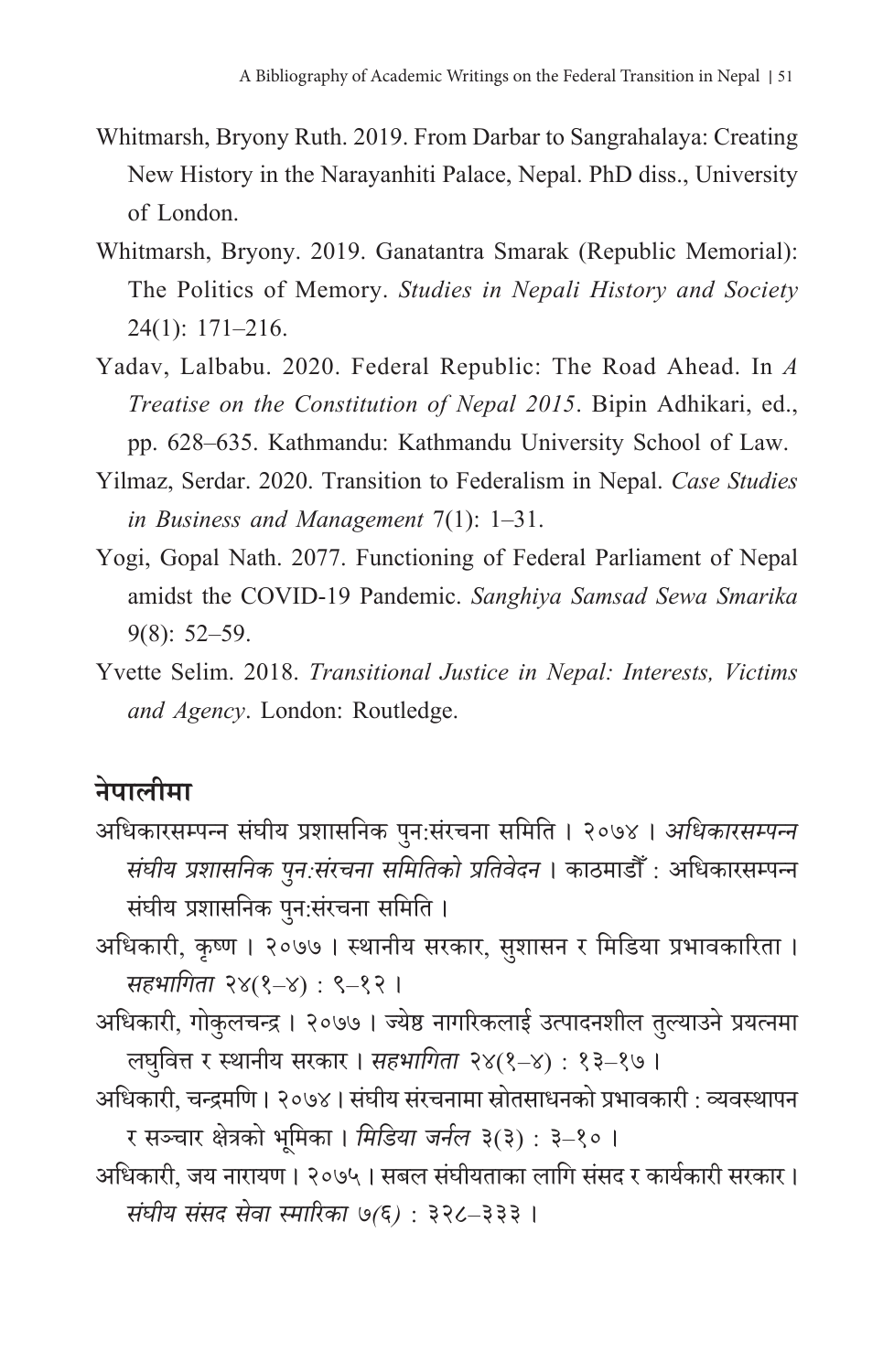Whitmarsh, Bryony Ruth. 2019. From Darbar to Sangrahalaya: Creating New History in the Narayanhiti Palace, Nepal. PhD diss., University of London.

Whitmarsh, Bryony. 2019. Ganatantra Smarak (Republic Memorial): The Politics of Memory. *Studies in Nepali History and Society* 24(1): 171–216.

Yadav, Lalbabu. 2020. Federal Republic: The Road Ahead. In *A Treatise on the Constitution of Nepal 2015*. Bipin Adhikari, ed., pp. 628–635. Kathmandu: Kathmandu University School of Law.

Yilmaz, Serdar. 2020. Transition to Federalism in Nepal. *Case Studies in Business and Management* 7(1): 1–31.

Yogi, Gopal Nath. 2077. Functioning of Federal Parliament of Nepal amidst the COVID-19 Pandemic. *Sanghiya Samsad Sewa Smarika* 9(8): 52–59.

Yvette Selim. 2018. *Transitional Justice in Nepal: Interests, Victims and Agency*. London: Routledge.

## नेपालीमा

अधिकारसम्पन्न संघीय प्रशासनिक पुन:संरचना समिति । २०७४ । *अधिकारसम्पन्न संघीय प्रशासनिक पुन:संरचना समितिको प्रतिवेदन* । काठमाडौँ : अधिकारसम्पन्न संघीय प्रशासनिक पुन:संरचना समिति ।

अधिकारी, कृष्ण । २०७७ । स्थानीय सरकार, सुशासन र मिडिया प्रभावकारिता । *सहभागिता* २४(१–४) : ९–१२ ।

अधिकारी, गोकुलचन्द्र । २०७७ । ज्येष्ठ नागरिकलाई उत्पादनशील तुल्याउने प्रयत्नमा लघुवित्त र स्थानीय सरकार । *सहभागिता* २४(१–४) : १३–१७ ।

अधिकारी, चन्द्रमणि । २०७४ । संघीय संरचनामा स्रोतसाधनको प्रभावकारी : व्यवस्थापन र सञ्चार क्षेत्रको भूमिका । *मिडिया जर्नल* ३(३) : ३–१० ।

अधिकारी, जय नारायण । २०७५ । सबल संघीयताका लागि संसद र कार्यकारी सरकार । *संघीय संसद सेवा स्मारिका* ७(६) : ३२८–३३३ ।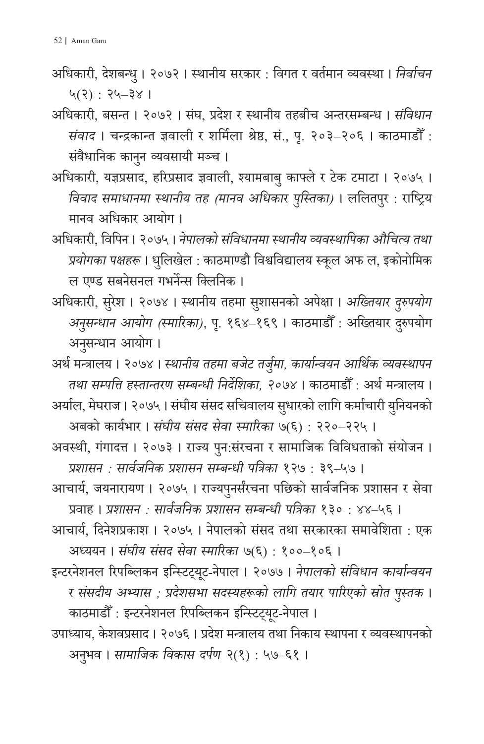अधिकारी, देशबन्धु । २०७२ । स्थानीय सरकार : विगत र वर्तमान व्यवस्था । *निर्वाचन* ५(२) : २५–३४ ।

अधिकारी, बसन्त । २०७२ । संघ, प्रदेश र स्थानीय तहबीच अन्तरसम्बन्ध । *संविधान संवाद* । चन्द्रकान्त ज्ञवाली र शर्मिला श्रेष्ठ, सं., पृ. २०३–२०६ । काठमाडौँ : संवैधानिक कानुन व्यवसायी मञ्च ।

अधिकारी, यज्ञप्रसाद, हरिप्रसाद ज्ञवाली, श्यामबाबु काफ्ले र टेक टमाटा । २०७५ । *विवाद समाधानमा स्थानीय तह (मानव अधिकार पुस्तिका)* । ललितपुर : राष्ट्रिय मानव अधिकार आयोग ।

अधिकारी, विपिन । २०७५ । *नेपालको संविधानमा स्थानीय व्यवस्थापिका औचित्य तथा प्रयोगका पक्षहरू* । धुलिखेल : काठमाण्डौ विश्वविद्यालय स्कूल अफ ल, इकोनोमिक ल एण्ड सबनेसनल गभर्नेन्स क्लिनिक ।

अधिकारी, सुरेश । २०७४ । स्थानीय तहमा सुशासनको अपेक्षा । *अख्तियार दुरुपयोग अनुसन्धान आयोग (स्मारिका)*, पृ. १६४–१६९ । काठमाडौँ : अख्तियार दुरुपयोग अनुसन्धान आयोग ।

अर्थ मन्त्रालय । २०७४ । *स्थानीय तहमा बजेट तर्जुमा, कार्यान्वयन आर्थिक व्यवस्थापन तथा सम्पत्ति हस्तान्तरण सम्बन्धी निर्देशिका, २०७४* । काठमाडौँ : अर्थ मन्त्रालय ।

अर्याल, मेघराज । २०७५ । संघीय संसद सचिवालय सुधारको लागि कर्मचारी युनियनको अबको कार्यभार । *संघीय संसद सेवा स्मारिका* ७(६) : २२०–२२५ ।

अवस्थी, गंगादत्त । २०७३ । राज्य पुन:संरचना र सामाजिक विविधताको संयोजन । *प्रशासन : सार्वजनिक प्रशासन सम्बन्धी पत्रिका* १२७ : ३९–५७ ।

आचार्य, जयनारायण । २०७५ । राज्यपुनर्संरचना पछिको सार्वजनिक प्रशासन र सेवा प्रवाह । *प्रशासन : सार्वजनिक प्रशासन सम्बन्धी पत्रिका* १३० : ४४–५६ ।

आचार्य, दिनेशप्रकाश । २०७५ । नेपालको संसद तथा सरकारका समावेशिता : एक अध्ययन । *संघीय संसद सेवा स्मारिका* ७(६) : १००–१०६ ।

इन्टरनेशनल रिपब्लिकन इन्स्टिट्यूट-नेपाल । २०७७ । *नेपालको संविधान कार्यान्वयन र संसदीय अभ्यास ; प्रदेशसभा सदस्यहरूको लागि तयार पारिएको स्रोत पुस्तक* । काठमाडौँ : इन्टरनेशनल रिपब्लिकन इन्स्टिट्यूट-नेपाल ।

उपाध्याय, केशवप्रसाद । २०७६ । प्रदेश मन्त्रालय तथा निकाय स्थापना र व्यवस्थापनको अनुभव । *सामाजिक विकास दर्पण* २(१) : ५७–६१ ।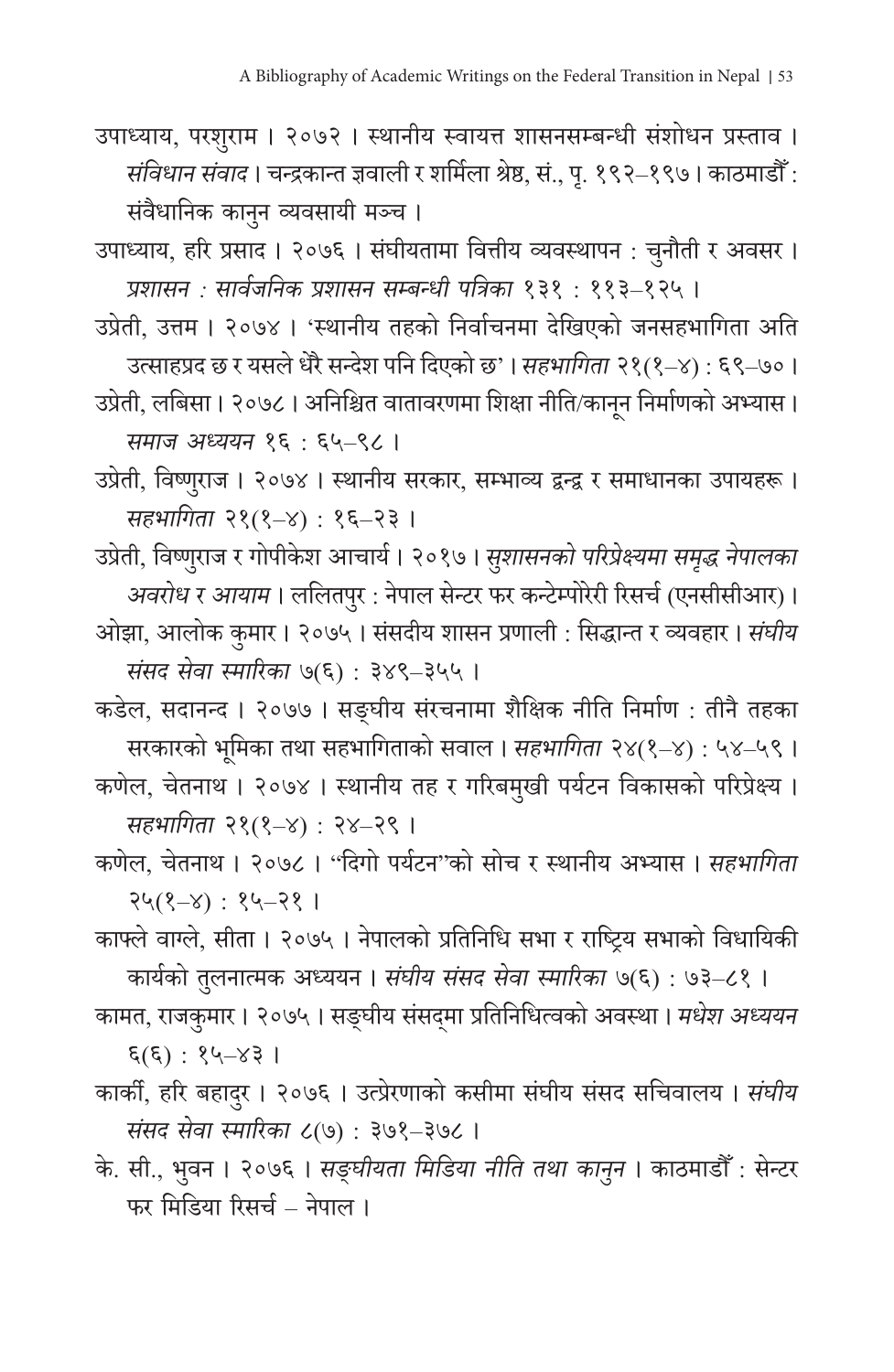उपाध्याय, परशुराम । २०७२ । स्थानीय स्वायत्त शासनसम्बन्धी संशोधन प्रस्ताव । *संविधान संवाद* । चन्द्रकान्त ज्ञवाली र शर्मिला श्रेष्ठ, सं., पृ. १९२–१९७ । काठमाडौँ : संवैधानिक कानुन व्यवसायी मञ्च ।

उपाध्याय, हरि प्रसाद । २०७६ । संघीयतामा वित्तीय व्यवस्थापन : चुनौती र अवसर । *प्रशासन : सार्वजनिक प्रशासन सम्बन्धी पत्रिका* १३१ : ११३–१२५ ।

उप्रेती, उत्तम । २०७४ । 'स्थानीय तहको निर्वाचनमा देखिएको जनसहभागिता अति उत्साहप्रद छ र यसले धेरै सन्देश पनि दिएको छ' । *सहभागिता* २१(१–४) : ६९–७० ।

उप्रेती, लबिसा । २०७८ । अनिश्चित वातावरणमा शिक्षा नीति/कानून निर्माणको अभ्यास । *समाज अध्ययन* १६ : ६५–९८ ।

उप्रेती, विष्णुराज । २०७४ । स्थानीय सरकार, सम्भाव्य द्वन्द्व र समाधानका उपायहरू । *सहभागिता* २१(१–४) : १६–२३ ।

उप्रेती, विष्णुराज र गोपीकेश आचार्य । २०१७ । *सुशासनको परिप्रेक्ष्यमा समृद्ध नेपालका अवरोध र आयाम* । ललितपुर : नेपाल सेन्टर फर कन्टेम्पोरेरी रिसर्च (एनसीसीआर) ।

ओझा, आलोक कुमार । २०७५ । संसदीय शासन प्रणाली : सिद्धान्त र व्यवहार । *संघीय संसद सेवा स्मारिका* ७(६) : ३४९–३५५ ।

कडेल, सदानन्द । २०७७ । सङ्घीय संरचनामा शैक्षिक नीति निर्माण : तीनै तहका सरकारको भूमिका तथा सहभागिताको सवाल । *सहभागिता* २४(१–४) : ५४–५९ ।

कणेल, चेतनाथ । २०७४ । स्थानीय तह र गरिबमुखी पर्यटन विकासको परिप्रेक्ष्य । *सहभागिता* २१(१–४) : २४–२९ ।

कणेल, चेतनाथ । २०७८ । "दिगो पर्यटन"को सोच र स्थानीय अभ्यास । *सहभागिता* २५(१–४) : १५–२१ ।

काफ्ले वाग्ले, सीता । २०७५ । नेपालको प्रतिनिधि सभा र राष्ट्रिय सभाको विधायिकी कार्यको तुलनात्मक अध्ययन । *संघीय संसद सेवा स्मारिका* ७(६) : ७३–८१ ।

कामत, राजकुमार । २०७५ । सङ्घीय संसद्मा प्रतिनिधित्वको अवस्था । *मधेश अध्ययन* ६(६) : १५–४३ ।

कार्की, हरि बहादुर । २०७६ । उत्प्रेरणाको कसीमा संघीय संसद सचिवालय । *संघीय संसद सेवा स्मारिका* ८(७) : ३७१–३७८ ।

के. सी., भुवन । २०७६ । *सङ्घीयता मिडिया नीति तथा कानुन* । काठमाडौँ : सेन्टर फर मिडिया रिसर्च – नेपाल ।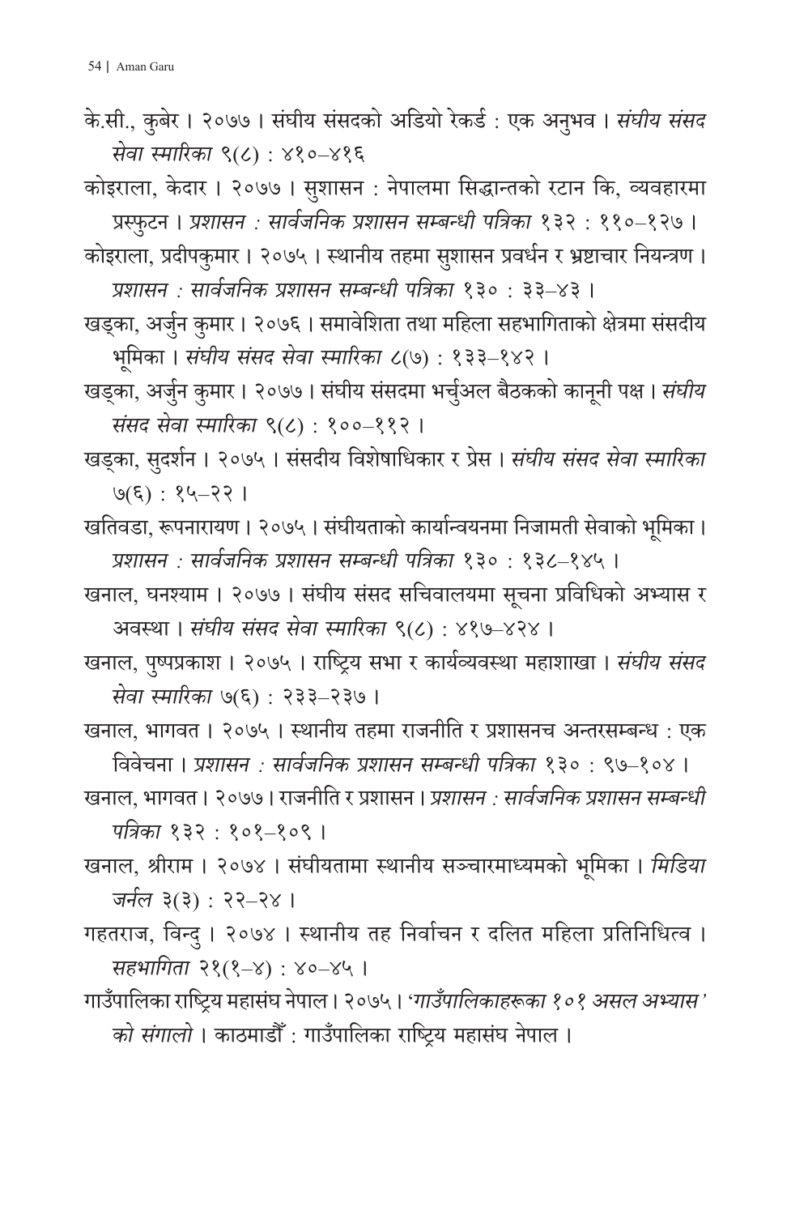के.सी., कुबेर । २०७७ । संघीय संसदको अडियो रेकर्ड : एक अनुभव । *संघीय संसद सेवा स्मारिका* ९(८) : ४१०–४१६

कोइराला, केदार । २०७७ । सुशासन : नेपालमा सिद्धान्तको रटान कि, व्यवहारमा प्रस्फुटन । *प्रशासन : सार्वजनिक प्रशासन सम्बन्धी पत्रिका* १३२ : ११०–१२७ ।

कोइराला, प्रदीपकुमार । २०७५ । स्थानीय तहमा सुशासन प्रवर्धन र भ्रष्टाचार नियन्त्रण । *प्रशासन : सार्वजनिक प्रशासन सम्बन्धी पत्रिका* १३० : ३३–४३ ।

खड्का, अर्जुन कुमार । २०७६ । समावेशिता तथा महिला सहभागिताको क्षेत्रमा संसदीय भूमिका । *संघीय संसद सेवा स्मारिका* ८(७) : १३३–१४२ ।

खड्का, अर्जुन कुमार । २०७७ । संघीय संसदमा भर्चुअल बैठकको कानूनी पक्ष । *संघीय संसद सेवा स्मारिका* ९(८) : १००–११२ ।

खड्का, सुदर्शन । २०७५ । संसदीय विशेषाधिकार र प्रेस । *संघीय संसद सेवा स्मारिका* ७(६) : १५–२२ ।

खतिवडा, रूपनारायण । २०७५ । संघीयताको कार्यान्वयनमा निजामती सेवाको भूमिका । *प्रशासन : सार्वजनिक प्रशासन सम्बन्धी पत्रिका* १३० : १३८–१४५ ।

खनाल, घनश्याम । २०७७ । संघीय संसद सचिवालयमा सूचना प्रविधिको अभ्यास र अवस्था । *संघीय संसद सेवा स्मारिका* ९(८) : ४१७–४२४ ।

खनाल, पुष्पप्रकाश । २०७५ । राष्ट्रिय सभा र कार्यव्यवस्था महाशाखा । *संघीय संसद सेवा स्मारिका* ७(६) : २३३–२३७ ।

खनाल, भागवत । २०७५ । स्थानीय तहमा राजनीति र प्रशासनच अन्तरसम्बन्ध : एक विवेचना । *प्रशासन : सार्वजनिक प्रशासन सम्बन्धी पत्रिका* १३० : ९७–१०४ ।

खनाल, भागवत । २०७७ । राजनीति र प्रशासन । *प्रशासन : सार्वजनिक प्रशासन सम्बन्धी पत्रिका* १३२ : १०१–१०९ ।

खनाल, श्रीराम । २०७४ । संघीयतामा स्थानीय सञ्चारमाध्यमको भूमिका । *मिडिया जर्नल* ३(३) : २२–२४ ।

गहतराज, विन्दु । २०७४ । स्थानीय तह निर्वाचन र दलित महिला प्रतिनिधित्व । *सहभागिता* २१(१–४) : ४०–४५ ।

गाउँपालिका राष्ट्रिय महासंघ नेपाल । २०७५ । *'गाउँपालिकाहरूका १०१ असल अभ्यास' को संगालो* । काठमाडौँ : गाउँपालिका राष्ट्रिय महासंघ नेपाल ।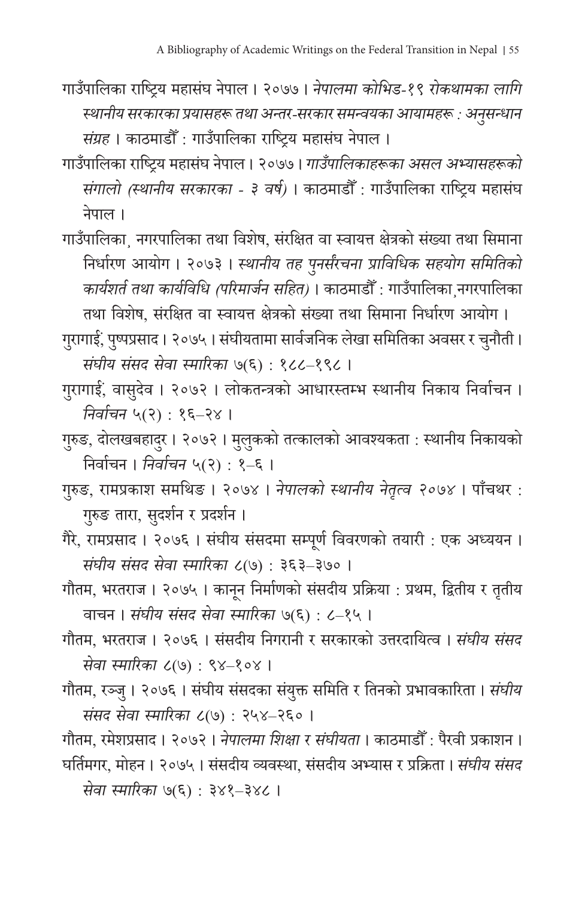गाउँपालिका राष्ट्रिय महासंघ नेपाल । २०७७ । *नेपालमा कोभिड-१९ रोकथामका लागि स्थानीय सरकारका प्रयासहरू तथा अन्तर-सरकार समन्वयका आयामहरू : अनुसन्धान संग्रह* । काठमाडौँ : गाउँपालिका राष्ट्रिय महासंघ नेपाल ।

गाउँपालिका राष्ट्रिय महासंघ नेपाल । २०७७ । *गाउँपालिकाहरूका असल अभ्यासहरूको संगालो (स्थानीय सरकारका - ३ वर्ष)* । काठमाडौँ : गाउँपालिका राष्ट्रिय महासंघ नेपाल ।

गाउँपालिका, नगरपालिका तथा विशेष, संरक्षित वा स्वायत्त क्षेत्रको संख्या तथा सिमाना निर्धारण आयोग । २०७३ । *स्थानीय तह पुनर्संरचना प्राविधिक सहयोग समितिको कार्यशर्त तथा कार्यविधि (परिमार्जन सहित)* । काठमाडौँ : गाउँपालिका,नगरपालिका तथा विशेष, संरक्षित वा स्वायत्त क्षेत्रको संख्या तथा सिमाना निर्धारण आयोग ।

गुरागाईं, पुष्पप्रसाद । २०७५ । संघीयतामा सार्वजनिक लेखा समितिका अवसर र चुनौती । *संघीय संसद सेवा स्मारिका* ७(६) : १८८–१९८ ।

गुरागाईं, वासुदेव । २०७२ । लोकतन्त्रको आधारस्तम्भ स्थानीय निकाय निर्वाचन । *निर्वाचन* ५(२) : १६–२४ ।

गुरुङ, दोलखबहादुर । २०७२ । मुलुकको तत्कालको आवश्यकता : स्थानीय निकायको निर्वाचन । *निर्वाचन* ५(२) : १–६ ।

गुरुङ, रामप्रकाश समथिङ । २०७४ । *नेपालको स्थानीय नेतृत्व २०७४* । पाँचथर : गुरुङ तारा, सुदर्शन र प्रदर्शन ।

गैरे, रामप्रसाद । २०७६ । संघीय संसदमा सम्पूर्ण विवरणको तयारी : एक अध्ययन । *संघीय संसद सेवा स्मारिका* ८(७) : ३६३–३७० ।

गौतम, भरतराज । २०७५ । कानून निर्माणको संसदीय प्रक्रिया : प्रथम, द्वितीय र तृतीय वाचन । *संघीय संसद सेवा स्मारिका* ७(६) : ८–१५ ।

गौतम, भरतराज । २०७६ । संसदीय निगरानी र सरकारको उत्तरदायित्व । *संघीय संसद सेवा स्मारिका* ८(७) : ९४–१०४ ।

गौतम, रञ्जु । २०७६ । संघीय संसदका संयुक्त समिति र तिनको प्रभावकारिता । *संघीय संसद सेवा स्मारिका* ८(७) : २५४–२६० ।

गौतम, रमेशप्रसाद । २०७२ । *नेपालमा शिक्षा र संघीयता* । काठमाडौँ : पैरवी प्रकाशन ।

घर्तिमगर, मोहन । २०७५ । संसदीय व्यवस्था, संसदीय अभ्यास र प्रक्रिता । *संघीय संसद सेवा स्मारिका* ७(६) : ३४१–३४८ ।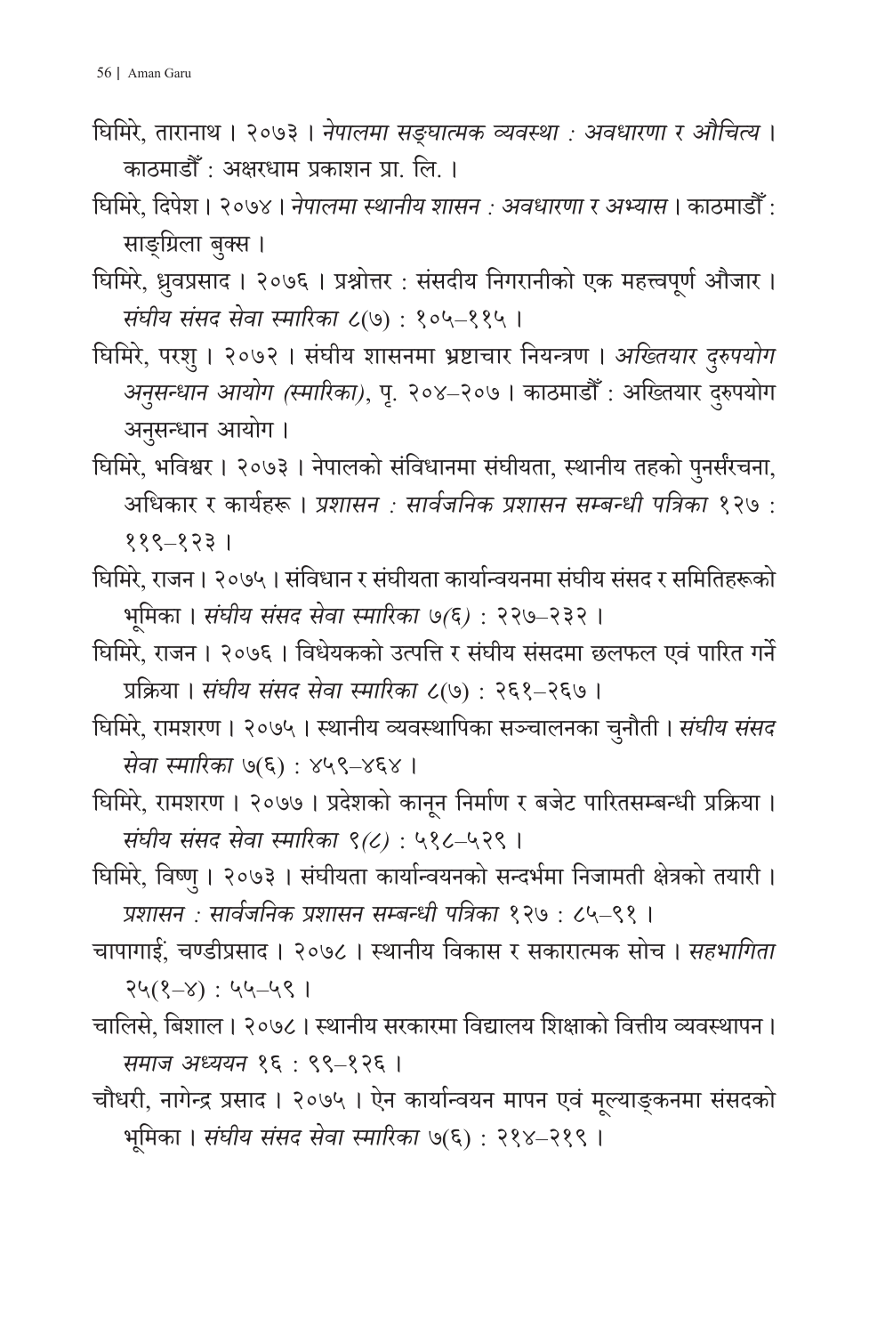घिमिरे, तारानाथ । २०७३ । *नेपालमा सङ्घात्मक व्यवस्था : अवधारणा र औचित्य ।* काठमाडौँ : अक्षरधाम प्रकाशन प्रा. लि. ।

घिमिरे, दिपेश । २०७४ । *नेपालमा स्थानीय शासन : अवधारणा र अभ्यास ।* काठमाडौँ : साङ्ग्रिला बुक्स ।

घिमिरे, ध्रुवप्रसाद । २०७६ । प्रश्नोत्तर : संसदीय निगरानीको एक महत्त्वपूर्ण औजार । *संघीय संसद सेवा स्मारिका* ८(७) : १०५–११५ ।

घिमिरे, परशु । २०७२ । संघीय शासनमा भ्रष्टाचार नियन्त्रण । *अख्तियार दुरुपयोग अनुसन्धान आयोग (स्मारिका)*, पृ. २०४–२०७ । काठमाडौँ : अख्तियार दुरुपयोग अनुसन्धान आयोग ।

घिमिरे, भविश्वर । २०७३ । नेपालको संविधानमा संघीयता, स्थानीय तहको पुनर्संरचना, अधिकार र कार्यहरू । *प्रशासन : सार्वजनिक प्रशासन सम्बन्धी पत्रिका* १२७ : ११९–१२३ ।

घिमिरे, राजन । २०७५ । संविधान र संघीयता कार्यान्वयनमा संघीय संसद र समितिहरूको भूमिका । *संघीय संसद सेवा स्मारिका ७(६)* : २२७–२३२ ।

घिमिरे, राजन । २०७६ । विधेयकको उत्पत्ति र संघीय संसदमा छलफल एवं पारित गर्ने प्रक्रिया । *संघीय संसद सेवा स्मारिका* ८(७) : २६१–२६७ ।

घिमिरे, रामशरण । २०७५ । स्थानीय व्यवस्थापिका सञ्चालनका चुनौती । *संघीय संसद सेवा स्मारिका* ७(६) : ४५९–४६४ ।

घिमिरे, रामशरण । २०७७ । प्रदेशको कानून निर्माण र बजेट पारितसम्बन्धी प्रक्रिया । *संघीय संसद सेवा स्मारिका ९(८)* : ५१८–५२९ ।

घिमिरे, विष्णु । २०७३ । संघीयता कार्यान्वयनको सन्दर्भमा निजामती क्षेत्रको तयारी । *प्रशासन : सार्वजनिक प्रशासन सम्बन्धी पत्रिका* १२७ : ८५–९१ ।

चापागाईं, चण्डीप्रसाद । २०७८ । स्थानीय विकास र सकारात्मक सोच । *सहभागिता* २५(१–४) : ५५–५९ ।

चालिसे, बिशाल । २०७८ । स्थानीय सरकारमा विद्यालय शिक्षाको वित्तीय व्यवस्थापन । *समाज अध्ययन* १६ : ९९–१२६ ।

चौधरी, नागेन्द्र प्रसाद । २०७५ । ऐन कार्यान्वयन मापन एवं मूल्याङ्कनमा संसदको भूमिका । *संघीय संसद सेवा स्मारिका* ७(६) : २१४–२१९ ।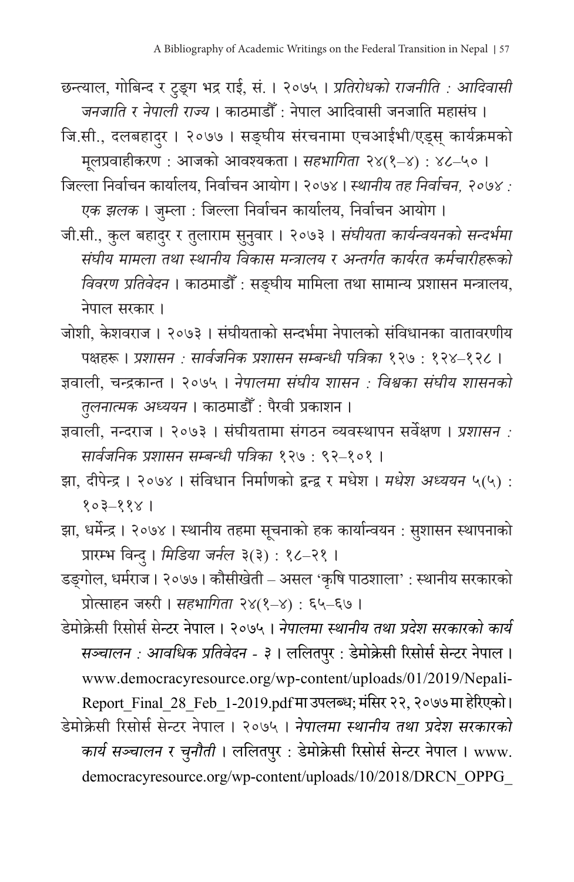छन्त्याल, गोबिन्द र टुङ्ग भद्र राई, सं. । २०७५ । *प्रतिरोधको राजनीति : आदिवासी जनजाति र नेपाली राज्य* । काठमाडौँ : नेपाल आदिवासी जनजाति महासंघ ।

जि.सी., दलबहादुर । २०७७ । सङ्घीय संरचनामा एचआईभी/एड्स् कार्यक्रमको मूलप्रवाहीकरण : आजको आवश्यकता । *सहभागिता* २४(१–४) : ४८–५० ।

जिल्ला निर्वाचन कार्यालय, निर्वाचन आयोग । २०७४ । *स्थानीय तह निर्वाचन, २०७४ : एक झलक* । जुम्ला : जिल्ला निर्वाचन कार्यालय, निर्वाचन आयोग ।

जी.सी., कुल बहादुर र तुलाराम सुनुवार । २०७३ । *संघीयता कार्यन्वयनको सन्दर्भमा संघीय मामला तथा स्थानीय विकास मन्त्रालय र अन्तर्गत कार्यरत कर्मचारीहरूको विवरण प्रतिवेदन* । काठमाडौँ : सङ्घीय मामिला तथा सामान्य प्रशासन मन्त्रालय, नेपाल सरकार ।

जोशी, केशवराज । २०७३ । संघीयताको सन्दर्भमा नेपालको संविधानका वातावरणीय पक्षहरू । *प्रशासन : सार्वजनिक प्रशासन सम्बन्धी पत्रिका* १२७ : १२४–१२८ ।

ज्ञवाली, चन्द्रकान्त । २०७५ । *नेपालमा संघीय शासन : विश्वका संघीय शासनको तुलनात्मक अध्ययन* । काठमाडौँ : पैरवी प्रकाशन ।

ज्ञवाली, नन्दराज । २०७३ । संघीयतामा संगठन व्यवस्थापन सर्वेक्षण । *प्रशासन : सार्वजनिक प्रशासन सम्बन्धी पत्रिका* १२७ : ९२–१०१ ।

झा, दीपेन्द्र । २०७४ । संविधान निर्माणको द्वन्द्व र मधेश । *मधेश अध्ययन* ५(५) : १०३–११४ ।

झा, धर्मेन्द्र । २०७४ । स्थानीय तहमा सूचनाको हक कार्यान्वयन : सुशासन स्थापनाको प्रारम्भ विन्दु । *मिडिया जर्नल* ३(३) : १८–२१ ।

डङ्गोल, धर्मराज । २०७७ । कौसीखेती – असल 'कृषि पाठशाला' : स्थानीय सरकारको प्रोत्साहन जरुरी । *सहभागिता* २४(१–४) : ६५–६७ ।

डेमोक्रेसी रिसोर्स सेन्टर नेपाल । २०७५ । *नेपालमा स्थानीय तथा प्रदेश सरकारको कार्य सञ्चालन : आवधिक प्रतिवेदन - ३* । ललितपुर : डेमोक्रेसी रिसोर्स सेन्टर नेपाल । www.democracyresource.org/wp-content/uploads/01/2019/Nepali-Report_Final_28_Feb_1-2019.pdf मा उपलब्ध; मंसिर २२, २०७७ मा हेरिएको ।

डेमोक्रेसी रिसोर्स सेन्टर नेपाल । २०७५ । *नेपालमा स्थानीय तथा प्रदेश सरकारको कार्य सञ्चालन र चुनौती* । ललितपुर : डेमोक्रेसी रिसोर्स सेन्टर नेपाल । www.democracyresource.org/wp-content/uploads/10/2018/DRCN_OPPG_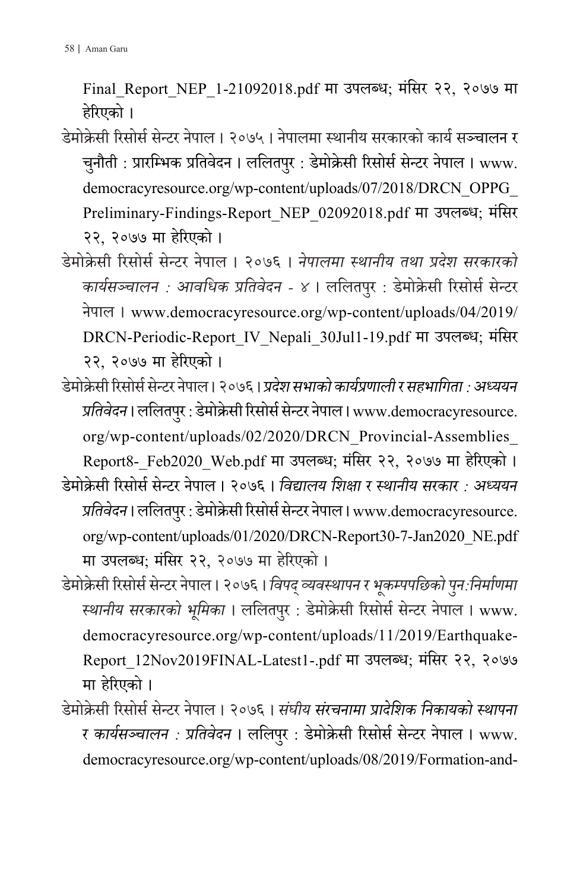Final_Report_NEP_1-21092018.pdf मा उपलब्ध; मंसिर २२, २०७७ मा हेरिएको ।

डेमोक्रेसी रिसोर्स सेन्टर नेपाल । २०७५ । नेपालमा स्थानीय सरकारको कार्य सञ्चालन र चुनौती : प्रारम्भिक प्रतिवेदन । ललितपुर : डेमोक्रेसी रिसोर्स सेन्टर नेपाल । www.democracyresource.org/wp-content/uploads/07/2018/DRCN_OPPG_Preliminary-Findings-Report_NEP_02092018.pdf मा उपलब्ध; मंसिर २२, २०७७ मा हेरिएको ।

डेमोक्रेसी रिसोर्स सेन्टर नेपाल । २०७६ । *नेपालमा स्थानीय तथा प्रदेश सरकारको कार्यसञ्चालन : आवधिक प्रतिवेदन - ४* । ललितपुर : डेमोक्रेसी रिसोर्स सेन्टर नेपाल । www.democracyresource.org/wp-content/uploads/04/2019/DRCN-Periodic-Report_IV_Nepali_30Jul1-19.pdf मा उपलब्ध; मंसिर २२, २०७७ मा हेरिएको ।

डेमोक्रेसी रिसोर्स सेन्टर नेपाल । २०७६ । *प्रदेश सभाको कार्यप्रणाली र सहभागिता : अध्ययन प्रतिवेदन* । ललितपुर : डेमोक्रेसी रिसोर्स सेन्टर नेपाल । www.democracyresource.org/wp-content/uploads/02/2020/DRCN_Provincial-Assemblies_Report8-_Feb2020_Web.pdf मा उपलब्ध; मंसिर २२, २०७७ मा हेरिएको ।

डेमोक्रेसी रिसोर्स सेन्टर नेपाल । २०७६ । *विद्यालय शिक्षा र स्थानीय सरकार : अध्ययन प्रतिवेदन* । ललितपुर : डेमोक्रेसी रिसोर्स सेन्टर नेपाल । www.democracyresource.org/wp-content/uploads/01/2020/DRCN-Report30-7-Jan2020_NE.pdf मा उपलब्ध; मंसिर २२, २०७७ मा हेरिएको ।

डेमोक्रेसी रिसोर्स सेन्टर नेपाल । २०७६ । *विपद् व्यवस्थापन र भूकम्पपछिको पुन:निर्माणमा स्थानीय सरकारको भूमिका* । ललितपुर : डेमोक्रेसी रिसोर्स सेन्टर नेपाल । www.democracyresource.org/wp-content/uploads/11/2019/Earthquake-Report_12Nov2019FINAL-Latest1-.pdf मा उपलब्ध; मंसिर २२, २०७७ मा हेरिएको ।

डेमोक्रेसी रिसोर्स सेन्टर नेपाल । २०७६ । *संघीय संरचनामा प्रादेशिक निकायको स्थापना र कार्यसञ्चालन : प्रतिवेदन* । ललिपुर : डेमोक्रेसी रिसोर्स सेन्टर नेपाल । www.democracyresource.org/wp-content/uploads/08/2019/Formation-and-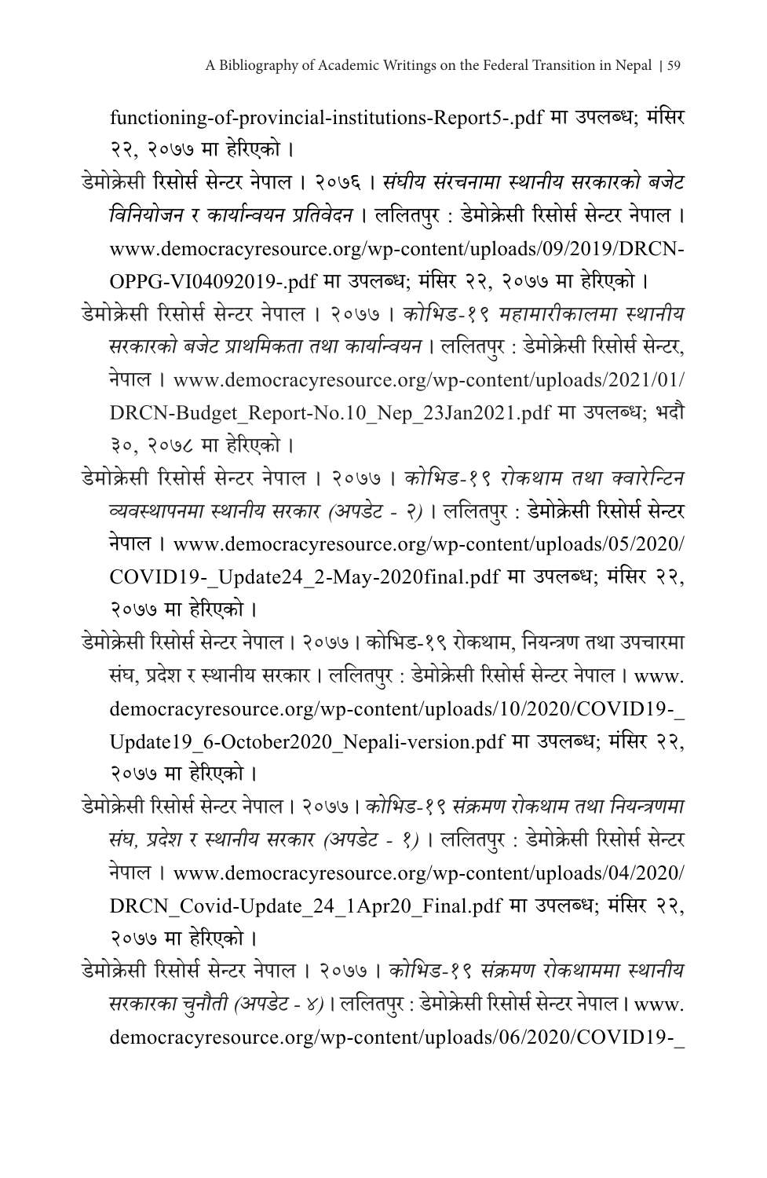functioning-of-provincial-institutions-Report5-.pdf मा उपलब्ध; मंसिर २२, २०७७ मा हेरिएको ।

डेमोक्रेसी रिसोर्स सेन्टर नेपाल । २०७६ । *संघीय संरचनामा स्थानीय सरकारको बजेट विनियोजन र कार्यान्वयन प्रतिवेदन* । ललितपुर : डेमोक्रेसी रिसोर्स सेन्टर नेपाल । www.democracyresource.org/wp-content/uploads/09/2019/DRCN-OPPG-VI04092019-.pdf मा उपलब्ध; मंसिर २२, २०७७ मा हेरिएको ।

डेमोक्रेसी रिसोर्स सेन्टर नेपाल । २०७७ । *कोभिड-१९ महामारीकालमा स्थानीय सरकारको बजेट प्राथमिकता तथा कार्यान्वयन* । ललितपुर : डेमोक्रेसी रिसोर्स सेन्टर, नेपाल । www.democracyresource.org/wp-content/uploads/2021/01/DRCN-Budget_Report-No.10_Nep_23Jan2021.pdf मा उपलब्ध; भदौ ३०, २०७८ मा हेरिएको ।

डेमोक्रेसी रिसोर्स सेन्टर नेपाल । २०७७ । *कोभिड-१९ रोकथाम तथा क्वारेन्टिन व्यवस्थापनमा स्थानीय सरकार (अपडेट - २)* । ललितपुर : डेमोक्रेसी रिसोर्स सेन्टर नेपाल । www.democracyresource.org/wp-content/uploads/05/2020/COVID19-_Update24_2-May-2020final.pdf मा उपलब्ध; मंसिर २२, २०७७ मा हेरिएको ।

डेमोक्रेसी रिसोर्स सेन्टर नेपाल । २०७७ । कोभिड-१९ रोकथाम, नियन्त्रण तथा उपचारमा संघ, प्रदेश र स्थानीय सरकार । ललितपुर : डेमोक्रेसी रिसोर्स सेन्टर नेपाल । www.democracyresource.org/wp-content/uploads/10/2020/COVID19-_Update19_6-October2020_Nepali-version.pdf मा उपलब्ध; मंसिर २२, २०७७ मा हेरिएको ।

डेमोक्रेसी रिसोर्स सेन्टर नेपाल । २०७७ । *कोभिड-१९ संक्रमण रोकथाम तथा नियन्त्रणमा संघ, प्रदेश र स्थानीय सरकार (अपडेट - १)* । ललितपुर : डेमोक्रेसी रिसोर्स सेन्टर नेपाल । www.democracyresource.org/wp-content/uploads/04/2020/DRCN_Covid-Update_24_1Apr20_Final.pdf मा उपलब्ध; मंसिर २२, २०७७ मा हेरिएको ।

डेमोक्रेसी रिसोर्स सेन्टर नेपाल । २०७७ । *कोभिड-१९ संक्रमण रोकथाममा स्थानीय सरकारका चुनौती (अपडेट - ४)* । ललितपुर : डेमोक्रेसी रिसोर्स सेन्टर नेपाल । www.democracyresource.org/wp-content/uploads/06/2020/COVID19-_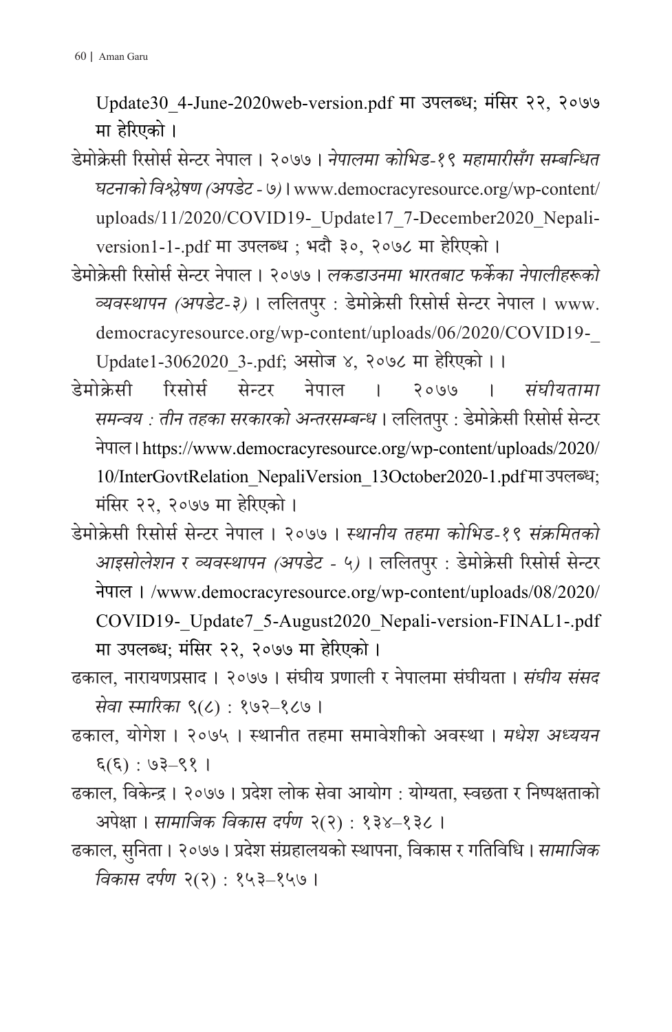Update30_4-June-2020web-version.pdf मा उपलब्ध; मंसिर २२, २०७७ मा हेरिएको ।

डेमोक्रेसी रिसोर्स सेन्टर नेपाल । २०७७ । *नेपालमा कोभिड-१९ महामारीसँग सम्बन्धित घटनाको विश्लेषण (अपडेट - ७)* । www.democracyresource.org/wp-content/uploads/11/2020/COVID19-_Update17_7-December2020_Nepali-version1-1-.pdf मा उपलब्ध ; भदौ ३०, २०७८ मा हेरिएको ।

डेमोक्रेसी रिसोर्स सेन्टर नेपाल । २०७७ । *लकडाउनमा भारतबाट फर्केका नेपालीहरूको व्यवस्थापन (अपडेट-३)* । ललितपुर : डेमोक्रेसी रिसोर्स सेन्टर नेपाल । www.democracyresource.org/wp-content/uploads/06/2020/COVID19-_Update1-3062020_3-.pdf; असोज ४, २०७८ मा हेरिएको ।।

डेमोक्रेसी रिसोर्स सेन्टर नेपाल । २०७७ । *संघीयतामा समन्वय : तीन तहका सरकारको अन्तरसम्बन्ध* । ललितपुर : डेमोक्रेसी रिसोर्स सेन्टर नेपाल । https://www.democracyresource.org/wp-content/uploads/2020/10/InterGovtRelation_NepaliVersion_13October2020-1.pdf मा उपलब्ध; मंसिर २२, २०७७ मा हेरिएको ।

डेमोक्रेसी रिसोर्स सेन्टर नेपाल । २०७७ । *स्थानीय तहमा कोभिड-१९ संक्रमितको आइसोलेशन र व्यवस्थापन (अपडेट - ५)* । ललितपुर : डेमोक्रेसी रिसोर्स सेन्टर नेपाल । /www.democracyresource.org/wp-content/uploads/08/2020/COVID19-_Update7_5-August2020_Nepali-version-FINAL1-.pdf मा उपलब्ध; मंसिर २२, २०७७ मा हेरिएको ।

ढकाल, नारायणप्रसाद । २०७७ । संघीय प्रणाली र नेपालमा संघीयता । *संघीय संसद सेवा स्मारिका* ९(८) : १७२–१८७ ।

ढकाल, योगेश । २०७५ । स्थानीत तहमा समावेशीको अवस्था । *मधेश अध्ययन* ६(६) : ७३–९१ ।

ढकाल, विकेन्द्र । २०७७ । प्रदेश लोक सेवा आयोग : योग्यता, स्वछता र निष्पक्षताको अपेक्षा । *सामाजिक विकास दर्पण* २(२) : १३४–१३८ ।

ढकाल, सुनिता । २०७७ । प्रदेश संग्रहालयको स्थापना, विकास र गतिविधि । *सामाजिक विकास दर्पण* २(२) : १५३–१५७ ।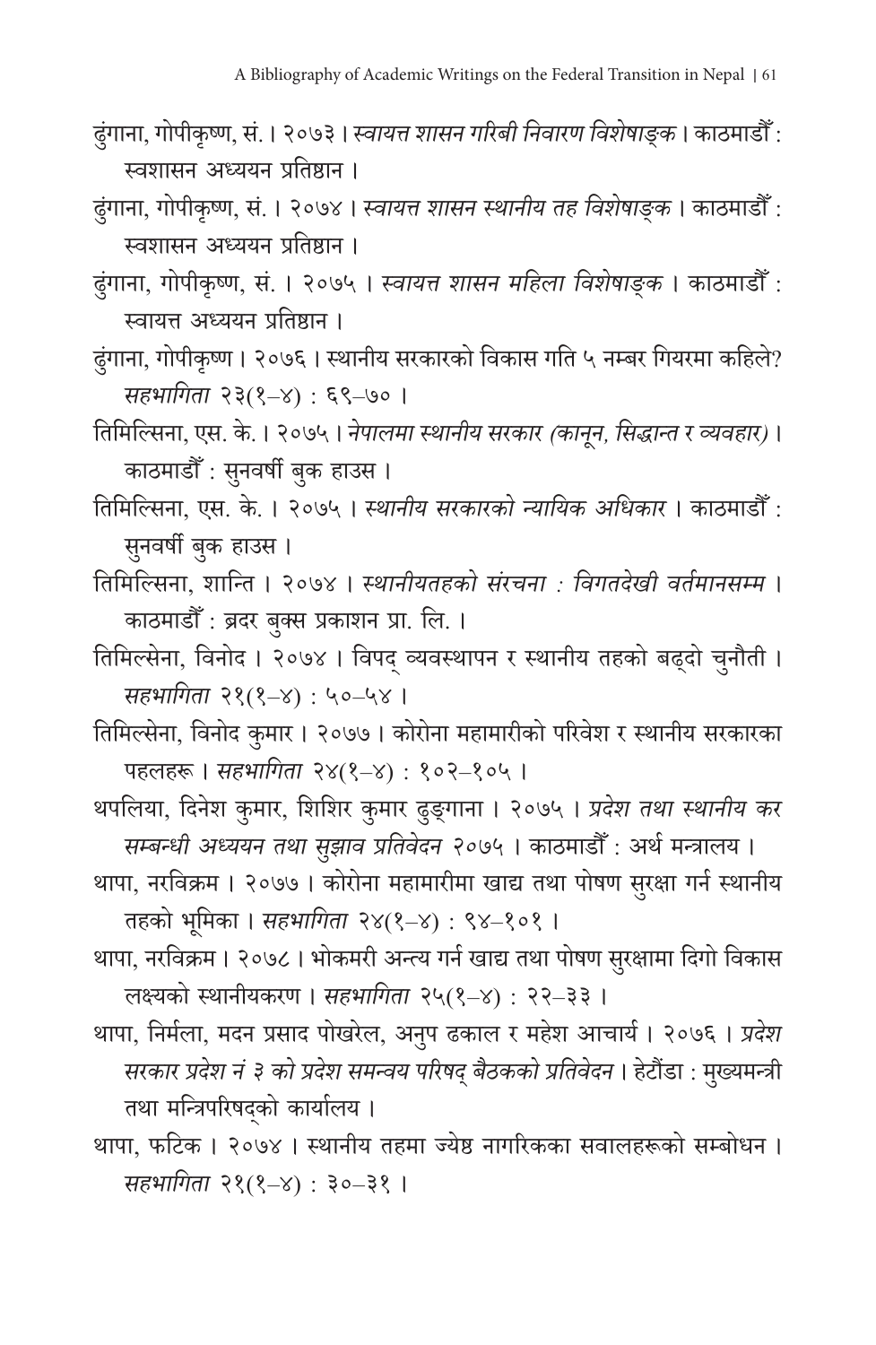ढुंगाना, गोपीकृष्ण, सं. । २०७३ । *स्वायत्त शासन गरिबी निवारण विशेषाङ्क* । काठमाडौँ : स्वशासन अध्ययन प्रतिष्ठान ।

ढुंगाना, गोपीकृष्ण, सं. । २०७४ । *स्वायत्त शासन स्थानीय तह विशेषाङ्क* । काठमाडौँ : स्वशासन अध्ययन प्रतिष्ठान ।

ढुंगाना, गोपीकृष्ण, सं. । २०७५ । *स्वायत्त शासन महिला विशेषाङ्क* । काठमाडौँ : स्वायत्त अध्ययन प्रतिष्ठान ।

ढुंगाना, गोपीकृष्ण । २०७६ । स्थानीय सरकारको विकास गति ५ नम्बर गियरमा कहिले? *सहभागिता* २३(१–४) : ६९–७० ।

तिमिल्सिना, एस. के. । २०७५ । *नेपालमा स्थानीय सरकार (कानून, सिद्धान्त र व्यवहार)* । काठमाडौँ : सुनवर्षी बुक हाउस ।

तिमिल्सिना, एस. के. । २०७५ । *स्थानीय सरकारको न्यायिक अधिकार* । काठमाडौँ : सुनवर्षी बुक हाउस ।

तिमिल्सिना, शान्ति । २०७४ । *स्थानीयतहको संरचना : विगतदेखी वर्तमानसम्म* । काठमाडौँ : ब्रदर बुक्स प्रकाशन प्रा. लि. ।

तिमिल्सेना, विनोद । २०७४ । विपद् व्यवस्थापन र स्थानीय तहको बढ्दो चुनौती । *सहभागिता* २१(१–४) : ५०–५४ ।

तिमिल्सेना, विनोद कुमार । २०७७ । कोरोना महामारीको परिवेश र स्थानीय सरकारका पहलहरू । *सहभागिता* २४(१–४) : १०२–१०५ ।

थपलिया, दिनेश कुमार, शिशिर कुमार ढुङ्गाना । २०७५ । *प्रदेश तथा स्थानीय कर सम्बन्धी अध्ययन तथा सुझाव प्रतिवेदन २०७५* । काठमाडौँ : अर्थ मन्त्रालय ।

थापा, नरविक्रम । २०७७ । कोरोना महामारीमा खाद्य तथा पोषण सुरक्षा गर्न स्थानीय तहको भूमिका । *सहभागिता* २४(१–४) : ९४–१०१ ।

थापा, नरविक्रम । २०७८ । भोकमरी अन्त्य गर्न खाद्य तथा पोषण सुरक्षामा दिगो विकास लक्ष्यको स्थानीयकरण । *सहभागिता* २५(१–४) : २२–३३ ।

थापा, निर्मला, मदन प्रसाद पोखरेल, अनुप ढकाल र महेश आचार्य । २०७६ । *प्रदेश सरकार प्रदेश नं ३ को प्रदेश समन्वय परिषद् बैठकको प्रतिवेदन* । हेटौँडा : मुख्यमन्त्री तथा मन्त्रिपरिषद्को कार्यालय ।

थापा, फटिक । २०७४ । स्थानीय तहमा ज्येष्ठ नागरिकका सवालहरूको सम्बोधन । *सहभागिता* २१(१–४) : ३०–३१ ।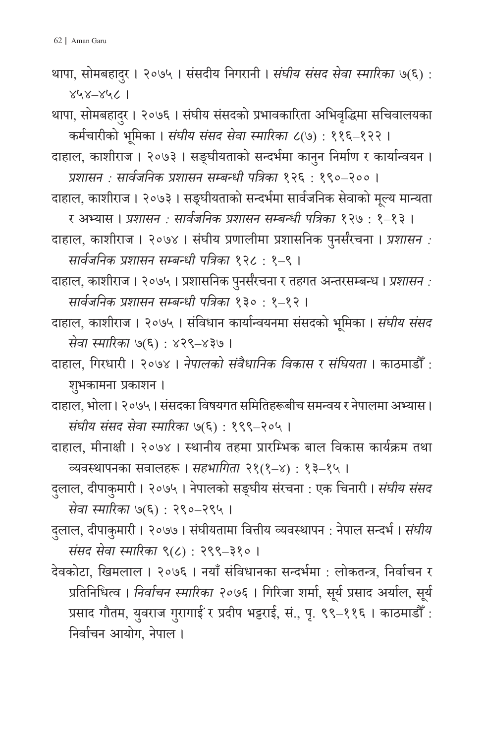थापा, सोमबहादुर । २०७५ । संसदीय निगरानी । *संघीय संसद सेवा स्मारिका* ७(६) : ४५४–४५८ ।

थापा, सोमबहादुर । २०७६ । संघीय संसदको प्रभावकारिता अभिवृद्धिमा सचिवालयका कर्मचारीको भूमिका । *संघीय संसद सेवा स्मारिका* ८(७) : ११६–१२२ ।

दाहाल, काशीराज । २०७३ । सङ्घीयताको सन्दर्भमा कानुन निर्माण र कार्यान्वयन । *प्रशासन : सार्वजनिक प्रशासन सम्बन्धी पत्रिका* १२६ : १९०–२०० ।

दाहाल, काशीराज । २०७३ । सङ्घीयताको सन्दर्भमा सार्वजनिक सेवाको मूल्य मान्यता र अभ्यास । *प्रशासन : सार्वजनिक प्रशासन सम्बन्धी पत्रिका* १२७ : १–१३ ।

दाहाल, काशीराज । २०७४ । संघीय प्रणालीमा प्रशासनिक पुनर्संरचना । *प्रशासन : सार्वजनिक प्रशासन सम्बन्धी पत्रिका* १२८ : १–९ ।

दाहाल, काशीराज । २०७५ । प्रशासनिक पुनर्संरचना र तहगत अन्तरसम्बन्ध । *प्रशासन : सार्वजनिक प्रशासन सम्बन्धी पत्रिका* १३० : १–१२ ।

दाहाल, काशीराज । २०७५ । संविधान कार्यान्वयनमा संसदको भूमिका । *संघीय संसद सेवा स्मारिका* ७(६) : ४२९–४३७ ।

दाहाल, गिरधारी । २०७४ । *नेपालको संवैधानिक विकास र संघियता* । काठमाडौँ : शुभकामना प्रकाशन ।

दाहाल, भोला । २०७५ । संसदका विषयगत समितिहरूबीच समन्वय र नेपालमा अभ्यास । *संघीय संसद सेवा स्मारिका* ७(६) : १९९–२०५ ।

दाहाल, मीनाक्षी । २०७४ । स्थानीय तहमा प्रारम्भिक बाल विकास कार्यक्रम तथा व्यवस्थापनका सवालहरू । *सहभागिता* २१(१–४) : १३–१५ ।

दुलाल, दीपाकुमारी । २०७५ । नेपालको सङ्घीय संरचना : एक चिनारी । *संघीय संसद सेवा स्मारिका* ७(६) : २९०–२९५ ।

दुलाल, दीपाकुमारी । २०७७ । संघीयतामा वित्तीय व्यवस्थापन : नेपाल सन्दर्भ । *संघीय संसद सेवा स्मारिका* ९(८) : २९९–३१० ।

देवकोटा, खिमलाल । २०७६ । नयाँ संविधानका सन्दर्भमा : लोकतन्त्र, निर्वाचन र प्रतिनिधित्व । *निर्वाचन स्मारिका २०७६* । गिरिजा शर्मा, सूर्य प्रसाद अर्याल, सूर्य प्रसाद गौतम, युवराज गुरागाईं र प्रदीप भट्टराई, सं., पृ. ९९–११६ । काठमाडौँ : निर्वाचन आयोग, नेपाल ।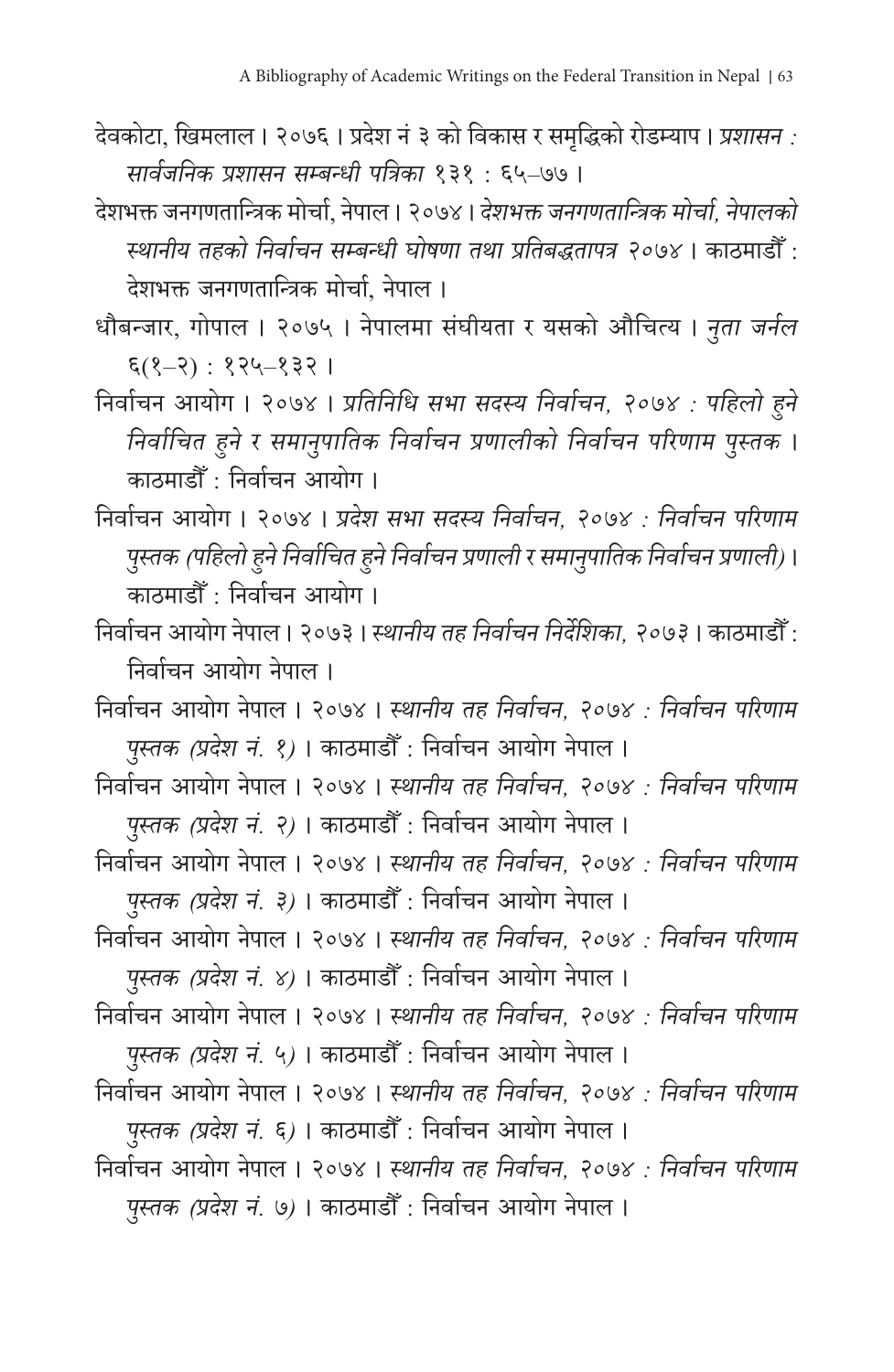देवकोटा, खिमलाल। २०७६। प्रदेश नं ३ को विकास र समृद्धिको रोडम्याप। *प्रशासन : सार्वजनिक प्रशासन सम्बन्धी पत्रिका* १३१ : ६५–७७।

देशभक्त जनगणतान्त्रिक मोर्चा, नेपाल। २०७४। *देशभक्त जनगणतान्त्रिक मोर्चा, नेपालको स्थानीय तहको निर्वाचन सम्बन्धी घोषणा तथा प्रतिबद्धतापत्र २०७४*। काठमाडौँ : देशभक्त जनगणतान्त्रिक मोर्चा, नेपाल।

धौबन्जार, गोपाल। २०७५। नेपालमा संघीयता र यसको औचित्य। *नुता जर्नल* ६(१–२) : १२५–१३२।

निर्वाचन आयोग। २०७४। *प्रतिनिधि सभा सदस्य निर्वाचन, २०७४ : पहिलो हुने निर्वाचित हुने र समानुपातिक निर्वाचन प्रणालीको निर्वाचन परिणाम पुस्तक*। काठमाडौँ : निर्वाचन आयोग।

निर्वाचन आयोग। २०७४। *प्रदेश सभा सदस्य निर्वाचन, २०७४ : निर्वाचन परिणाम पुस्तक (पहिलो हुने निर्वाचित हुने निर्वाचन प्रणाली र समानुपातिक निर्वाचन प्रणाली)*। काठमाडौँ : निर्वाचन आयोग।

निर्वाचन आयोग नेपाल। २०७३। *स्थानीय तह निर्वाचन निर्देशिका, २०७३*। काठमाडौँ : निर्वाचन आयोग नेपाल।

निर्वाचन आयोग नेपाल। २०७४। *स्थानीय तह निर्वाचन, २०७४ : निर्वाचन परिणाम पुस्तक (प्रदेश नं. १)*। काठमाडौँ : निर्वाचन आयोग नेपाल।

निर्वाचन आयोग नेपाल। २०७४। *स्थानीय तह निर्वाचन, २०७४ : निर्वाचन परिणाम पुस्तक (प्रदेश नं. २)*। काठमाडौँ : निर्वाचन आयोग नेपाल।

निर्वाचन आयोग नेपाल। २०७४। *स्थानीय तह निर्वाचन, २०७४ : निर्वाचन परिणाम पुस्तक (प्रदेश नं. ३)*। काठमाडौँ : निर्वाचन आयोग नेपाल।

निर्वाचन आयोग नेपाल। २०७४। *स्थानीय तह निर्वाचन, २०७४ : निर्वाचन परिणाम पुस्तक (प्रदेश नं. ४)*। काठमाडौँ : निर्वाचन आयोग नेपाल।

निर्वाचन आयोग नेपाल। २०७४। *स्थानीय तह निर्वाचन, २०७४ : निर्वाचन परिणाम पुस्तक (प्रदेश नं. ५)*। काठमाडौँ : निर्वाचन आयोग नेपाल।

निर्वाचन आयोग नेपाल। २०७४। *स्थानीय तह निर्वाचन, २०७४ : निर्वाचन परिणाम पुस्तक (प्रदेश नं. ६)*। काठमाडौँ : निर्वाचन आयोग नेपाल।

निर्वाचन आयोग नेपाल। २०७४। *स्थानीय तह निर्वाचन, २०७४ : निर्वाचन परिणाम पुस्तक (प्रदेश नं. ७)*। काठमाडौँ : निर्वाचन आयोग नेपाल।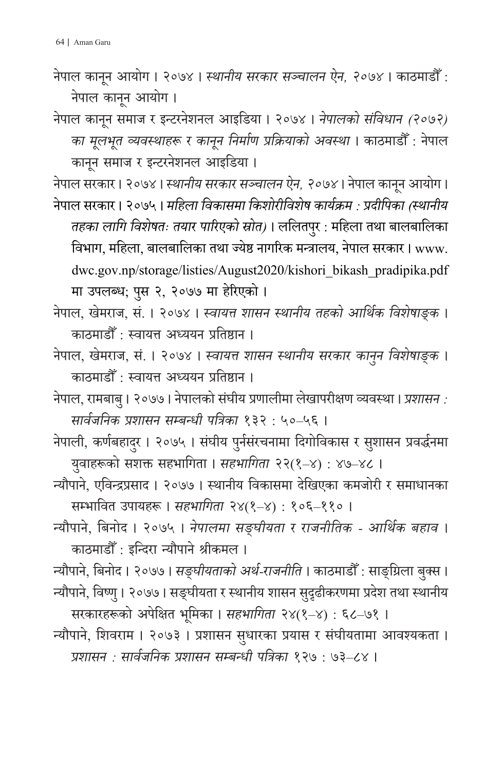नेपाल कानून आयोग । २०७४ । *स्थानीय सरकार सञ्चालन ऐन, २०७४* । काठमाडौँ : नेपाल कानून आयोग ।

नेपाल कानून समाज र इन्टरनेशनल आइडिया । २०७४ । *नेपालको संविधान (२०७२) का मूलभूत व्यवस्थाहरू र कानून निर्माण प्रक्रियाको अवस्था* । काठमाडौँ : नेपाल कानून समाज र इन्टरनेशनल आइडिया ।

नेपाल सरकार । २०७४ । *स्थानीय सरकार सञ्चालन ऐन, २०७४* । नेपाल कानून आयोग ।

नेपाल सरकार । २०७५ । *महिला विकासमा किशोरीविशेष कार्यक्रम : प्रदीपिका (स्थानीय तहका लागि विशेषतः तयार पारिएको स्रोत)* । ललितपुर : महिला तथा बालबालिका विभाग, महिला, बालबालिका तथा ज्येष्ठ नागरिक मन्त्रालय, नेपाल सरकार । www.dwc.gov.np/storage/listies/August2020/kishori_bikash_pradipika.pdf मा उपलब्ध; पुस २, २०७७ मा हेरिएको ।

नेपाल, खेमराज, सं. । २०७४ । *स्वायत्त शासन स्थानीय तहको आर्थिक विशेषाङ्क* । काठमाडौँ : स्वायत्त अध्ययन प्रतिष्ठान ।

नेपाल, खेमराज, सं. । २०७४ । *स्वायत्त शासन स्थानीय सरकार कानुन विशेषाङ्क* । काठमाडौँ : स्वायत्त अध्ययन प्रतिष्ठान ।

नेपाल, रामबाबु । २०७७ । नेपालको संघीय प्रणालीमा लेखापरीक्षण व्यवस्था । *प्रशासन : सार्वजनिक प्रशासन सम्बन्धी पत्रिका* १३२ : ५०–५६ ।

नेपाली, कर्णबहादुर । २०७५ । संघीय पुर्नसंरचनामा दिगोविकास र सुशासन प्रवर्द्धनमा युवाहरूको सशक्त सहभागिता । *सहभागिता* २२(१–४) : ४७–४८ ।

न्यौपाने, एविन्द्रप्रसाद । २०७७ । स्थानीय विकासमा देखिएका कमजोरी र समाधानका सम्भावित उपायहरू । *सहभागिता* २४(१–४) : १०६–११० ।

न्यौपाने, बिनोद । २०७५ । *नेपालमा सङ्घीयता र राजनीतिक - आर्थिक बहाव* । काठमाडौँ : इन्दिरा न्यौपाने श्रीकमल ।

न्यौपाने, बिनोद । २०७७ । *सङ्घीयताको अर्थ-राजनीति* । काठमाडौँ : साङ्ग्रिला बुक्स ।

न्यौपाने, विष्णु । २०७७ । सङ्घीयता र स्थानीय शासन सुदृढीकरणमा प्रदेश तथा स्थानीय सरकारहरूको अपेक्षित भूमिका । *सहभागिता* २४(१–४) : ६८–७१ ।

न्यौपाने, शिवराम । २०७३ । प्रशासन सुधारका प्रयास र संघीयतामा आवश्यकता । *प्रशासन : सार्वजनिक प्रशासन सम्बन्धी पत्रिका* १२७ : ७३–८४ ।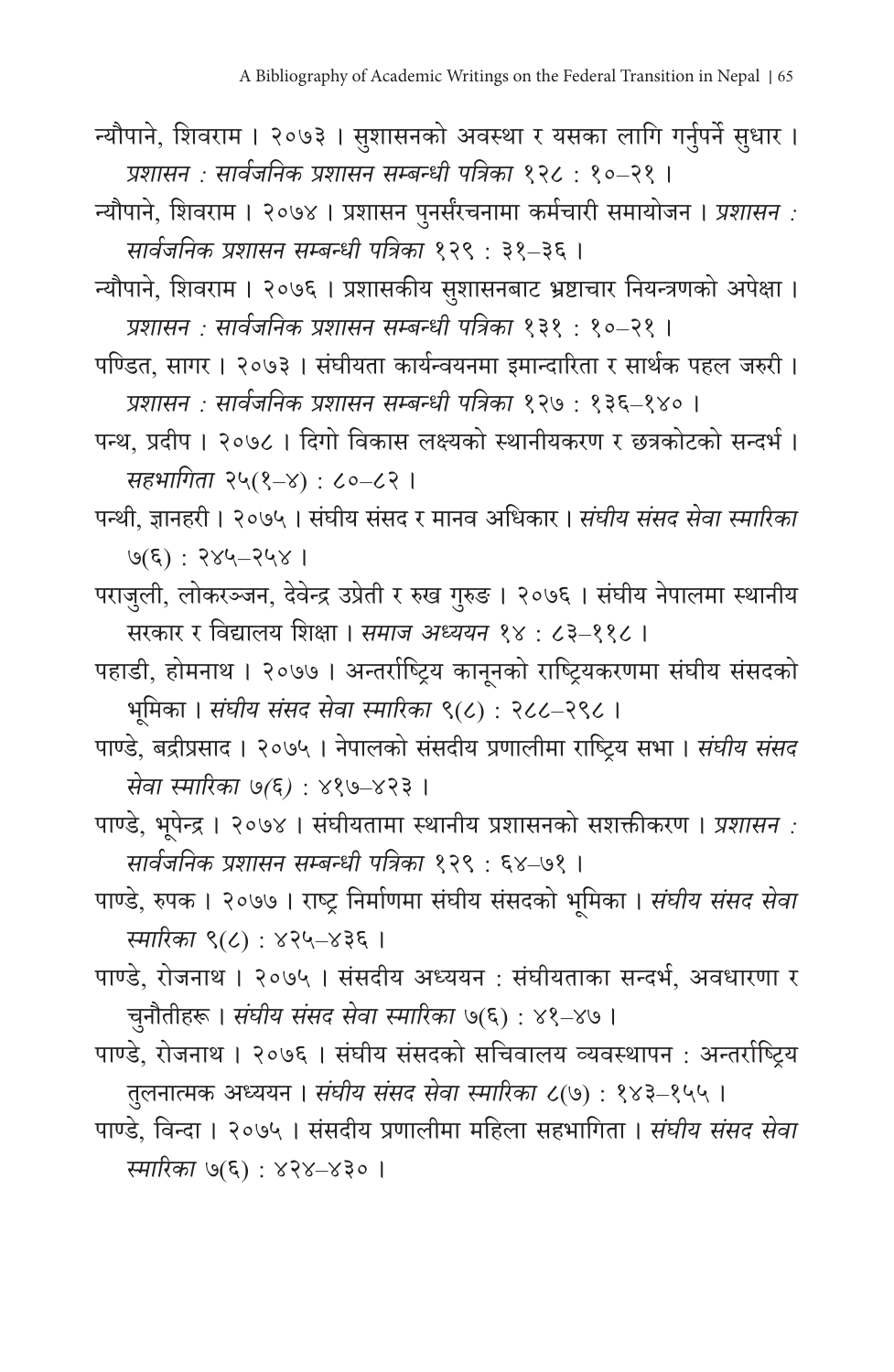न्यौपाने, शिवराम । २०७३ । सुशासनको अवस्था र यसका लागि गर्नुपर्ने सुधार । *प्रशासन : सार्वजनिक प्रशासन सम्बन्धी पत्रिका* १२८ : १०–२१ ।

न्यौपाने, शिवराम । २०७४ । प्रशासन पुनर्संरचनामा कर्मचारी समायोजन । *प्रशासन : सार्वजनिक प्रशासन सम्बन्धी पत्रिका* १२९ : ३१–३६ ।

न्यौपाने, शिवराम । २०७६ । प्रशासकीय सुशासनबाट भ्रष्टाचार नियन्त्रणको अपेक्षा । *प्रशासन : सार्वजनिक प्रशासन सम्बन्धी पत्रिका* १३१ : १०–२१ ।

पण्डित, सागर । २०७३ । संघीयता कार्यन्वयनमा इमान्दारिता र सार्थक पहल जरुरी । *प्रशासन : सार्वजनिक प्रशासन सम्बन्धी पत्रिका* १२७ : १३६–१४० ।

पन्थ, प्रदीप । २०७८ । दिगो विकास लक्ष्यको स्थानीयकरण र छत्रकोटको सन्दर्भ । *सहभागिता* २५(१–४) : ८०–८२ ।

पन्थी, ज्ञानहरी । २०७५ । संघीय संसद र मानव अधिकार । *संघीय संसद सेवा स्मारिका* ७(६) : २४५–२५४ ।

पराजुली, लोकरञ्जन, देवेन्द्र उप्रेती र रुख गुरुङ । २०७६ । संघीय नेपालमा स्थानीय सरकार र विद्यालय शिक्षा । *समाज अध्ययन* १४ : ८३–११८ ।

पहाडी, होमनाथ । २०७७ । अन्तर्राष्ट्रिय कानूनको राष्ट्रियकरणमा संघीय संसदको भूमिका । *संघीय संसद सेवा स्मारिका* ९(८) : २८८–२९८ ।

पाण्डे, बद्रीप्रसाद । २०७५ । नेपालको संसदीय प्रणालीमा राष्ट्रिय सभा । *संघीय संसद सेवा स्मारिका ७(६)* : ४१७–४२३ ।

पाण्डे, भूपेन्द्र । २०७४ । संघीयतामा स्थानीय प्रशासनको सशक्तीकरण । *प्रशासन : सार्वजनिक प्रशासन सम्बन्धी पत्रिका* १२९ : ६४–७१ ।

पाण्डे, रुपक । २०७७ । राष्ट्र निर्माणमा संघीय संसदको भूमिका । *संघीय संसद सेवा स्मारिका* ९(८) : ४२५–४३६ ।

पाण्डे, रोजनाथ । २०७५ । संसदीय अध्ययन : संघीयताका सन्दर्भ, अवधारणा र चुनौतीहरू । *संघीय संसद सेवा स्मारिका* ७(६) : ४१–४७ ।

पाण्डे, रोजनाथ । २०७६ । संघीय संसदको सचिवालय व्यवस्थापन : अन्तर्राष्ट्रिय तुलनात्मक अध्ययन । *संघीय संसद सेवा स्मारिका* ८(७) : १४३–१५५ ।

पाण्डे, विन्दा । २०७५ । संसदीय प्रणालीमा महिला सहभागिता । *संघीय संसद सेवा स्मारिका* ७(६) : ४२४–४३० ।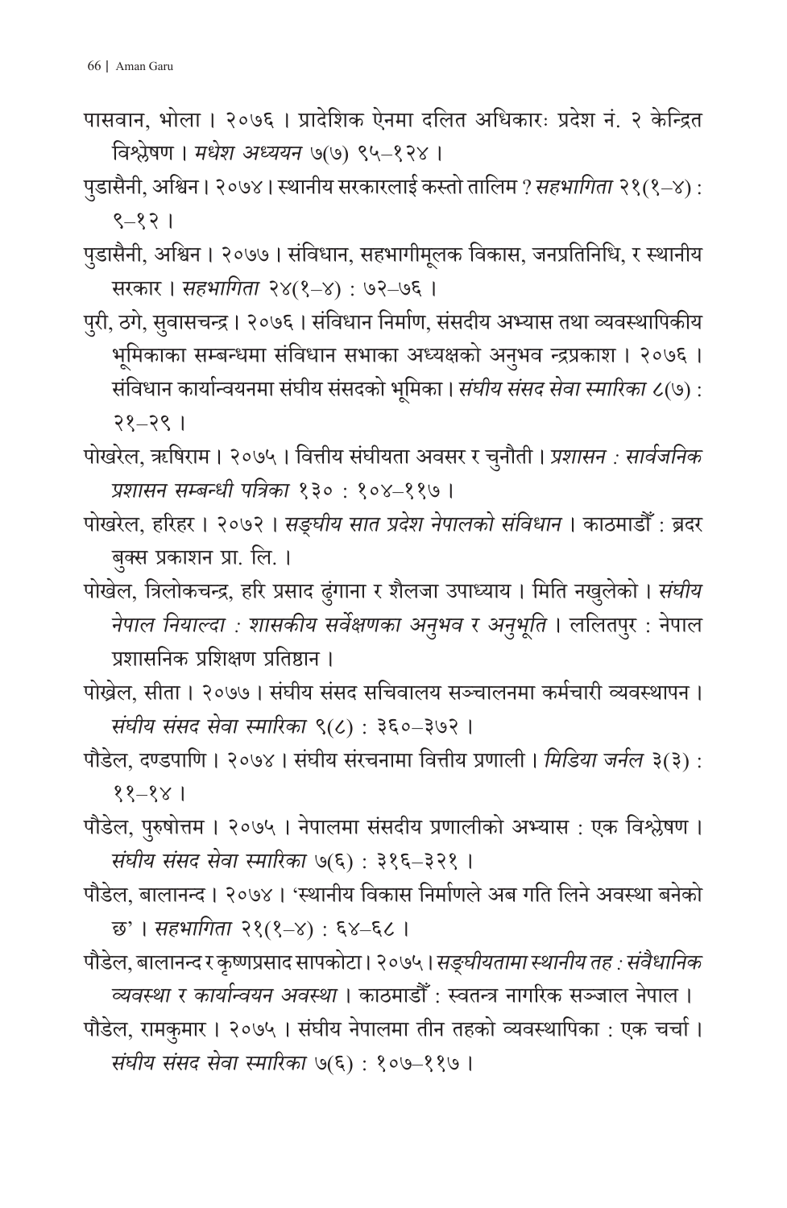पासवान, भोला । २०७६ । प्रादेशिक ऐनमा दलित अधिकारः प्रदेश नं. २ केन्द्रित विश्लेषण । *मधेश अध्ययन* ७(७) ९५–१२४ ।

पुडासैनी, अश्विन । २०७४ । स्थानीय सरकारलाई कस्तो तालिम ? *सहभागिता* २१(१–४) : ९–१२ ।

पुडासैनी, अश्विन । २०७७ । संविधान, सहभागीमूलक विकास, जनप्रतिनिधि, र स्थानीय सरकार । *सहभागिता* २४(१–४) : ७२–७६ ।

पुरी, ठगे, सुवासचन्द्र । २०७६ । संविधान निर्माण, संसदीय अभ्यास तथा व्यवस्थापिकीय भूमिकाका सम्बन्धमा संविधान सभाका अध्यक्षको अनुभव न्द्रप्रकाश । २०७६ । संविधान कार्यान्वयनमा संघीय संसदको भूमिका । *संघीय संसद सेवा स्मारिका* ८(७) : २१–२९ ।

पोखरेल, ऋषिराम । २०७५ । वित्तीय संघीयता अवसर र चुनौती । *प्रशासन : सार्वजनिक प्रशासन सम्बन्धी पत्रिका* १३० : १०४–११७ ।

पोखरेल, हरिहर । २०७२ । *सङ्घीय सात प्रदेश नेपालको संविधान* । काठमाडौँ : ब्रदर बुक्स प्रकाशन प्रा. लि. ।

पोखेल, त्रिलोकचन्द्र, हरि प्रसाद ढुंगाना र शैलजा उपाध्याय । मिति नखुलेको । *संघीय नेपाल नियाल्दा : शासकीय सर्वेक्षणका अनुभव र अनुभूति* । ललितपुर : नेपाल प्रशासनिक प्रशिक्षण प्रतिष्ठान ।

पोख्रेल, सीता । २०७७ । संघीय संसद सचिवालय सञ्चालनमा कर्मचारी व्यवस्थापन । *संघीय संसद सेवा स्मारिका* ९(८) : ३६०–३७२ ।

पौडेल, दण्डपाणि । २०७४ । संघीय संरचनामा वित्तीय प्रणाली । *मिडिया जर्नल* ३(३) : ११–१४ ।

पौडेल, पुरुषोत्तम । २०७५ । नेपालमा संसदीय प्रणालीको अभ्यास : एक विश्लेषण । *संघीय संसद सेवा स्मारिका* ७(६) : ३१६–३२१ ।

पौडेल, बालानन्द । २०७४ । 'स्थानीय विकास निर्माणले अब गति लिने अवस्था बनेको छ' । *सहभागिता* २१(१–४) : ६४–६८ ।

पौडेल, बालानन्द र कृष्णप्रसाद सापकोटा । २०७५ । *सङ्घीयतामा स्थानीय तह : संवैधानिक व्यवस्था र कार्यान्वयन अवस्था* । काठमाडौँ : स्वतन्त्र नागरिक सञ्जाल नेपाल ।

पौडेल, रामकुमार । २०७५ । संघीय नेपालमा तीन तहको व्यवस्थापिका : एक चर्चा । *संघीय संसद सेवा स्मारिका* ७(६) : १०७–११७ ।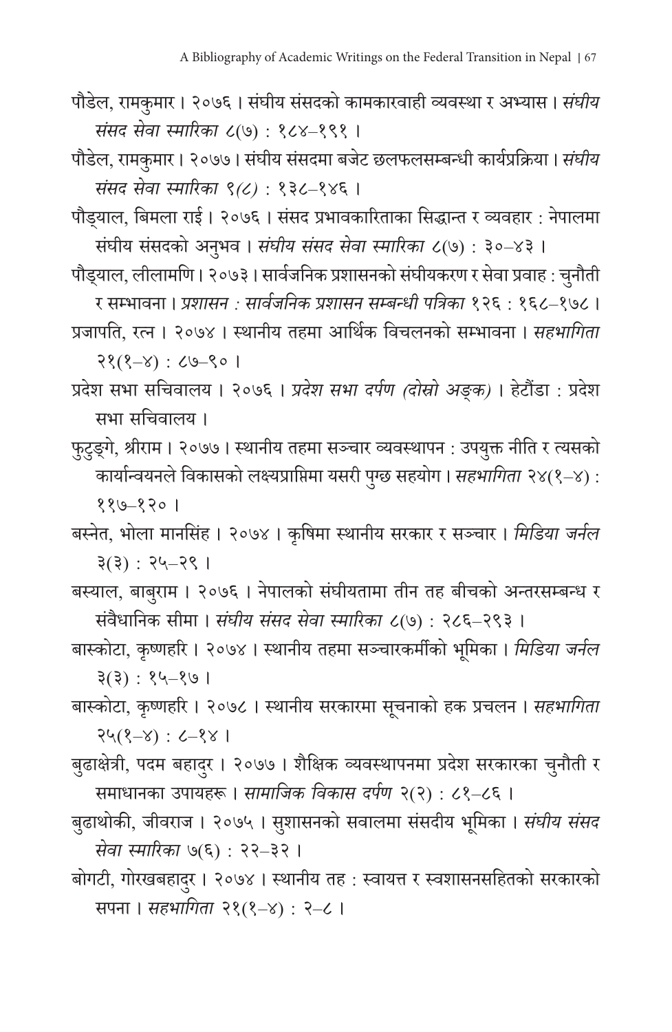पौडेल, रामकुमार । २०७६ । संघीय संसदको कामकारवाही व्यवस्था र अभ्यास । *संघीय संसद सेवा स्मारिका* ८(७) : १८४–१९१ ।

पौडेल, रामकुमार । २०७७ । संघीय संसदमा बजेट छलफलसम्बन्धी कार्यप्रक्रिया । *संघीय संसद सेवा स्मारिका* ९(८) : १३८–१४६ ।

पौड्याल, बिमला राई । २०७६ । संसद प्रभावकारिताका सिद्धान्त र व्यवहार : नेपालमा संघीय संसदको अनुभव । *संघीय संसद सेवा स्मारिका* ८(७) : ३०–४३ ।

पौड्याल, लीलामणि । २०७३ । सार्वजनिक प्रशासनको संघीयकरण र सेवा प्रवाह : चुनौती र सम्भावना । *प्रशासन : सार्वजनिक प्रशासन सम्बन्धी पत्रिका* १२६ : १६८–१७८ ।

प्रजापति, रत्न । २०७४ । स्थानीय तहमा आर्थिक विचलनको सम्भावना । *सहभागिता* २१(१–४) : ८७–९० ।

प्रदेश सभा सचिवालय । २०७६ । *प्रदेश सभा दर्पण (दोस्रो अङ्क)* । हेटौंडा : प्रदेश सभा सचिवालय ।

फुटुङ्गे, श्रीराम । २०७७ । स्थानीय तहमा सञ्चार व्यवस्थापन : उपयुक्त नीति र त्यसको कार्यान्वयनले विकासको लक्ष्यप्राप्तिमा यसरी पुग्छ सहयोग । *सहभागिता* २४(१–४) : ११७–१२० ।

बस्नेत, भोला मानसिंह । २०७४ । कृषिमा स्थानीय सरकार र सञ्चार । *मिडिया जर्नल* ३(३) : २५–२९ ।

बस्याल, बाबुराम । २०७६ । नेपालको संघीयतामा तीन तह बीचको अन्तरसम्बन्ध र संवैधानिक सीमा । *संघीय संसद सेवा स्मारिका* ८(७) : २८६–२९३ ।

बास्कोटा, कृष्णहरि । २०७४ । स्थानीय तहमा सञ्चारकर्मीको भूमिका । *मिडिया जर्नल* ३(३) : १५–१७ ।

बास्कोटा, कृष्णहरि । २०७८ । स्थानीय सरकारमा सूचनाको हक प्रचलन । *सहभागिता* २५(१–४) : ८–१४ ।

बुढाक्षेत्री, पदम बहादुर । २०७७ । शैक्षिक व्यवस्थापनमा प्रदेश सरकारका चुनौती र समाधानका उपायहरू । *सामाजिक विकास दर्पण* २(२) : ८१–८६ ।

बुढाथोकी, जीवराज । २०७५ । सुशासनको सवालमा संसदीय भूमिका । *संघीय संसद सेवा स्मारिका* ७(६) : २२–३२ ।

बोगटी, गोरखबहादुर । २०७४ । स्थानीय तह : स्वायत्त र स्वशासनसहितको सरकारको सपना । *सहभागिता* २१(१–४) : २–८ ।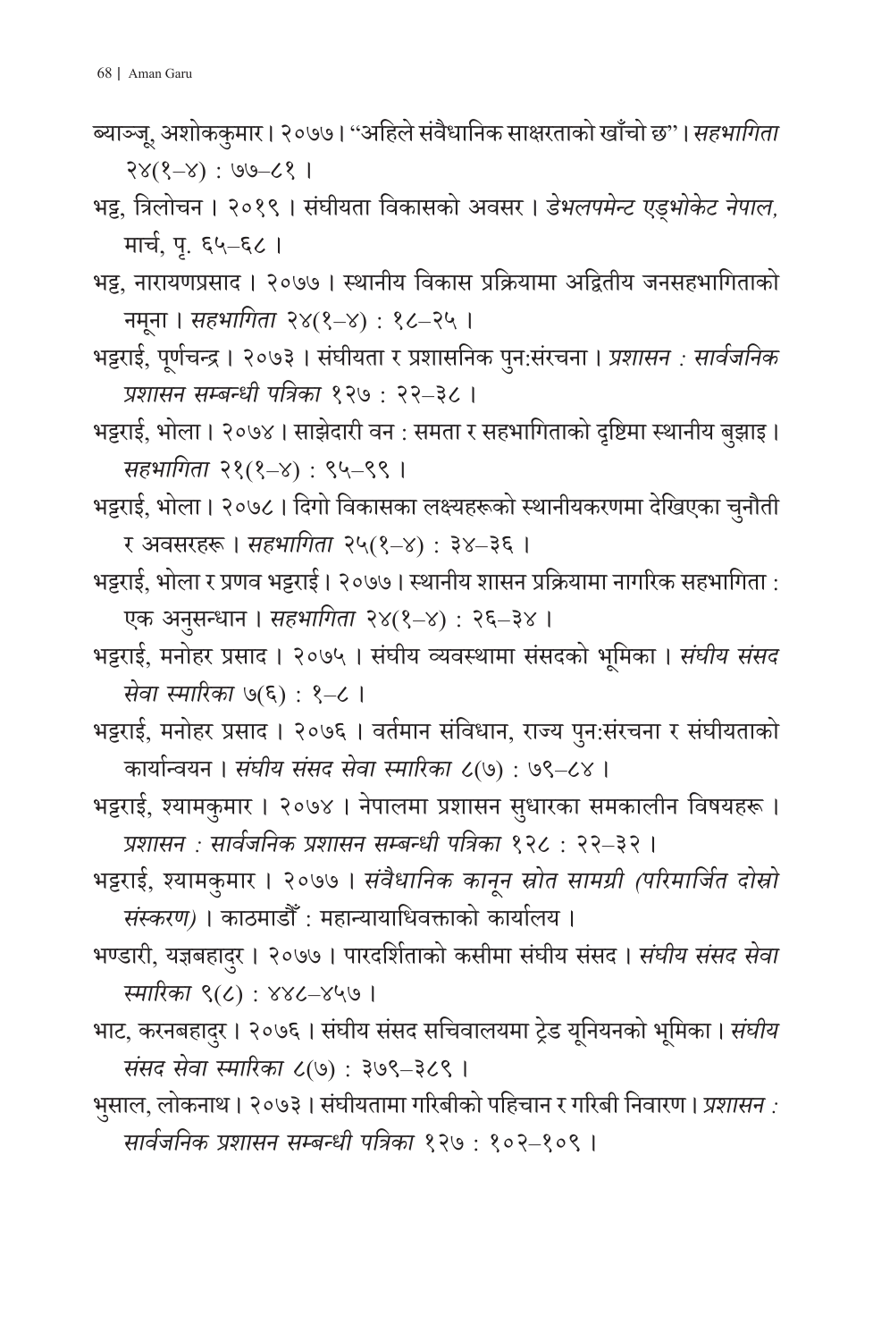ब्याञ्जू, अशोककुमार। २०७७। "अहिले संवैधानिक साक्षरताको खाँचो छ"। *सहभागिता* २४(१–४) : ७७–८१ ।

भट्ट, त्रिलोचन । २०१९ । संघीयता विकासको अवसर । *डेभलपमेन्ट एड्भोकेट नेपाल,* मार्च, पृ. ६५–६८ ।

भट्ट, नारायणप्रसाद । २०७७ । स्थानीय विकास प्रक्रियामा अद्वितीय जनसहभागिताको नमूना । *सहभागिता* २४(१–४) : १८–२५ ।

भट्टराई, पूर्णचन्द्र । २०७३ । संघीयता र प्रशासनिक पुन:संरचना । *प्रशासन : सार्वजनिक प्रशासन सम्बन्धी पत्रिका* १२७ : २२–३८ ।

भट्टराई, भोला । २०७४ । साझेदारी वन : समता र सहभागिताको दृष्टिमा स्थानीय बुझाइ । *सहभागिता* २१(१–४) : ९५–९९ ।

भट्टराई, भोला । २०७८ । दिगो विकासका लक्ष्यहरूको स्थानीयकरणमा देखिएका चुनौती र अवसरहरू । *सहभागिता* २५(१–४) : ३४–३६ ।

भट्टराई, भोला र प्रणव भट्टराई । २०७७ । स्थानीय शासन प्रक्रियामा नागरिक सहभागिता : एक अनुसन्धान । *सहभागिता* २४(१–४) : २६–३४ ।

भट्टराई, मनोहर प्रसाद । २०७५ । संघीय व्यवस्थामा संसदको भूमिका । *संघीय संसद सेवा स्मारिका* ७(६) : १–८ ।

भट्टराई, मनोहर प्रसाद । २०७६ । वर्तमान संविधान, राज्य पुन:संरचना र संघीयताको कार्यान्वयन । *संघीय संसद सेवा स्मारिका* ८(७) : ७९–८४ ।

भट्टराई, श्यामकुमार । २०७४ । नेपालमा प्रशासन सुधारका समकालीन विषयहरू । *प्रशासन : सार्वजनिक प्रशासन सम्बन्धी पत्रिका* १२८ : २२–३२ ।

भट्टराई, श्यामकुमार । २०७७ । *संवैधानिक कानून स्रोत सामग्री (परिमार्जित दोस्रो संस्करण)* । काठमाडौँ : महान्यायाधिवक्ताको कार्यालय ।

भण्डारी, यज्ञबहादुर । २०७७ । पारदर्शिताको कसीमा संघीय संसद । *संघीय संसद सेवा स्मारिका* ९(८) : ४४८–४५७ ।

भाट, करनबहादुर । २०७६ । संघीय संसद सचिवालयमा ट्रेड यूनियनको भूमिका । *संघीय संसद सेवा स्मारिका* ८(७) : ३७९–३८९ ।

भुसाल, लोकनाथ । २०७३ । संघीयतामा गरिबीको पहिचान र गरिबी निवारण । *प्रशासन : सार्वजनिक प्रशासन सम्बन्धी पत्रिका* १२७ : १०२–१०९ ।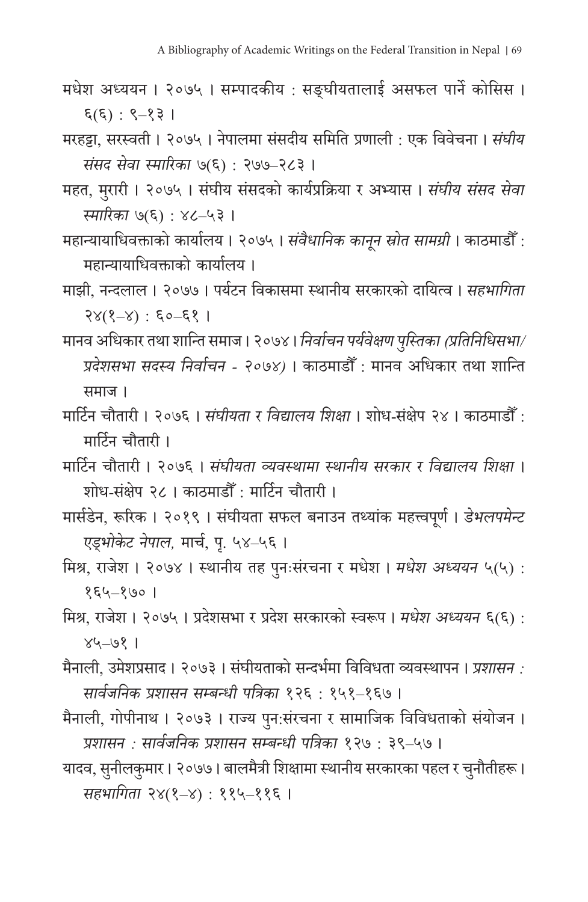मधेश अध्ययन । २०७५ । सम्पादकीय : सङ्घीयतालाई असफल पार्ने कोसिस । ६(६) : ९–१३ ।

मरहट्टा, सरस्वती । २०७५ । नेपालमा संसदीय समिति प्रणाली : एक विवेचना । *संघीय संसद सेवा स्मारिका* ७(६) : २७७–२८३ ।

महत, मुरारी । २०७५ । संघीय संसदको कार्यप्रक्रिया र अभ्यास । *संघीय संसद सेवा स्मारिका* ७(६) : ४८–५३ ।

महान्यायाधिवक्ताको कार्यालय । २०७५ । *संवैधानिक कानून स्रोत सामग्री* । काठमाडौँ : महान्यायाधिवक्ताको कार्यालय ।

माझी, नन्दलाल । २०७७ । पर्यटन विकासमा स्थानीय सरकारको दायित्व । *सहभागिता* २४(१–४) : ६०–६१ ।

मानव अधिकार तथा शान्ति समाज । २०७४ । *निर्वाचन पर्यवेक्षण पुस्तिका (प्रतिनिधिसभा/प्रदेशसभा सदस्य निर्वाचन - २०७४)* । काठमाडौँ : मानव अधिकार तथा शान्ति समाज ।

मार्टिन चौतारी । २०७६ । *संघीयता र विद्यालय शिक्षा* । शोध-संक्षेप २४ । काठमाडौँ : मार्टिन चौतारी ।

मार्टिन चौतारी । २०७६ । *संघीयता व्यवस्थामा स्थानीय सरकार र विद्यालय शिक्षा* । शोध-संक्षेप २८ । काठमाडौँ : मार्टिन चौतारी ।

मार्सडेन, रूरिक । २०१९ । संघीयता सफल बनाउन तथ्यांक महत्त्वपूर्ण । *डेभलपमेन्ट एड्भोकेट नेपाल,* मार्च, पृ. ५४–५६ ।

मिश्र, राजेश । २०७४ । स्थानीय तह पुनःसंरचना र मधेश । *मधेश अध्ययन* ५(५) : १६५–१७० ।

मिश्र, राजेश । २०७५ । प्रदेशसभा र प्रदेश सरकारको स्वरूप । *मधेश अध्ययन* ६(६) : ४५–७१ ।

मैनाली, उमेशप्रसाद । २०७३ । संघीयताको सन्दर्भमा विविधता व्यवस्थापन । *प्रशासन : सार्वजनिक प्रशासन सम्बन्धी पत्रिका* १२६ : १५१–१६७ ।

मैनाली, गोपीनाथ । २०७३ । राज्य पुन:संरचना र सामाजिक विविधताको संयोजन । *प्रशासन : सार्वजनिक प्रशासन सम्बन्धी पत्रिका* १२७ : ३९–५७ ।

यादव, सुनीलकुमार । २०७७ । बालमैत्री शिक्षामा स्थानीय सरकारका पहल र चुनौतीहरू । *सहभागिता* २४(१–४) : ११५–११६ ।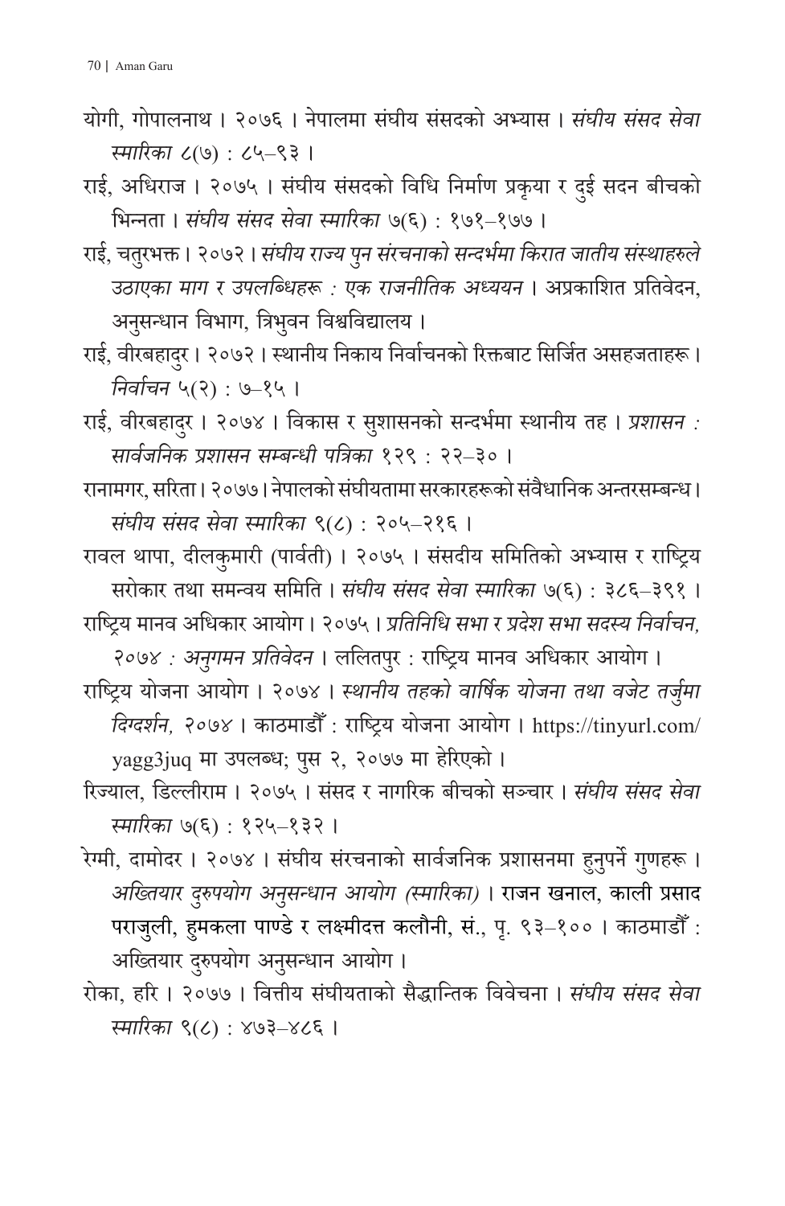योगी, गोपालनाथ । २०७६ । नेपालमा संघीय संसदको अभ्यास । *संघीय संसद सेवा स्मारिका* ८(७) : ८५–९३ ।

राई, अधिराज । २०७५ । संघीय संसदको विधि निर्माण प्रकृया र दुई सदन बीचको भिन्नता । *संघीय संसद सेवा स्मारिका* ७(६) : १७१–१७७ ।

राई, चतुरभक्त । २०७२ । *संघीय राज्य पुन संरचनाको सन्दर्भमा किरात जातीय संस्थाहरुले उठाएका माग र उपलब्धिहरू : एक राजनीतिक अध्ययन* । अप्रकाशित प्रतिवेदन, अनुसन्धान विभाग, त्रिभुवन विश्वविद्यालय ।

राई, वीरबहादुर । २०७२ । स्थानीय निकाय निर्वाचनको रिक्तबाट सिर्जित असहजताहरू । *निर्वाचन* ५(२) : ७–१५ ।

राई, वीरबहादुर । २०७४ । विकास र सुशासनको सन्दर्भमा स्थानीय तह । *प्रशासन : सार्वजनिक प्रशासन सम्बन्धी पत्रिका* १२९ : २२–३० ।

रानामगर, सरिता । २०७७ । नेपालको संघीयतामा सरकारहरूको संवैधानिक अन्तरसम्बन्ध । *संघीय संसद सेवा स्मारिका* ९(८) : २०५–२१६ ।

रावल थापा, दीलकुमारी (पार्वती) । २०७५ । संसदीय समितिको अभ्यास र राष्ट्रिय सरोकार तथा समन्वय समिति । *संघीय संसद सेवा स्मारिका* ७(६) : ३८६–३९१ ।

राष्ट्रिय मानव अधिकार आयोग । २०७५ । *प्रतिनिधि सभा र प्रदेश सभा सदस्य निर्वाचन, २०७४ : अनुगमन प्रतिवेदन* । ललितपुर : राष्ट्रिय मानव अधिकार आयोग ।

राष्ट्रिय योजना आयोग । २०७४ । *स्थानीय तहको वार्षिक योजना तथा वजेट तर्जुमा दिग्दर्शन, २०७४* । काठमाडौँ : राष्ट्रिय योजना आयोग । https://tinyurl.com/yagg3juq मा उपलब्ध; पुस २, २०७७ मा हेरिएको ।

रिज्याल, डिल्लीराम । २०७५ । संसद र नागरिक बीचको सञ्चार । *संघीय संसद सेवा स्मारिका* ७(६) : १२५–१३२ ।

रेग्मी, दामोदर । २०७४ । संघीय संरचनाको सार्वजनिक प्रशासनमा हुनुपर्ने गुणहरू । *अख्तियार दुरुपयोग अनुसन्धान आयोग (स्मारिका)* । राजन खनाल, काली प्रसाद पराजुली, हुमकला पाण्डे र लक्ष्मीदत्त कलौनी, सं., पृ. ९३–१०० । काठमाडौँ : अख्तियार दुरुपयोग अनुसन्धान आयोग ।

रोका, हरि । २०७७ । वित्तीय संघीयताको सैद्धान्तिक विवेचना । *संघीय संसद सेवा स्मारिका* ९(८) : ४७३–४८६ ।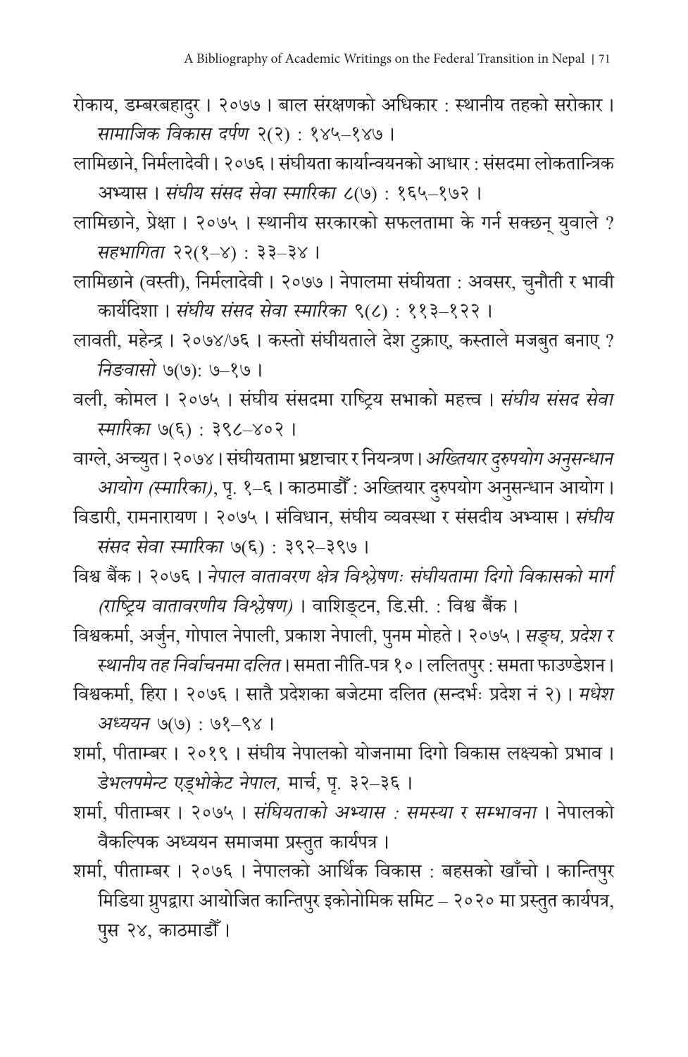रोकाय, डम्बरबहादुर । २०७७ । बाल संरक्षणको अधिकार : स्थानीय तहको सरोकार । *सामाजिक विकास दर्पण* २(२) : १४५–१४७ ।

लामिछाने, निर्मलादेवी । २०७६ । संघीयता कार्यान्वयनको आधार : संसदमा लोकतान्त्रिक अभ्यास । *संघीय संसद सेवा स्मारिका* ८(७) : १६५–१७२ ।

लामिछाने, प्रेक्षा । २०७५ । स्थानीय सरकारको सफलतामा के गर्न सक्छन् युवाले ? *सहभागिता* २२(१–४) : ३३–३४ ।

लामिछाने (वस्ती), निर्मलादेवी । २०७७ । नेपालमा संघीयता : अवसर, चुनौती र भावी कार्यदिशा । *संघीय संसद सेवा स्मारिका* ९(८) : ११३–१२२ ।

लावती, महेन्द्र । २०७४/७६ । कस्तो संघीयताले देश टुक्राए, कस्ताले मजबुत बनाए ? *निङ्वासो* ७(७): ७–१७ ।

वली, कोमल । २०७५ । संघीय संसदमा राष्ट्रिय सभाको महत्त्व । *संघीय संसद सेवा स्मारिका* ७(६) : ३९८–४०२ ।

वाग्ले, अच्युत । २०७४ । संघीयतामा भ्रष्टाचार र नियन्त्रण । *अख्तियार दुरुपयोग अनुसन्धान आयोग (स्मारिका)*, पृ. १–६ । काठमाडौँ : अख्तियार दुरुपयोग अनुसन्धान आयोग ।

विडारी, रामनारायण । २०७५ । संविधान, संघीय व्यवस्था र संसदीय अभ्यास । *संघीय संसद सेवा स्मारिका* ७(६) : ३९२–३९७ ।

विश्व बैंक । २०७६ । *नेपाल वातावरण क्षेत्र विश्लेषणः संघीयतामा दिगो विकासको मार्ग (राष्ट्रिय वातावरणीय विश्लेषण)* । वाशिङ्टन, डि.सी. : विश्व बैंक ।

विश्वकर्मा, अर्जुन, गोपाल नेपाली, प्रकाश नेपाली, पुनम मोहते । २०७५ । *सङ्घ, प्रदेश र स्थानीय तह निर्वाचनमा दलित* । समता नीति-पत्र १० । ललितपुर : समता फाउण्डेशन ।

विश्वकर्मा, हिरा । २०७६ । सातै प्रदेशका बजेटमा दलित (सन्दर्भः प्रदेश नं २) । *मधेश अध्ययन* ७(७) : ७१–९४ ।

शर्मा, पीताम्बर । २०१९ । संघीय नेपालको योजनामा दिगो विकास लक्ष्यको प्रभाव । *डेभलपमेन्ट एड्भोकेट नेपाल,* मार्च, पृ. ३२–३६ ।

शर्मा, पीताम्बर । २०७५ । *संघियताको अभ्यास : समस्या र सम्भावना* । नेपालको वैकल्पिक अध्ययन समाजमा प्रस्तुत कार्यपत्र ।

शर्मा, पीताम्बर । २०७६ । नेपालको आर्थिक विकास : बहसको खाँचो । कान्तिपुर मिडिया ग्रुपद्वारा आयोजित कान्तिपुर इकोनोमिक समिट – २०२० मा प्रस्तुत कार्यपत्र, पुस २४, काठमाडौँ ।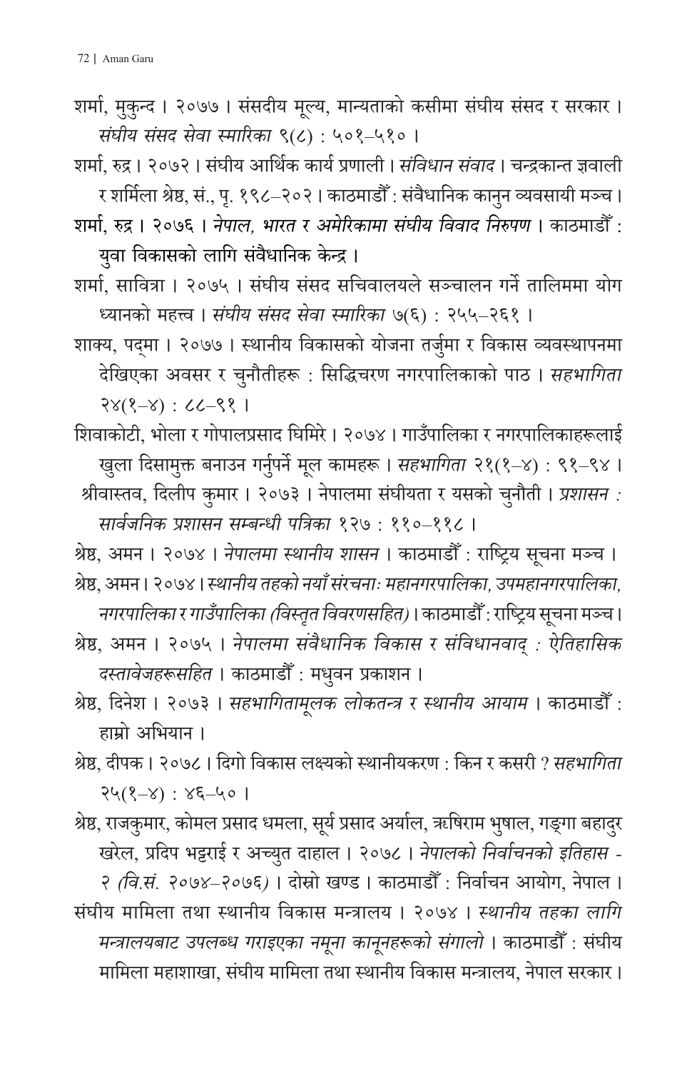शर्मा, मुकुन्द । २०७७ । संसदीय मूल्य, मान्यताको कसीमा संघीय संसद र सरकार । *संघीय संसद सेवा स्मारिका* ९(८) : ५०१–५१० ।

शर्मा, रुद्र । २०७२ । संघीय आर्थिक कार्य प्रणाली । *संविधान संवाद* । चन्द्रकान्त ज्ञवाली र शर्मिला श्रेष्ठ, सं., पृ. १९८–२०२ । काठमाडौँ : संवैधानिक कानुन व्यवसायी मञ्च ।

शर्मा, रुद्र । २०७६ । *नेपाल, भारत र अमेरिकामा संघीय विवाद निरुपण* । काठमाडौँ : युवा विकासको लागि संवैधानिक केन्द्र ।

शर्मा, सावित्रा । २०७५ । संघीय संसद सचिवालयले सञ्चालन गर्ने तालिममा योग ध्यानको महत्त्व । *संघीय संसद सेवा स्मारिका* ७(६) : २५५–२६१ ।

शाक्य, पद्मा । २०७७ । स्थानीय विकासको योजना तर्जुमा र विकास व्यवस्थापनमा देखिएका अवसर र चुनौतीहरू : सिद्धिचरण नगरपालिकाको पाठ । *सहभागिता* २४(१–४) : ८८–९१ ।

शिवाकोटी, भोला र गोपालप्रसाद घिमिरे । २०७४ । गाउँपालिका र नगरपालिकाहरूलाई खुला दिसामुक्त बनाउन गर्नुपर्ने मूल कामहरू । *सहभागिता* २१(१–४) : ९१–९४ ।

श्रीवास्तव, दिलीप कुमार । २०७३ । नेपालमा संघीयता र यसको चुनौती । *प्रशासन : सार्वजनिक प्रशासन सम्बन्धी पत्रिका* १२७ : ११०–११८ ।

श्रेष्ठ, अमन । २०७४ । *नेपालमा स्थानीय शासन* । काठमाडौँ : राष्ट्रिय सूचना मञ्च ।

श्रेष्ठ, अमन । २०७४ । *स्थानीय तहको नयाँ संरचनाः महानगरपालिका, उपमहानगरपालिका, नगरपालिका र गाउँपालिका (विस्तृत विवरणसहित)* । काठमाडौँ : राष्ट्रिय सूचना मञ्च ।

श्रेष्ठ, अमन । २०७५ । *नेपालमा संवैधानिक विकास र संविधानवाद् : ऐतिहासिक दस्तावेजहरूसहित* । काठमाडौँ : मधुवन प्रकाशन ।

श्रेष्ठ, दिनेश । २०७३ । *सहभागितामूलक लोकतन्त्र र स्थानीय आयाम* । काठमाडौँ : हाम्रो अभियान ।

श्रेष्ठ, दीपक । २०७८ । दिगो विकास लक्ष्यको स्थानीयकरण : किन र कसरी ? *सहभागिता* २५(१–४) : ४६–५० ।

श्रेष्ठ, राजकुमार, कोमल प्रसाद धमला, सूर्य प्रसाद अर्याल, ऋषिराम भुषाल, गङ्गा बहादुर खरेल, प्रदिप भट्टराई र अच्युत दाहाल । २०७८ । *नेपालको निर्वाचनको इतिहास - २ (वि.सं. २०७४–२०७६)* । दोस्रो खण्ड । काठमाडौँ : निर्वाचन आयोग, नेपाल ।

संघीय मामिला तथा स्थानीय विकास मन्त्रालय । २०७४ । *स्थानीय तहका लागि मन्त्रालयबाट उपलब्ध गराइएका नमूना कानूनहरूको संगालो* । काठमाडौँ : संघीय मामिला महाशाखा, संघीय मामिला तथा स्थानीय विकास मन्त्रालय, नेपाल सरकार ।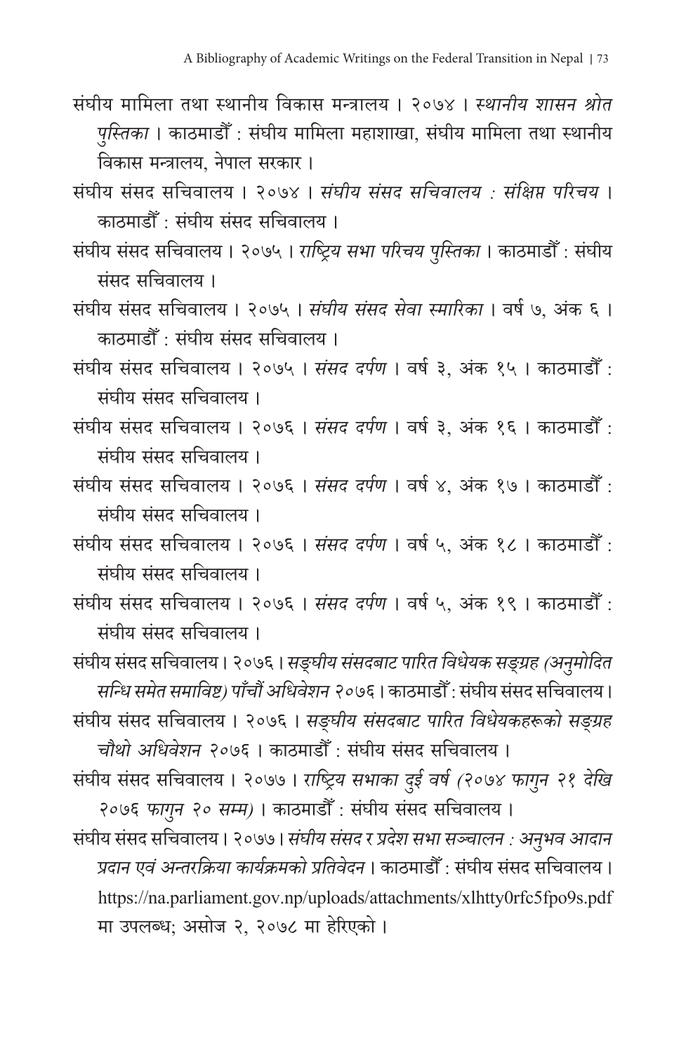संघीय मामिला तथा स्थानीय विकास मन्त्रालय । २०७४ । *स्थानीय शासन श्रोत पुस्तिका* । काठमाडौँ : संघीय मामिला महाशाखा, संघीय मामिला तथा स्थानीय विकास मन्त्रालय, नेपाल सरकार ।

संघीय संसद सचिवालय । २०७४ । *संघीय संसद सचिवालय : संक्षिप्त परिचय* । काठमाडौँ : संघीय संसद सचिवालय ।

संघीय संसद सचिवालय । २०७५ । *राष्ट्रिय सभा परिचय पुस्तिका* । काठमाडौँ : संघीय संसद सचिवालय ।

संघीय संसद सचिवालय । २०७५ । *संघीय संसद सेवा स्मारिका* । वर्ष ७, अंक ६ । काठमाडौँ : संघीय संसद सचिवालय ।

संघीय संसद सचिवालय । २०७५ । *संसद दर्पण* । वर्ष ३, अंक १५ । काठमाडौँ : संघीय संसद सचिवालय ।

संघीय संसद सचिवालय । २०७६ । *संसद दर्पण* । वर्ष ३, अंक १६ । काठमाडौँ : संघीय संसद सचिवालय ।

संघीय संसद सचिवालय । २०७६ । *संसद दर्पण* । वर्ष ४, अंक १७ । काठमाडौँ : संघीय संसद सचिवालय ।

संघीय संसद सचिवालय । २०७६ । *संसद दर्पण* । वर्ष ५, अंक १८ । काठमाडौँ : संघीय संसद सचिवालय ।

संघीय संसद सचिवालय । २०७६ । *संसद दर्पण* । वर्ष ५, अंक १९ । काठमाडौँ : संघीय संसद सचिवालय ।

संघीय संसद सचिवालय । २०७६ । *सङ्घीय संसदबाट पारित विधेयक सङ्ग्रह (अनुमोदित सन्धि समेत समाविष्ट) पाँचौं अधिवेशन २०७६* । काठमाडौँ : संघीय संसद सचिवालय ।

संघीय संसद सचिवालय । २०७६ । *सङ्घीय संसदबाट पारित विधेयकहरूको सङ्ग्रह चौथो अधिवेशन २०७६* । काठमाडौँ : संघीय संसद सचिवालय ।

संघीय संसद सचिवालय । २०७७ । *राष्ट्रिय सभाका दुई वर्ष (२०७४ फागुन २१ देखि २०७६ फागुन २० सम्म)* । काठमाडौँ : संघीय संसद सचिवालय ।

संघीय संसद सचिवालय । २०७७ । *संघीय संसद र प्रदेश सभा सञ्चालन : अनुभव आदान प्रदान एवं अन्तरक्रिया कार्यक्रमको प्रतिवेदन* । काठमाडौँ : संघीय संसद सचिवालय । https://na.parliament.gov.np/uploads/attachments/xlhtty0rfc5fpo9s.pdf मा उपलब्ध; असोज २, २०७८ मा हेरिएको ।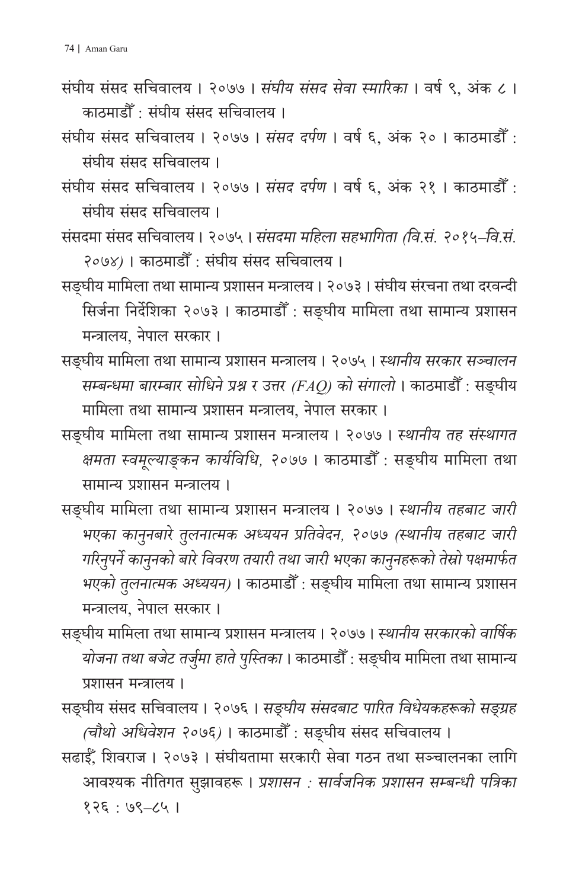संघीय संसद सचिवालय । २०७७ । *संघीय संसद सेवा स्मारिका* । वर्ष ९, अंक ८ । काठमाडौँ : संघीय संसद सचिवालय ।

संघीय संसद सचिवालय । २०७७ । *संसद दर्पण* । वर्ष ६, अंक २० । काठमाडौँ : संघीय संसद सचिवालय ।

संघीय संसद सचिवालय । २०७७ । *संसद दर्पण* । वर्ष ६, अंक २१ । काठमाडौँ : संघीय संसद सचिवालय ।

संसदमा संसद सचिवालय । २०७५ । *संसदमा महिला सहभागिता (वि.सं. २०१५–वि.सं. २०७४)* । काठमाडौँ : संघीय संसद सचिवालय ।

सङ्घीय मामिला तथा सामान्य प्रशासन मन्त्रालय । २०७३ । संघीय संरचना तथा दरवन्दी सिर्जना निर्देशिका २०७३ । काठमाडौँ : सङ्घीय मामिला तथा सामान्य प्रशासन मन्त्रालय, नेपाल सरकार ।

सङ्घीय मामिला तथा सामान्य प्रशासन मन्त्रालय । २०७५ । *स्थानीय सरकार सञ्चालन सम्बन्धमा बारम्बार सोधिने प्रश्न र उत्तर (FAQ) को संगालो* । काठमाडौँ : सङ्घीय मामिला तथा सामान्य प्रशासन मन्त्रालय, नेपाल सरकार ।

सङ्घीय मामिला तथा सामान्य प्रशासन मन्त्रालय । २०७७ । *स्थानीय तह संस्थागत क्षमता स्वमूल्याङ्कन कार्यविधि, २०७७* । काठमाडौँ : सङ्घीय मामिला तथा सामान्य प्रशासन मन्त्रालय ।

सङ्घीय मामिला तथा सामान्य प्रशासन मन्त्रालय । २०७७ । *स्थानीय तहबाट जारी भएका कानुनबारे तुलनात्मक अध्ययन प्रतिवेदन, २०७७ (स्थानीय तहबाट जारी गरिनुपर्ने कानुनको बारे विवरण तयारी तथा जारी भएका कानुनहरूको तेस्रो पक्षमार्फत भएको तुलनात्मक अध्ययन)* । काठमाडौँ : सङ्घीय मामिला तथा सामान्य प्रशासन मन्त्रालय, नेपाल सरकार ।

सङ्घीय मामिला तथा सामान्य प्रशासन मन्त्रालय । २०७७ । *स्थानीय सरकारको वार्षिक योजना तथा बजेट तर्जुमा हाते पुस्तिका* । काठमाडौँ : सङ्घीय मामिला तथा सामान्य प्रशासन मन्त्रालय ।

सङ्घीय संसद सचिवालय । २०७६ । *सङ्घीय संसदबाट पारित विधेयकहरूको सङ्ग्रह (चौथो अधिवेशन २०७६)* । काठमाडौँ : सङ्घीय संसद सचिवालय ।

सढाईँ, शिवराज । २०७३ । संघीयतामा सरकारी सेवा गठन तथा सञ्चालनका लागि आवश्यक नीतिगत सुझावहरू । *प्रशासन : सार्वजनिक प्रशासन सम्बन्धी पत्रिका* १२६ : ७९–८५ ।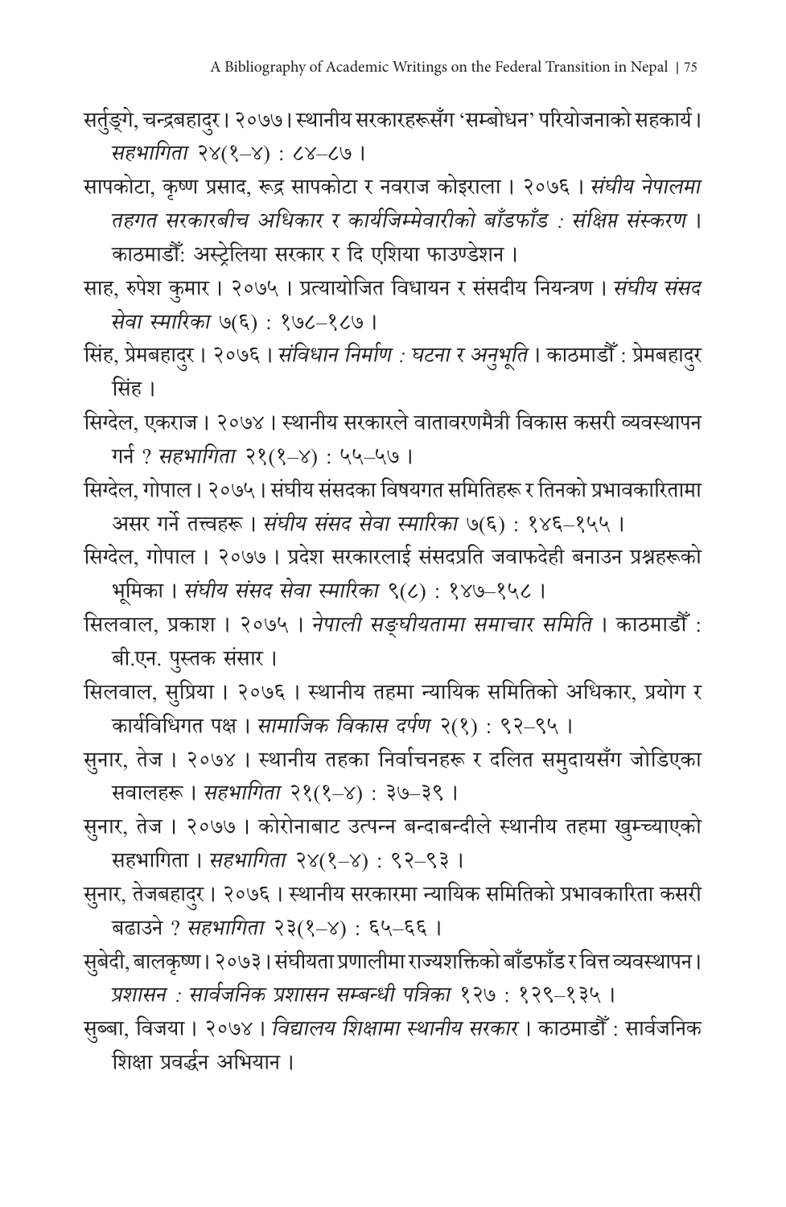सर्तुङ्गे, चन्द्रबहादुर। २०७७। स्थानीय सरकारहरूसँग 'सम्बोधन' परियोजनाको सहकार्य। *सहभागिता* २४(१–४) : ८४–८७ ।

सापकोटा, कृष्ण प्रसाद, रूद्र सापकोटा र नवराज कोइराला । २०७६ । *संघीय नेपालमा तहगत सरकारबीच अधिकार र कार्यजिम्मेवारीको बाँडफाँड : संक्षिप्त संस्करण* । काठमाडौँ: अस्ट्रेलिया सरकार र दि एशिया फाउण्डेशन ।

साह, रुपेश कुमार । २०७५ । प्रत्यायोजित विधायन र संसदीय नियन्त्रण । *संघीय संसद सेवा स्मारिका* ७(६) : १७८–१८७ ।

सिंह, प्रेमबहादुर । २०७६ । *संविधान निर्माण : घटना र अनुभूति* । काठमाडौँ : प्रेमबहादुर सिंह ।

सिग्देल, एकराज । २०७४ । स्थानीय सरकारले वातावरणमैत्री विकास कसरी व्यवस्थापन गर्न ? *सहभागिता* २१(१–४) : ५५–५७ ।

सिग्देल, गोपाल । २०७५ । संघीय संसदका विषयगत समितिहरू र तिनको प्रभावकारितामा असर गर्ने तत्त्वहरू । *संघीय संसद सेवा स्मारिका* ७(६) : १४६–१५५ ।

सिग्देल, गोपाल । २०७७ । प्रदेश सरकारलाई संसदप्रति जवाफदेही बनाउन प्रश्नहरूको भूमिका । *संघीय संसद सेवा स्मारिका* ९(८) : १४७–१५८ ।

सिलवाल, प्रकाश । २०७५ । *नेपाली सङ्घीयतामा समाचार समिति* । काठमाडौँ : बी.एन. पुस्तक संसार ।

सिलवाल, सुप्रिया । २०७६ । स्थानीय तहमा न्यायिक समितिको अधिकार, प्रयोग र कार्यविधिगत पक्ष । *सामाजिक विकास दर्पण* २(१) : ९२–९५ ।

सुनार, तेज । २०७४ । स्थानीय तहका निर्वाचनहरू र दलित समुदायसँग जोडिएका सवालहरू । *सहभागिता* २१(१–४) : ३७–३९ ।

सुनार, तेज । २०७७ । कोरोनाबाट उत्पन्न बन्दाबन्दीले स्थानीय तहमा खुम्च्याएको सहभागिता । *सहभागिता* २४(१–४) : ९२–९३ ।

सुनार, तेजबहादुर । २०७६ । स्थानीय सरकारमा न्यायिक समितिको प्रभावकारिता कसरी बढाउने ? *सहभागिता* २३(१–४) : ६५–६६ ।

सुबेदी, बालकृष्ण । २०७३ । संघीयता प्रणालीमा राज्यशक्तिको बाँडफाँड र वित्त व्यवस्थापन । *प्रशासन : सार्वजनिक प्रशासन सम्बन्धी पत्रिका* १२७ : १२९–१३५ ।

सुब्बा, विजया । २०७४ । *विद्यालय शिक्षामा स्थानीय सरकार* । काठमाडौँ : सार्वजनिक शिक्षा प्रवर्द्धन अभियान ।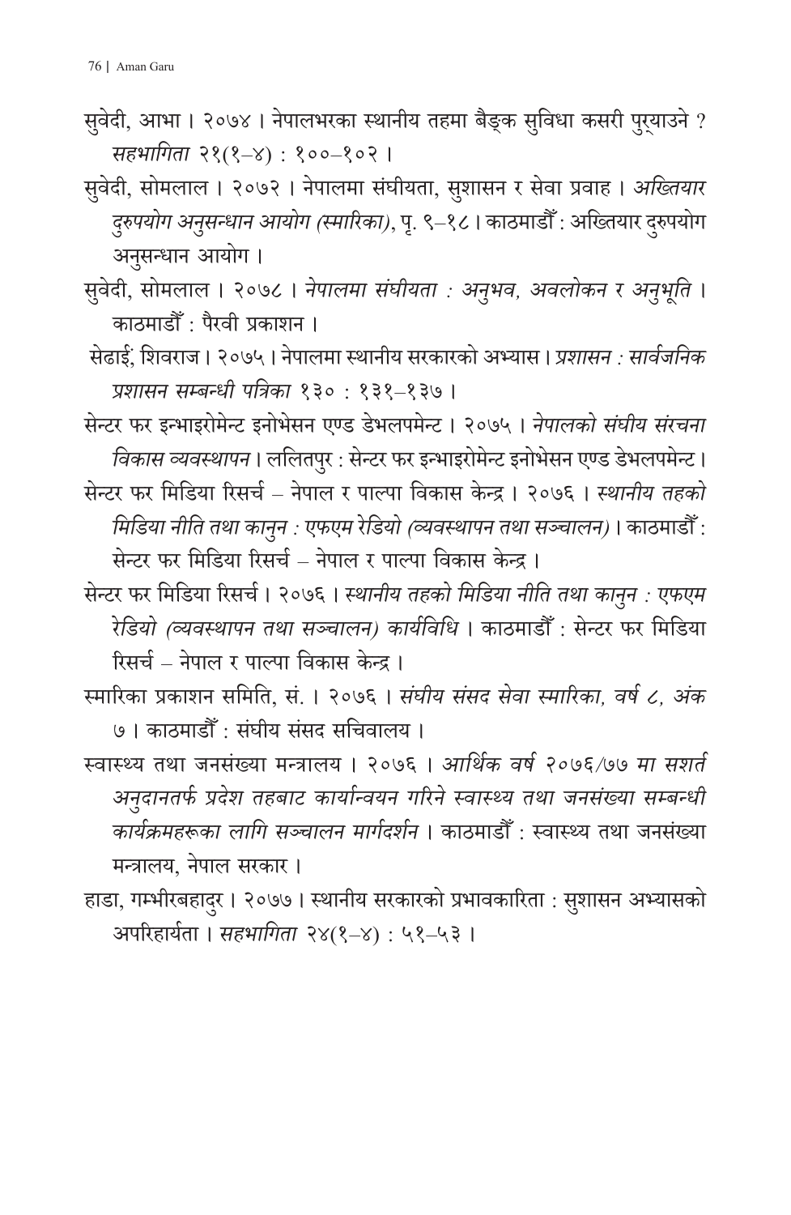सुवेदी, आभा । २०७४ । नेपालभरका स्थानीय तहमा बैङ्क सुविधा कसरी पुर्‍याउने ? *सहभागिता* २१(१–४) : १००–१०२ ।

सुवेदी, सोमलाल । २०७२ । नेपालमा संघीयता, सुशासन र सेवा प्रवाह । *अख्तियार दुरुपयोग अनुसन्धान आयोग (स्मारिका)*, पृ. ९–१८ । काठमाडौँ : अख्तियार दुरुपयोग अनुसन्धान आयोग ।

सुवेदी, सोमलाल । २०७८ । *नेपालमा संघीयता : अनुभव, अवलोकन र अनुभूति* । काठमाडौँ : पैरवी प्रकाशन ।

सेढाईं, शिवराज । २०७५ । नेपालमा स्थानीय सरकारको अभ्यास । *प्रशासन : सार्वजनिक प्रशासन सम्बन्धी पत्रिका* १३० : १३१–१३७ ।

सेन्टर फर इन्भाइरोमेन्ट इनोभेसन एण्ड डेभलपमेन्ट । २०७५ । *नेपालको संघीय संरचना विकास व्यवस्थापन* । ललितपुर : सेन्टर फर इन्भाइरोमेन्ट इनोभेसन एण्ड डेभलपमेन्ट ।

सेन्टर फर मिडिया रिसर्च – नेपाल र पाल्पा विकास केन्द्र । २०७६ । *स्थानीय तहको मिडिया नीति तथा कानुन : एफएम रेडियो (व्यवस्थापन तथा सञ्चालन)* । काठमाडौँ : सेन्टर फर मिडिया रिसर्च – नेपाल र पाल्पा विकास केन्द्र ।

सेन्टर फर मिडिया रिसर्च । २०७६ । *स्थानीय तहको मिडिया नीति तथा कानुन : एफएम रेडियो (व्यवस्थापन तथा सञ्चालन) कार्यविधि* । काठमाडौँ : सेन्टर फर मिडिया रिसर्च – नेपाल र पाल्पा विकास केन्द्र ।

स्मारिका प्रकाशन समिति, सं. । २०७६ । *संघीय संसद सेवा स्मारिका, वर्ष ८, अंक ७* । काठमाडौँ : संघीय संसद सचिवालय ।

स्वास्थ्य तथा जनसंख्या मन्त्रालय । २०७६ । *आर्थिक वर्ष २०७६/७७ मा सशर्त अनुदानतर्फ प्रदेश तहबाट कार्यान्वयन गरिने स्वास्थ्य तथा जनसंख्या सम्बन्धी कार्यक्रमहरूका लागि सञ्चालन मार्गदर्शन* । काठमाडौँ : स्वास्थ्य तथा जनसंख्या मन्त्रालय, नेपाल सरकार ।

हाडा, गम्भीरबहादुर । २०७७ । स्थानीय सरकारको प्रभावकारिता : सुशासन अभ्यासको अपरिहार्यता । *सहभागिता* २४(१–४) : ५१–५३ ।